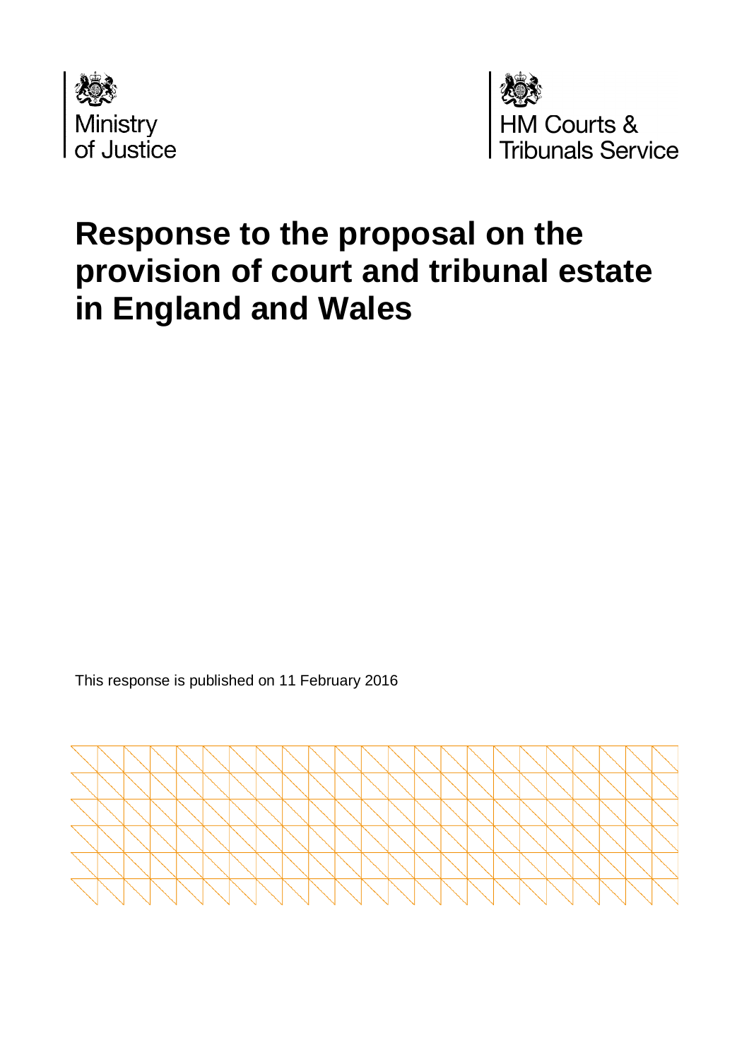Ministry of Justice

HM Courts & Tribunals Service

# Response to the proposal on the provision of court and tribunal estate in England and Wales

This response is published on 11 February 2016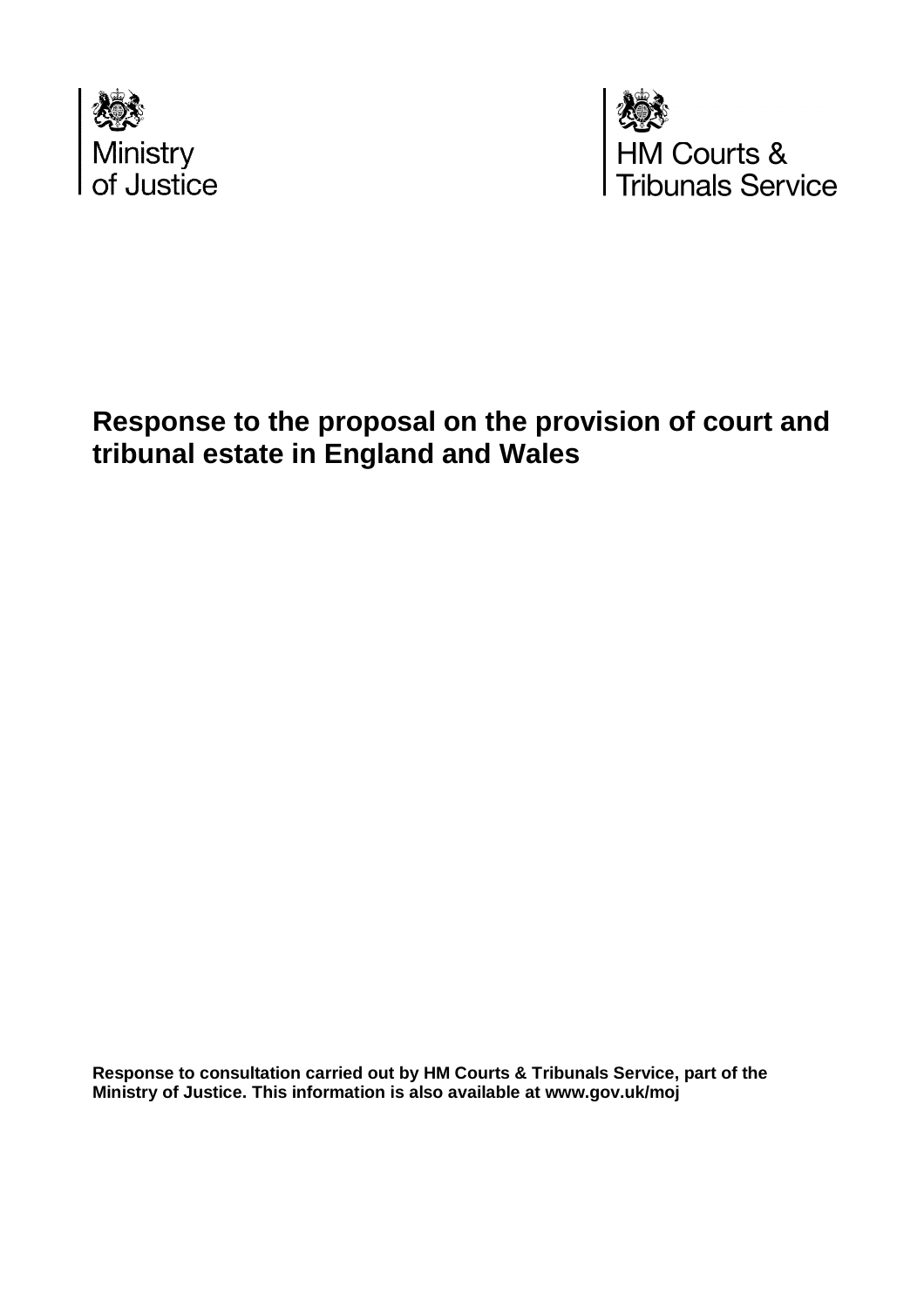Ministry of Justice

HM Courts & Tribunals Service

# Response to the proposal on the provision of court and tribunal estate in England and Wales

**Response to consultation carried out by HM Courts & Tribunals Service, part of the Ministry of Justice. This information is also available at www.gov.uk/moj**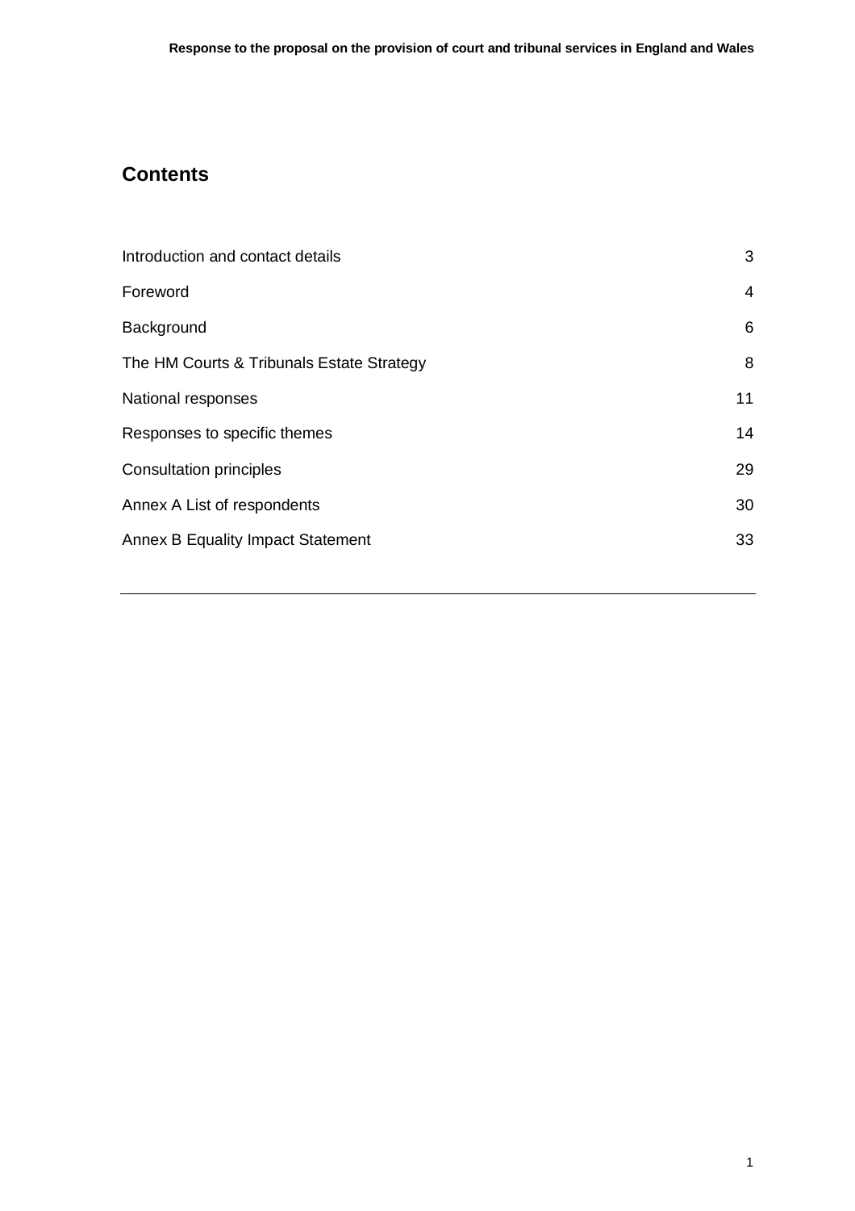## Contents

| | |
|---|---|
| Introduction and contact details | 3 |
| Foreword | 4 |
| Background | 6 |
| The HM Courts & Tribunals Estate Strategy | 8 |
| National responses | 11 |
| Responses to specific themes | 14 |
| Consultation principles | 29 |
| Annex A List of respondents | 30 |
| Annex B Equality Impact Statement | 33 |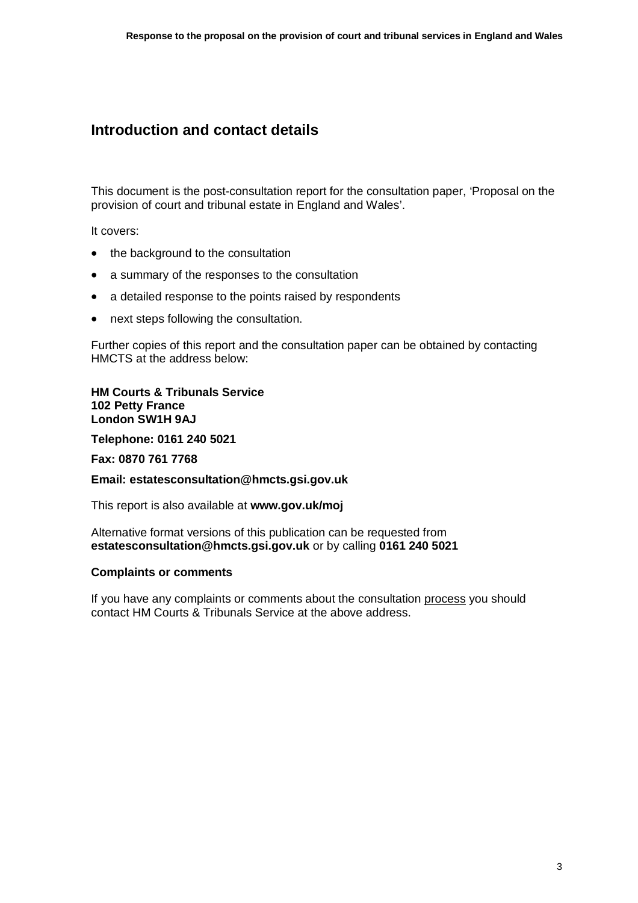## Introduction and contact details

This document is the post-consultation report for the consultation paper, 'Proposal on the provision of court and tribunal estate in England and Wales'.

It covers:

- the background to the consultation
- a summary of the responses to the consultation
- a detailed response to the points raised by respondents
- next steps following the consultation.

Further copies of this report and the consultation paper can be obtained by contacting HMCTS at the address below:

**HM Courts & Tribunals Service**
**102 Petty France**
**London SW1H 9AJ**

**Telephone: 0161 240 5021**

**Fax: 0870 761 7768**

**Email: estatesconsultation@hmcts.gsi.gov.uk**

This report is also available at **www.gov.uk/moj**

Alternative format versions of this publication can be requested from **estatesconsultation@hmcts.gsi.gov.uk** or by calling **0161 240 5021**

### Complaints or comments

If you have any complaints or comments about the consultation process you should contact HM Courts & Tribunals Service at the above address.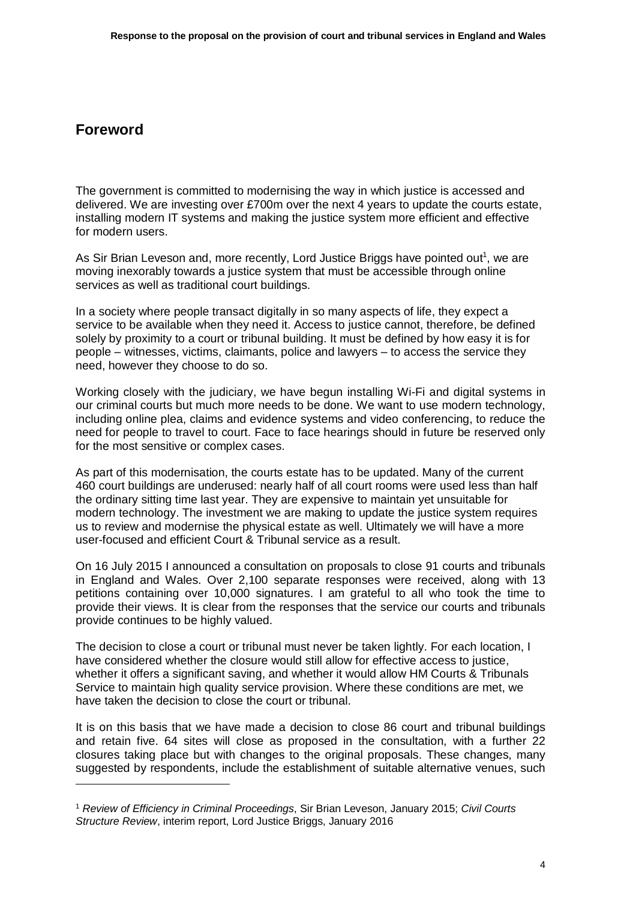## Foreword

The government is committed to modernising the way in which justice is accessed and delivered. We are investing over £700m over the next 4 years to update the courts estate, installing modern IT systems and making the justice system more efficient and effective for modern users.

As Sir Brian Leveson and, more recently, Lord Justice Briggs have pointed out[1], we are moving inexorably towards a justice system that must be accessible through online services as well as traditional court buildings.

In a society where people transact digitally in so many aspects of life, they expect a service to be available when they need it. Access to justice cannot, therefore, be defined solely by proximity to a court or tribunal building. It must be defined by how easy it is for people – witnesses, victims, claimants, police and lawyers – to access the service they need, however they choose to do so.

Working closely with the judiciary, we have begun installing Wi-Fi and digital systems in our criminal courts but much more needs to be done. We want to use modern technology, including online plea, claims and evidence systems and video conferencing, to reduce the need for people to travel to court. Face to face hearings should in future be reserved only for the most sensitive or complex cases.

As part of this modernisation, the courts estate has to be updated. Many of the current 460 court buildings are underused: nearly half of all court rooms were used less than half the ordinary sitting time last year. They are expensive to maintain yet unsuitable for modern technology. The investment we are making to update the justice system requires us to review and modernise the physical estate as well. Ultimately we will have a more user-focused and efficient Court & Tribunal service as a result.

On 16 July 2015 I announced a consultation on proposals to close 91 courts and tribunals in England and Wales. Over 2,100 separate responses were received, along with 13 petitions containing over 10,000 signatures. I am grateful to all who took the time to provide their views. It is clear from the responses that the service our courts and tribunals provide continues to be highly valued.

The decision to close a court or tribunal must never be taken lightly. For each location, I have considered whether the closure would still allow for effective access to justice, whether it offers a significant saving, and whether it would allow HM Courts & Tribunals Service to maintain high quality service provision. Where these conditions are met, we have taken the decision to close the court or tribunal.

It is on this basis that we have made a decision to close 86 court and tribunal buildings and retain five. 64 sites will close as proposed in the consultation, with a further 22 closures taking place but with changes to the original proposals. These changes, many suggested by respondents, include the establishment of suitable alternative venues, such

[1] *Review of Efficiency in Criminal Proceedings*, Sir Brian Leveson, January 2015; *Civil Courts Structure Review*, interim report, Lord Justice Briggs, January 2016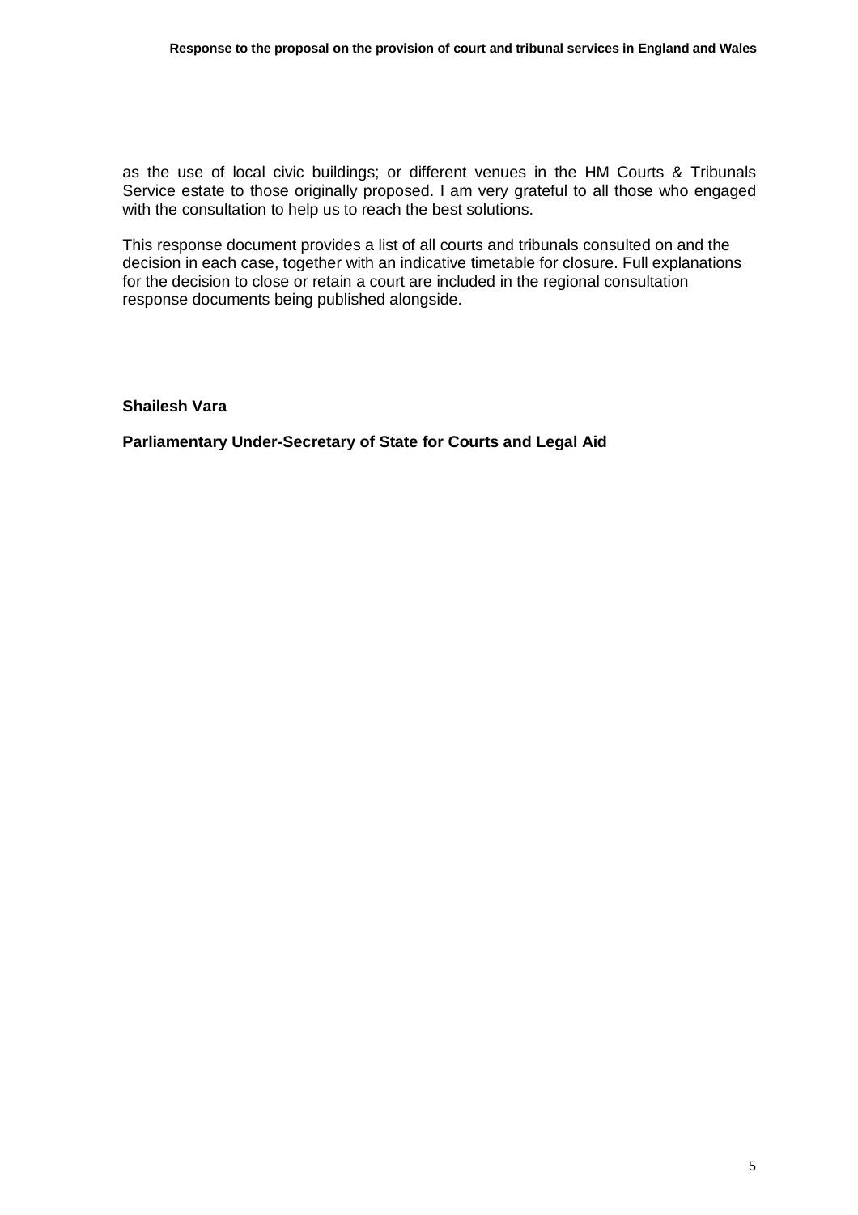as the use of local civic buildings; or different venues in the HM Courts & Tribunals Service estate to those originally proposed. I am very grateful to all those who engaged with the consultation to help us to reach the best solutions.

This response document provides a list of all courts and tribunals consulted on and the decision in each case, together with an indicative timetable for closure. Full explanations for the decision to close or retain a court are included in the regional consultation response documents being published alongside.

**Shailesh Vara**

**Parliamentary Under-Secretary of State for Courts and Legal Aid**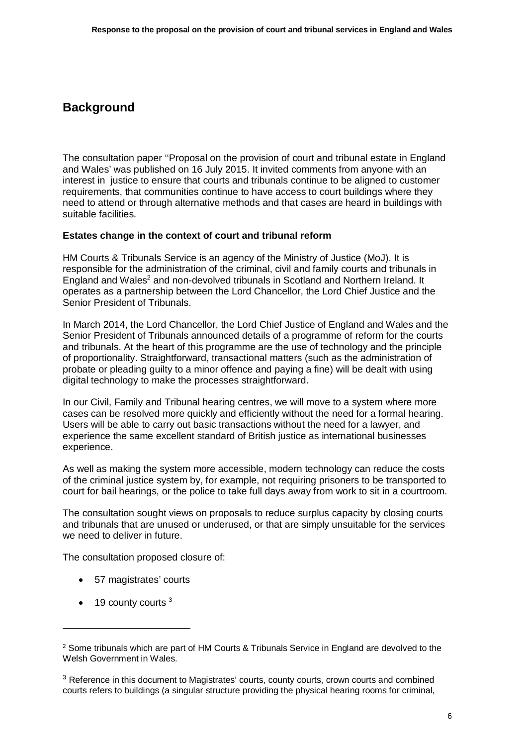## Background

The consultation paper ''Proposal on the provision of court and tribunal estate in England and Wales' was published on 16 July 2015. It invited comments from anyone with an interest in justice to ensure that courts and tribunals continue to be aligned to customer requirements, that communities continue to have access to court buildings where they need to attend or through alternative methods and that cases are heard in buildings with suitable facilities.

**Estates change in the context of court and tribunal reform**

HM Courts & Tribunals Service is an agency of the Ministry of Justice (MoJ). It is responsible for the administration of the criminal, civil and family courts and tribunals in England and Wales[2] and non-devolved tribunals in Scotland and Northern Ireland. It operates as a partnership between the Lord Chancellor, the Lord Chief Justice and the Senior President of Tribunals.

In March 2014, the Lord Chancellor, the Lord Chief Justice of England and Wales and the Senior President of Tribunals announced details of a programme of reform for the courts and tribunals. At the heart of this programme are the use of technology and the principle of proportionality. Straightforward, transactional matters (such as the administration of probate or pleading guilty to a minor offence and paying a fine) will be dealt with using digital technology to make the processes straightforward.

In our Civil, Family and Tribunal hearing centres, we will move to a system where more cases can be resolved more quickly and efficiently without the need for a formal hearing. Users will be able to carry out basic transactions without the need for a lawyer, and experience the same excellent standard of British justice as international businesses experience.

As well as making the system more accessible, modern technology can reduce the costs of the criminal justice system by, for example, not requiring prisoners to be transported to court for bail hearings, or the police to take full days away from work to sit in a courtroom.

The consultation sought views on proposals to reduce surplus capacity by closing courts and tribunals that are unused or underused, or that are simply unsuitable for the services we need to deliver in future.

The consultation proposed closure of:

- 57 magistrates' courts
- 19 county courts [3]

[2] Some tribunals which are part of HM Courts & Tribunals Service in England are devolved to the Welsh Government in Wales.

[3] Reference in this document to Magistrates' courts, county courts, crown courts and combined courts refers to buildings (a singular structure providing the physical hearing rooms for criminal,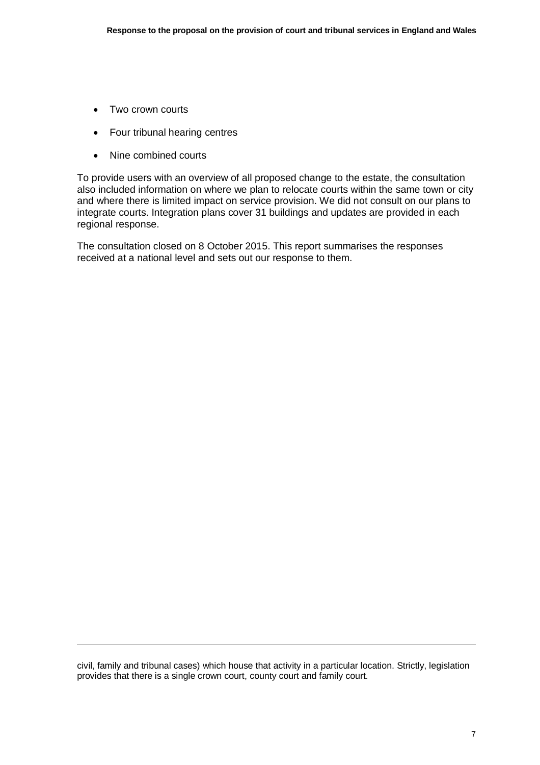- Two crown courts
- Four tribunal hearing centres
- Nine combined courts

To provide users with an overview of all proposed change to the estate, the consultation also included information on where we plan to relocate courts within the same town or city and where there is limited impact on service provision. We did not consult on our plans to integrate courts. Integration plans cover 31 buildings and updates are provided in each regional response.

The consultation closed on 8 October 2015. This report summarises the responses received at a national level and sets out our response to them.

---

civil, family and tribunal cases) which house that activity in a particular location. Strictly, legislation provides that there is a single crown court, county court and family court.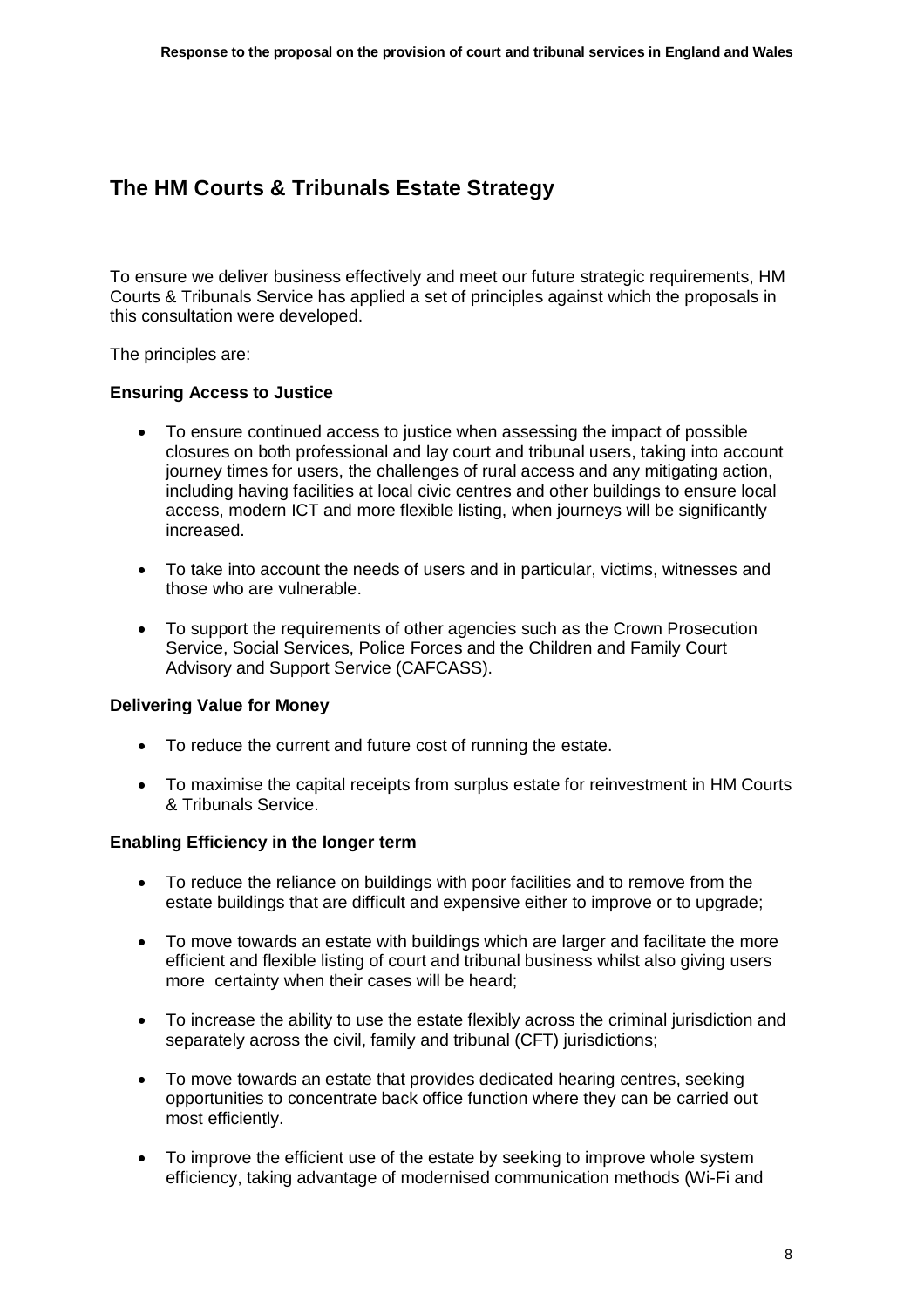## The HM Courts & Tribunals Estate Strategy

To ensure we deliver business effectively and meet our future strategic requirements, HM Courts & Tribunals Service has applied a set of principles against which the proposals in this consultation were developed.

The principles are:

**Ensuring Access to Justice**

- To ensure continued access to justice when assessing the impact of possible closures on both professional and lay court and tribunal users, taking into account journey times for users, the challenges of rural access and any mitigating action, including having facilities at local civic centres and other buildings to ensure local access, modern ICT and more flexible listing, when journeys will be significantly increased.
- To take into account the needs of users and in particular, victims, witnesses and those who are vulnerable.
- To support the requirements of other agencies such as the Crown Prosecution Service, Social Services, Police Forces and the Children and Family Court Advisory and Support Service (CAFCASS).

**Delivering Value for Money**

- To reduce the current and future cost of running the estate.
- To maximise the capital receipts from surplus estate for reinvestment in HM Courts & Tribunals Service.

**Enabling Efficiency in the longer term**

- To reduce the reliance on buildings with poor facilities and to remove from the estate buildings that are difficult and expensive either to improve or to upgrade;
- To move towards an estate with buildings which are larger and facilitate the more efficient and flexible listing of court and tribunal business whilst also giving users more certainty when their cases will be heard;
- To increase the ability to use the estate flexibly across the criminal jurisdiction and separately across the civil, family and tribunal (CFT) jurisdictions;
- To move towards an estate that provides dedicated hearing centres, seeking opportunities to concentrate back office function where they can be carried out most efficiently.
- To improve the efficient use of the estate by seeking to improve whole system efficiency, taking advantage of modernised communication methods (Wi-Fi and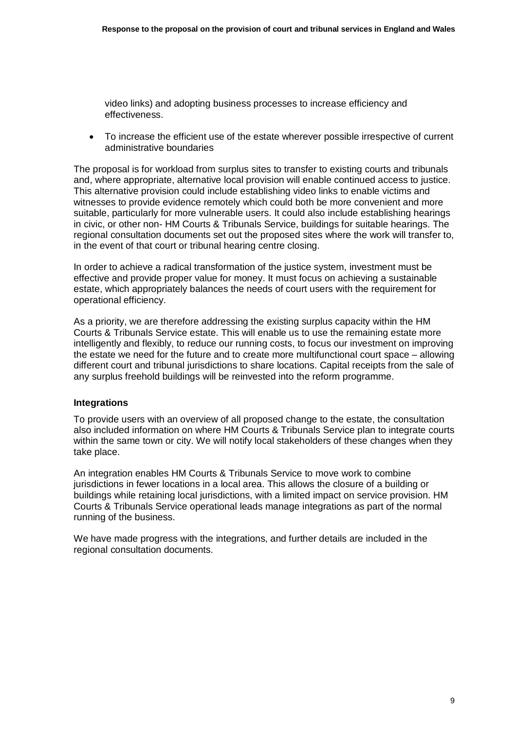video links) and adopting business processes to increase efficiency and effectiveness.

- To increase the efficient use of the estate wherever possible irrespective of current administrative boundaries

The proposal is for workload from surplus sites to transfer to existing courts and tribunals and, where appropriate, alternative local provision will enable continued access to justice. This alternative provision could include establishing video links to enable victims and witnesses to provide evidence remotely which could both be more convenient and more suitable, particularly for more vulnerable users. It could also include establishing hearings in civic, or other non- HM Courts & Tribunals Service, buildings for suitable hearings. The regional consultation documents set out the proposed sites where the work will transfer to, in the event of that court or tribunal hearing centre closing.

In order to achieve a radical transformation of the justice system, investment must be effective and provide proper value for money. It must focus on achieving a sustainable estate, which appropriately balances the needs of court users with the requirement for operational efficiency.

As a priority, we are therefore addressing the existing surplus capacity within the HM Courts & Tribunals Service estate. This will enable us to use the remaining estate more intelligently and flexibly, to reduce our running costs, to focus our investment on improving the estate we need for the future and to create more multifunctional court space – allowing different court and tribunal jurisdictions to share locations. Capital receipts from the sale of any surplus freehold buildings will be reinvested into the reform programme.

**Integrations**

To provide users with an overview of all proposed change to the estate, the consultation also included information on where HM Courts & Tribunals Service plan to integrate courts within the same town or city. We will notify local stakeholders of these changes when they take place.

An integration enables HM Courts & Tribunals Service to move work to combine jurisdictions in fewer locations in a local area. This allows the closure of a building or buildings while retaining local jurisdictions, with a limited impact on service provision. HM Courts & Tribunals Service operational leads manage integrations as part of the normal running of the business.

We have made progress with the integrations, and further details are included in the regional consultation documents.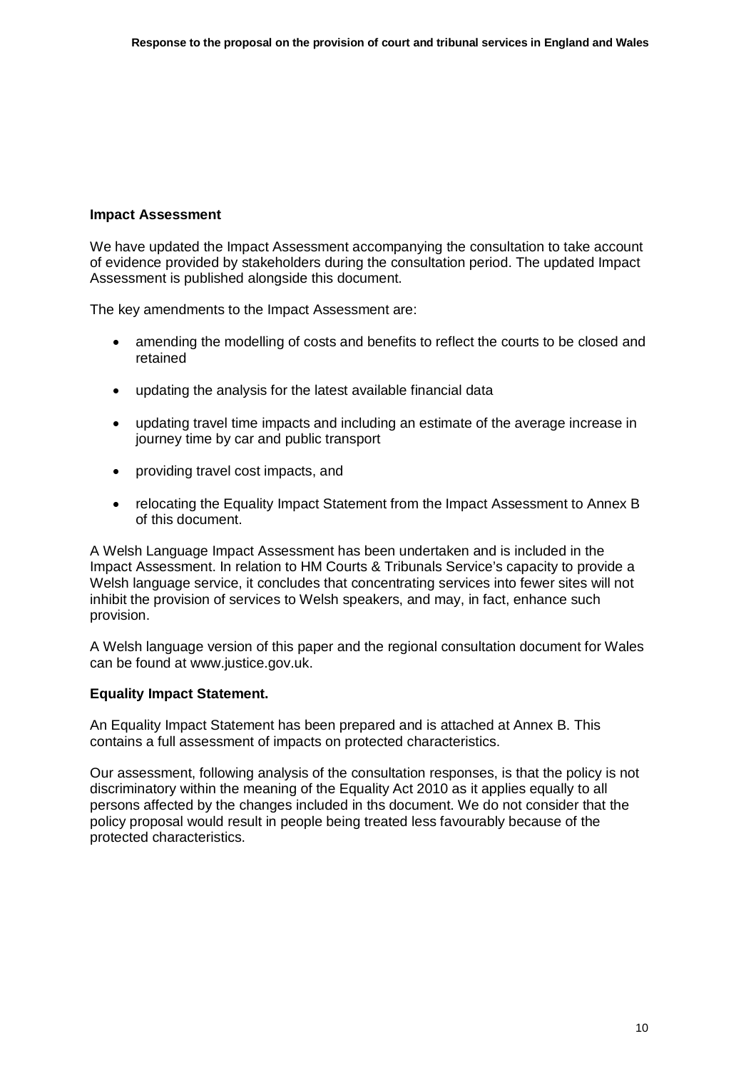**Impact Assessment**

We have updated the Impact Assessment accompanying the consultation to take account of evidence provided by stakeholders during the consultation period. The updated Impact Assessment is published alongside this document.

The key amendments to the Impact Assessment are:

- amending the modelling of costs and benefits to reflect the courts to be closed and retained
- updating the analysis for the latest available financial data
- updating travel time impacts and including an estimate of the average increase in journey time by car and public transport
- providing travel cost impacts, and
- relocating the Equality Impact Statement from the Impact Assessment to Annex B of this document.

A Welsh Language Impact Assessment has been undertaken and is included in the Impact Assessment. In relation to HM Courts & Tribunals Service's capacity to provide a Welsh language service, it concludes that concentrating services into fewer sites will not inhibit the provision of services to Welsh speakers, and may, in fact, enhance such provision.

A Welsh language version of this paper and the regional consultation document for Wales can be found at www.justice.gov.uk.

**Equality Impact Statement.**

An Equality Impact Statement has been prepared and is attached at Annex B. This contains a full assessment of impacts on protected characteristics.

Our assessment, following analysis of the consultation responses, is that the policy is not discriminatory within the meaning of the Equality Act 2010 as it applies equally to all persons affected by the changes included in ths document. We do not consider that the policy proposal would result in people being treated less favourably because of the protected characteristics.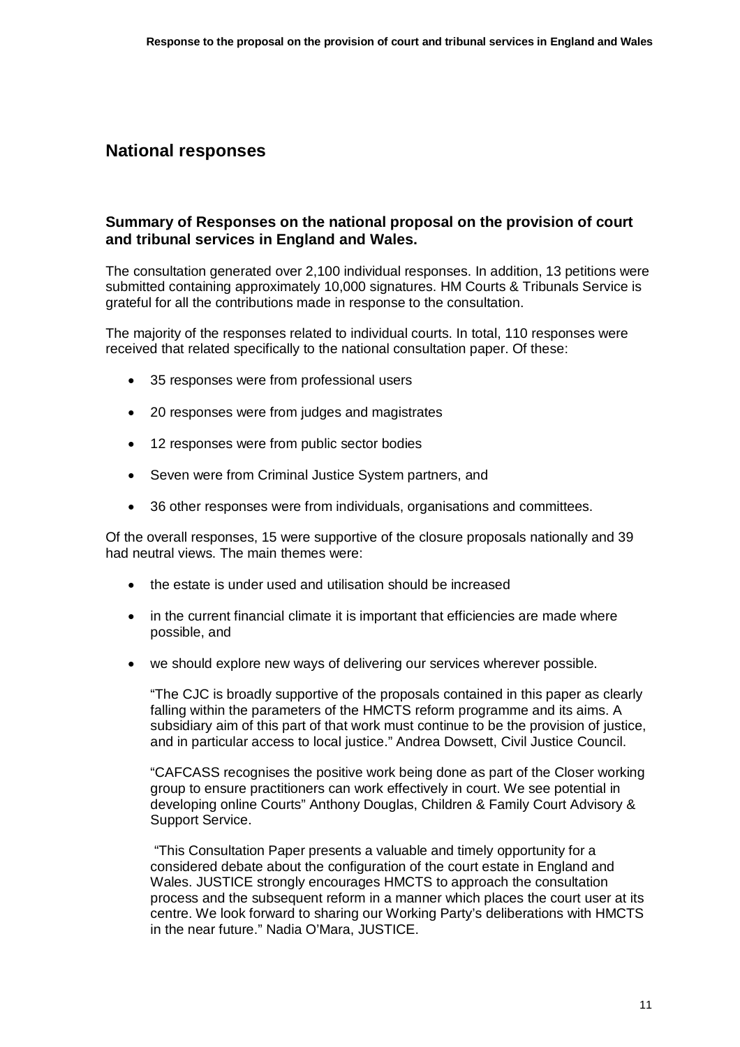## National responses

### Summary of Responses on the national proposal on the provision of court and tribunal services in England and Wales.

The consultation generated over 2,100 individual responses. In addition, 13 petitions were submitted containing approximately 10,000 signatures. HM Courts & Tribunals Service is grateful for all the contributions made in response to the consultation.

The majority of the responses related to individual courts. In total, 110 responses were received that related specifically to the national consultation paper. Of these:

- 35 responses were from professional users
- 20 responses were from judges and magistrates
- 12 responses were from public sector bodies
- Seven were from Criminal Justice System partners, and
- 36 other responses were from individuals, organisations and committees.

Of the overall responses, 15 were supportive of the closure proposals nationally and 39 had neutral views. The main themes were:

- the estate is under used and utilisation should be increased
- in the current financial climate it is important that efficiencies are made where possible, and
- we should explore new ways of delivering our services wherever possible.

> "The CJC is broadly supportive of the proposals contained in this paper as clearly falling within the parameters of the HMCTS reform programme and its aims. A subsidiary aim of this part of that work must continue to be the provision of justice, and in particular access to local justice." Andrea Dowsett, Civil Justice Council.

> "CAFCASS recognises the positive work being done as part of the Closer working group to ensure practitioners can work effectively in court. We see potential in developing online Courts" Anthony Douglas, Children & Family Court Advisory & Support Service.

> "This Consultation Paper presents a valuable and timely opportunity for a considered debate about the configuration of the court estate in England and Wales. JUSTICE strongly encourages HMCTS to approach the consultation process and the subsequent reform in a manner which places the court user at its centre. We look forward to sharing our Working Party's deliberations with HMCTS in the near future." Nadia O'Mara, JUSTICE.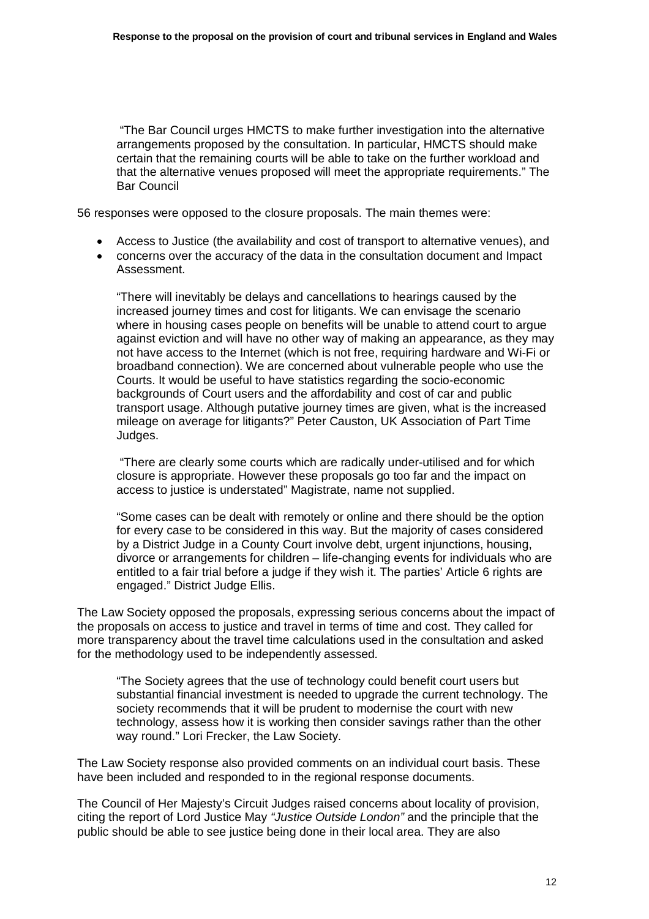"The Bar Council urges HMCTS to make further investigation into the alternative arrangements proposed by the consultation. In particular, HMCTS should make certain that the remaining courts will be able to take on the further workload and that the alternative venues proposed will meet the appropriate requirements." The Bar Council

56 responses were opposed to the closure proposals. The main themes were:

- Access to Justice (the availability and cost of transport to alternative venues), and
- concerns over the accuracy of the data in the consultation document and Impact Assessment.

> "There will inevitably be delays and cancellations to hearings caused by the increased journey times and cost for litigants. We can envisage the scenario where in housing cases people on benefits will be unable to attend court to argue against eviction and will have no other way of making an appearance, as they may not have access to the Internet (which is not free, requiring hardware and Wi-Fi or broadband connection). We are concerned about vulnerable people who use the Courts. It would be useful to have statistics regarding the socio-economic backgrounds of Court users and the affordability and cost of car and public transport usage. Although putative journey times are given, what is the increased mileage on average for litigants?" Peter Causton, UK Association of Part Time Judges.

> "There are clearly some courts which are radically under-utilised and for which closure is appropriate. However these proposals go too far and the impact on access to justice is understated" Magistrate, name not supplied.

> "Some cases can be dealt with remotely or online and there should be the option for every case to be considered in this way. But the majority of cases considered by a District Judge in a County Court involve debt, urgent injunctions, housing, divorce or arrangements for children – life-changing events for individuals who are entitled to a fair trial before a judge if they wish it. The parties' Article 6 rights are engaged." District Judge Ellis.

The Law Society opposed the proposals, expressing serious concerns about the impact of the proposals on access to justice and travel in terms of time and cost. They called for more transparency about the travel time calculations used in the consultation and asked for the methodology used to be independently assessed.

> "The Society agrees that the use of technology could benefit court users but substantial financial investment is needed to upgrade the current technology. The society recommends that it will be prudent to modernise the court with new technology, assess how it is working then consider savings rather than the other way round." Lori Frecker, the Law Society.

The Law Society response also provided comments on an individual court basis. These have been included and responded to in the regional response documents.

The Council of Her Majesty's Circuit Judges raised concerns about locality of provision, citing the report of Lord Justice May *"Justice Outside London"* and the principle that the public should be able to see justice being done in their local area. They are also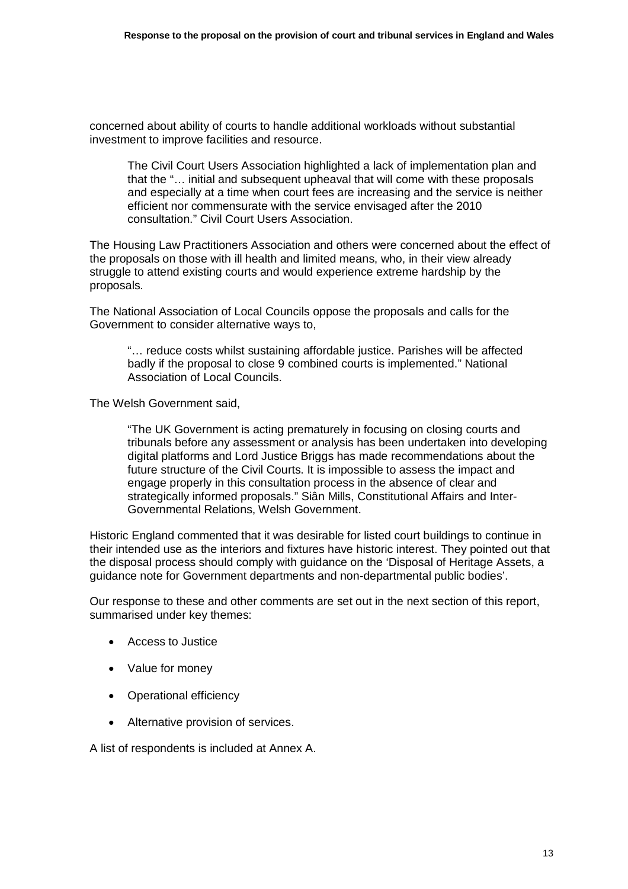concerned about ability of courts to handle additional workloads without substantial investment to improve facilities and resource.

> The Civil Court Users Association highlighted a lack of implementation plan and that the "… initial and subsequent upheaval that will come with these proposals and especially at a time when court fees are increasing and the service is neither efficient nor commensurate with the service envisaged after the 2010 consultation." Civil Court Users Association.

The Housing Law Practitioners Association and others were concerned about the effect of the proposals on those with ill health and limited means, who, in their view already struggle to attend existing courts and would experience extreme hardship by the proposals.

The National Association of Local Councils oppose the proposals and calls for the Government to consider alternative ways to,

> "… reduce costs whilst sustaining affordable justice. Parishes will be affected badly if the proposal to close 9 combined courts is implemented." National Association of Local Councils.

The Welsh Government said,

> "The UK Government is acting prematurely in focusing on closing courts and tribunals before any assessment or analysis has been undertaken into developing digital platforms and Lord Justice Briggs has made recommendations about the future structure of the Civil Courts. It is impossible to assess the impact and engage properly in this consultation process in the absence of clear and strategically informed proposals." Siân Mills, Constitutional Affairs and Inter-Governmental Relations, Welsh Government.

Historic England commented that it was desirable for listed court buildings to continue in their intended use as the interiors and fixtures have historic interest. They pointed out that the disposal process should comply with guidance on the 'Disposal of Heritage Assets, a guidance note for Government departments and non-departmental public bodies'.

Our response to these and other comments are set out in the next section of this report, summarised under key themes:

- Access to Justice
- Value for money
- Operational efficiency
- Alternative provision of services.

A list of respondents is included at Annex A.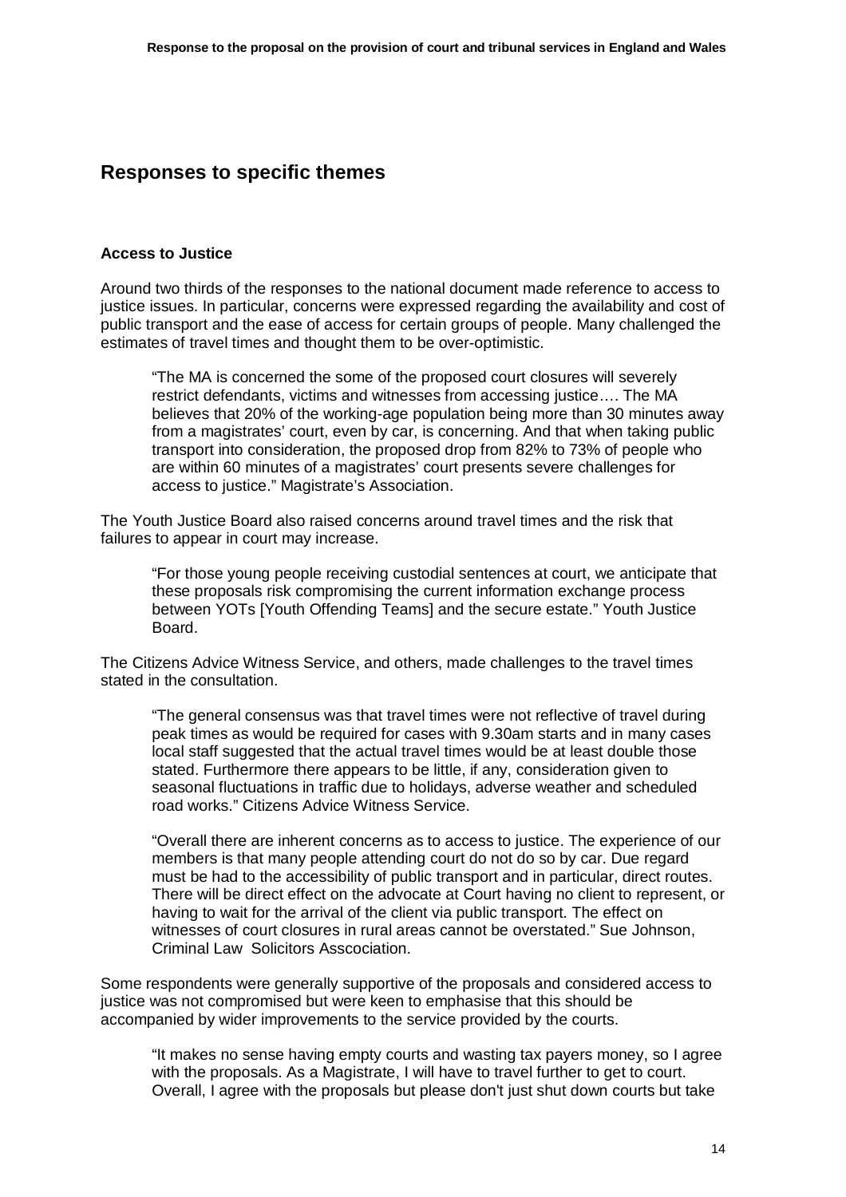## Responses to specific themes

### Access to Justice

Around two thirds of the responses to the national document made reference to access to justice issues. In particular, concerns were expressed regarding the availability and cost of public transport and the ease of access for certain groups of people. Many challenged the estimates of travel times and thought them to be over-optimistic.

> "The MA is concerned the some of the proposed court closures will severely restrict defendants, victims and witnesses from accessing justice…. The MA believes that 20% of the working-age population being more than 30 minutes away from a magistrates' court, even by car, is concerning. And that when taking public transport into consideration, the proposed drop from 82% to 73% of people who are within 60 minutes of a magistrates' court presents severe challenges for access to justice." Magistrate's Association.

The Youth Justice Board also raised concerns around travel times and the risk that failures to appear in court may increase.

> "For those young people receiving custodial sentences at court, we anticipate that these proposals risk compromising the current information exchange process between YOTs [Youth Offending Teams] and the secure estate." Youth Justice Board.

The Citizens Advice Witness Service, and others, made challenges to the travel times stated in the consultation.

> "The general consensus was that travel times were not reflective of travel during peak times as would be required for cases with 9.30am starts and in many cases local staff suggested that the actual travel times would be at least double those stated. Furthermore there appears to be little, if any, consideration given to seasonal fluctuations in traffic due to holidays, adverse weather and scheduled road works." Citizens Advice Witness Service.

> "Overall there are inherent concerns as to access to justice. The experience of our members is that many people attending court do not do so by car. Due regard must be had to the accessibility of public transport and in particular, direct routes. There will be direct effect on the advocate at Court having no client to represent, or having to wait for the arrival of the client via public transport. The effect on witnesses of court closures in rural areas cannot be overstated." Sue Johnson, Criminal Law Solicitors Asscociation.

Some respondents were generally supportive of the proposals and considered access to justice was not compromised but were keen to emphasise that this should be accompanied by wider improvements to the service provided by the courts.

> "It makes no sense having empty courts and wasting tax payers money, so I agree with the proposals. As a Magistrate, I will have to travel further to get to court. Overall, I agree with the proposals but please don't just shut down courts but take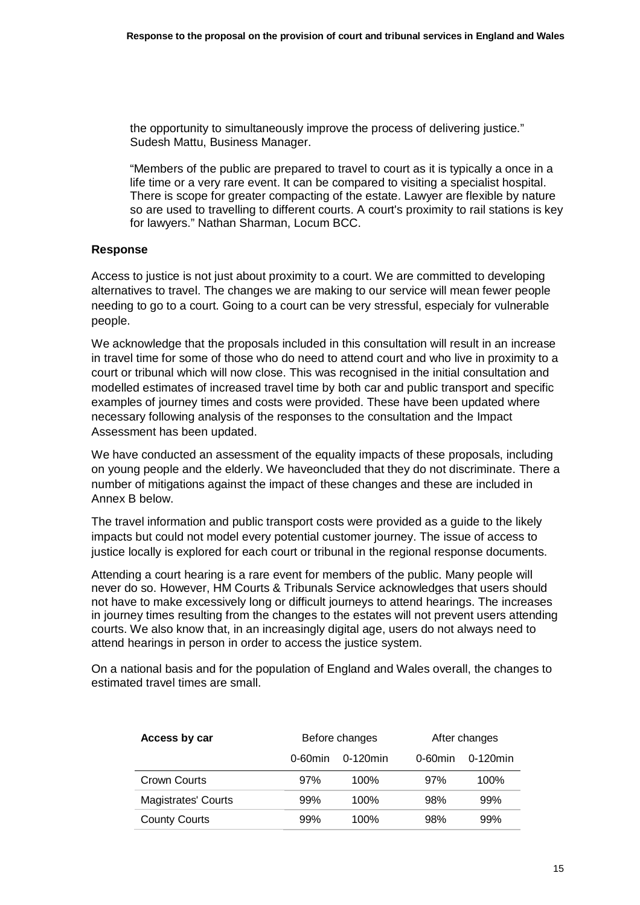the opportunity to simultaneously improve the process of delivering justice." Sudesh Mattu, Business Manager.

"Members of the public are prepared to travel to court as it is typically a once in a life time or a very rare event. It can be compared to visiting a specialist hospital. There is scope for greater compacting of the estate. Lawyer are flexible by nature so are used to travelling to different courts. A court's proximity to rail stations is key for lawyers." Nathan Sharman, Locum BCC.

**Response**

Access to justice is not just about proximity to a court. We are committed to developing alternatives to travel. The changes we are making to our service will mean fewer people needing to go to a court. Going to a court can be very stressful, especialy for vulnerable people.

We acknowledge that the proposals included in this consultation will result in an increase in travel time for some of those who do need to attend court and who live in proximity to a court or tribunal which will now close. This was recognised in the initial consultation and modelled estimates of increased travel time by both car and public transport and specific examples of journey times and costs were provided. These have been updated where necessary following analysis of the responses to the consultation and the Impact Assessment has been updated.

We have conducted an assessment of the equality impacts of these proposals, including on young people and the elderly. We haveoncluded that they do not discriminate. There a number of mitigations against the impact of these changes and these are included in Annex B below.

The travel information and public transport costs were provided as a guide to the likely impacts but could not model every potential customer journey. The issue of access to justice locally is explored for each court or tribunal in the regional response documents.

Attending a court hearing is a rare event for members of the public. Many people will never do so. However, HM Courts & Tribunals Service acknowledges that users should not have to make excessively long or difficult journeys to attend hearings. The increases in journey times resulting from the changes to the estates will not prevent users attending courts. We also know that, in an increasingly digital age, users do not always need to attend hearings in person in order to access the justice system.

On a national basis and for the population of England and Wales overall, the changes to estimated travel times are small.

| **Access by car** | Before changes | | After changes | |
|---|---|---|---|---|
| | 0-60min | 0-120min | 0-60min | 0-120min |
| Crown Courts | 97% | 100% | 97% | 100% |
| Magistrates' Courts | 99% | 100% | 98% | 99% |
| County Courts | 99% | 100% | 98% | 99% |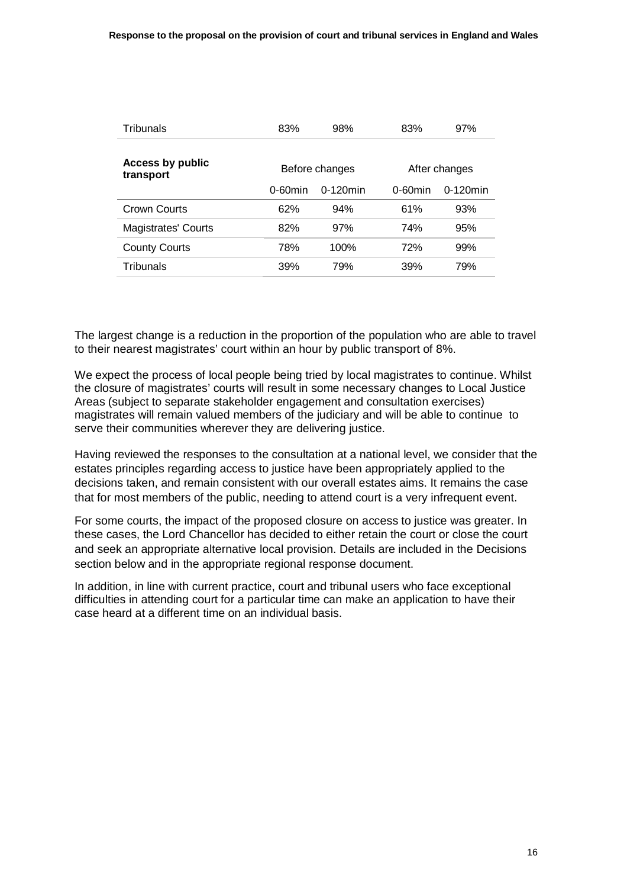| Tribunals | 83% | 98% | 83% | 97% |
|---|---|---|---|---|

| **Access by public transport** | Before changes | | After changes | |
|---|---|---|---|---|
| | 0-60min | 0-120min | 0-60min | 0-120min |
| Crown Courts | 62% | 94% | 61% | 93% |
| Magistrates' Courts | 82% | 97% | 74% | 95% |
| County Courts | 78% | 100% | 72% | 99% |
| Tribunals | 39% | 79% | 39% | 79% |

The largest change is a reduction in the proportion of the population who are able to travel to their nearest magistrates' court within an hour by public transport of 8%.

We expect the process of local people being tried by local magistrates to continue. Whilst the closure of magistrates' courts will result in some necessary changes to Local Justice Areas (subject to separate stakeholder engagement and consultation exercises) magistrates will remain valued members of the judiciary and will be able to continue to serve their communities wherever they are delivering justice.

Having reviewed the responses to the consultation at a national level, we consider that the estates principles regarding access to justice have been appropriately applied to the decisions taken, and remain consistent with our overall estates aims. It remains the case that for most members of the public, needing to attend court is a very infrequent event.

For some courts, the impact of the proposed closure on access to justice was greater. In these cases, the Lord Chancellor has decided to either retain the court or close the court and seek an appropriate alternative local provision. Details are included in the Decisions section below and in the appropriate regional response document.

In addition, in line with current practice, court and tribunal users who face exceptional difficulties in attending court for a particular time can make an application to have their case heard at a different time on an individual basis.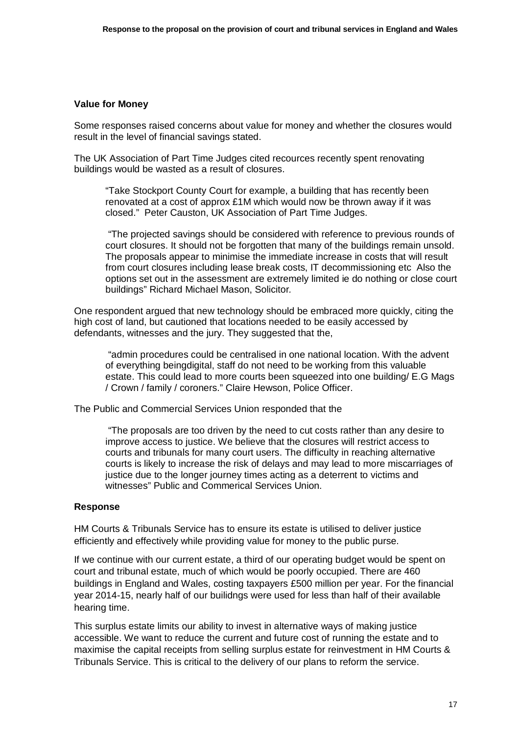### Value for Money

Some responses raised concerns about value for money and whether the closures would result in the level of financial savings stated.

The UK Association of Part Time Judges cited recources recently spent renovating buildings would be wasted as a result of closures.

> "Take Stockport County Court for example, a building that has recently been renovated at a cost of approx £1M which would now be thrown away if it was closed." Peter Causton, UK Association of Part Time Judges.

> "The projected savings should be considered with reference to previous rounds of court closures. It should not be forgotten that many of the buildings remain unsold. The proposals appear to minimise the immediate increase in costs that will result from court closures including lease break costs, IT decommissioning etc Also the options set out in the assessment are extremely limited ie do nothing or close court buildings" Richard Michael Mason, Solicitor.

One respondent argued that new technology should be embraced more quickly, citing the high cost of land, but cautioned that locations needed to be easily accessed by defendants, witnesses and the jury. They suggested that the,

> "admin procedures could be centralised in one national location. With the advent of everything beingdigital, staff do not need to be working from this valuable estate. This could lead to more courts been squeezed into one building/ E.G Mags / Crown / family / coroners." Claire Hewson, Police Officer.

The Public and Commercial Services Union responded that the

> "The proposals are too driven by the need to cut costs rather than any desire to improve access to justice. We believe that the closures will restrict access to courts and tribunals for many court users. The difficulty in reaching alternative courts is likely to increase the risk of delays and may lead to more miscarriages of justice due to the longer journey times acting as a deterrent to victims and witnesses" Public and Commerical Services Union.

### Response

HM Courts & Tribunals Service has to ensure its estate is utilised to deliver justice efficiently and effectively while providing value for money to the public purse.

If we continue with our current estate, a third of our operating budget would be spent on court and tribunal estate, much of which would be poorly occupied. There are 460 buildings in England and Wales, costing taxpayers £500 million per year. For the financial year 2014-15, nearly half of our builidngs were used for less than half of their available hearing time.

This surplus estate limits our ability to invest in alternative ways of making justice accessible. We want to reduce the current and future cost of running the estate and to maximise the capital receipts from selling surplus estate for reinvestment in HM Courts & Tribunals Service. This is critical to the delivery of our plans to reform the service.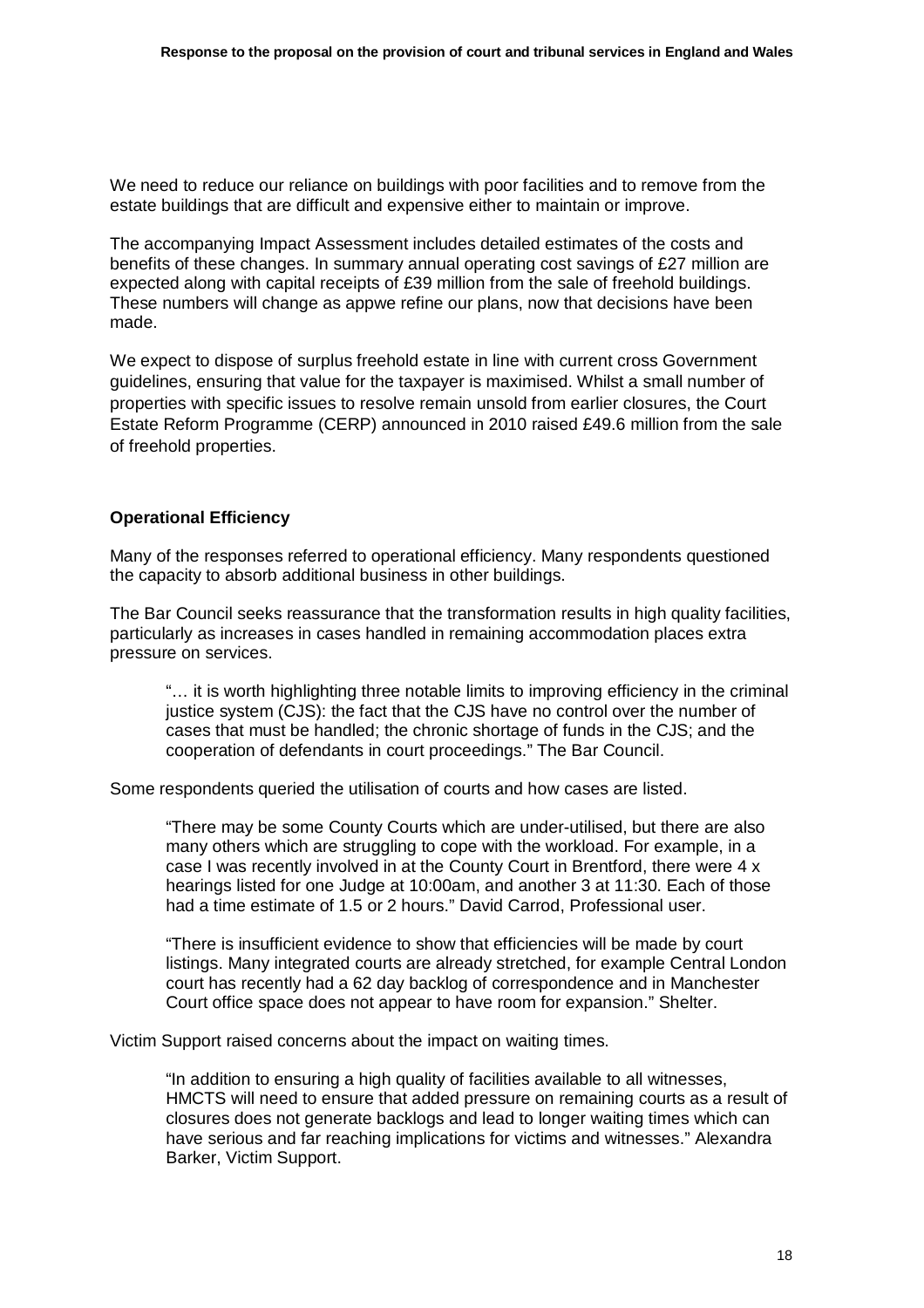We need to reduce our reliance on buildings with poor facilities and to remove from the estate buildings that are difficult and expensive either to maintain or improve.

The accompanying Impact Assessment includes detailed estimates of the costs and benefits of these changes. In summary annual operating cost savings of £27 million are expected along with capital receipts of £39 million from the sale of freehold buildings. These numbers will change as appwe refine our plans, now that decisions have been made.

We expect to dispose of surplus freehold estate in line with current cross Government guidelines, ensuring that value for the taxpayer is maximised. Whilst a small number of properties with specific issues to resolve remain unsold from earlier closures, the Court Estate Reform Programme (CERP) announced in 2010 raised £49.6 million from the sale of freehold properties.

**Operational Efficiency**

Many of the responses referred to operational efficiency. Many respondents questioned the capacity to absorb additional business in other buildings.

The Bar Council seeks reassurance that the transformation results in high quality facilities, particularly as increases in cases handled in remaining accommodation places extra pressure on services.

> "… it is worth highlighting three notable limits to improving efficiency in the criminal justice system (CJS): the fact that the CJS have no control over the number of cases that must be handled; the chronic shortage of funds in the CJS; and the cooperation of defendants in court proceedings." The Bar Council.

Some respondents queried the utilisation of courts and how cases are listed.

> "There may be some County Courts which are under-utilised, but there are also many others which are struggling to cope with the workload. For example, in a case I was recently involved in at the County Court in Brentford, there were 4 x hearings listed for one Judge at 10:00am, and another 3 at 11:30. Each of those had a time estimate of 1.5 or 2 hours." David Carrod, Professional user.

> "There is insufficient evidence to show that efficiencies will be made by court listings. Many integrated courts are already stretched, for example Central London court has recently had a 62 day backlog of correspondence and in Manchester Court office space does not appear to have room for expansion." Shelter.

Victim Support raised concerns about the impact on waiting times.

> "In addition to ensuring a high quality of facilities available to all witnesses, HMCTS will need to ensure that added pressure on remaining courts as a result of closures does not generate backlogs and lead to longer waiting times which can have serious and far reaching implications for victims and witnesses." Alexandra Barker, Victim Support.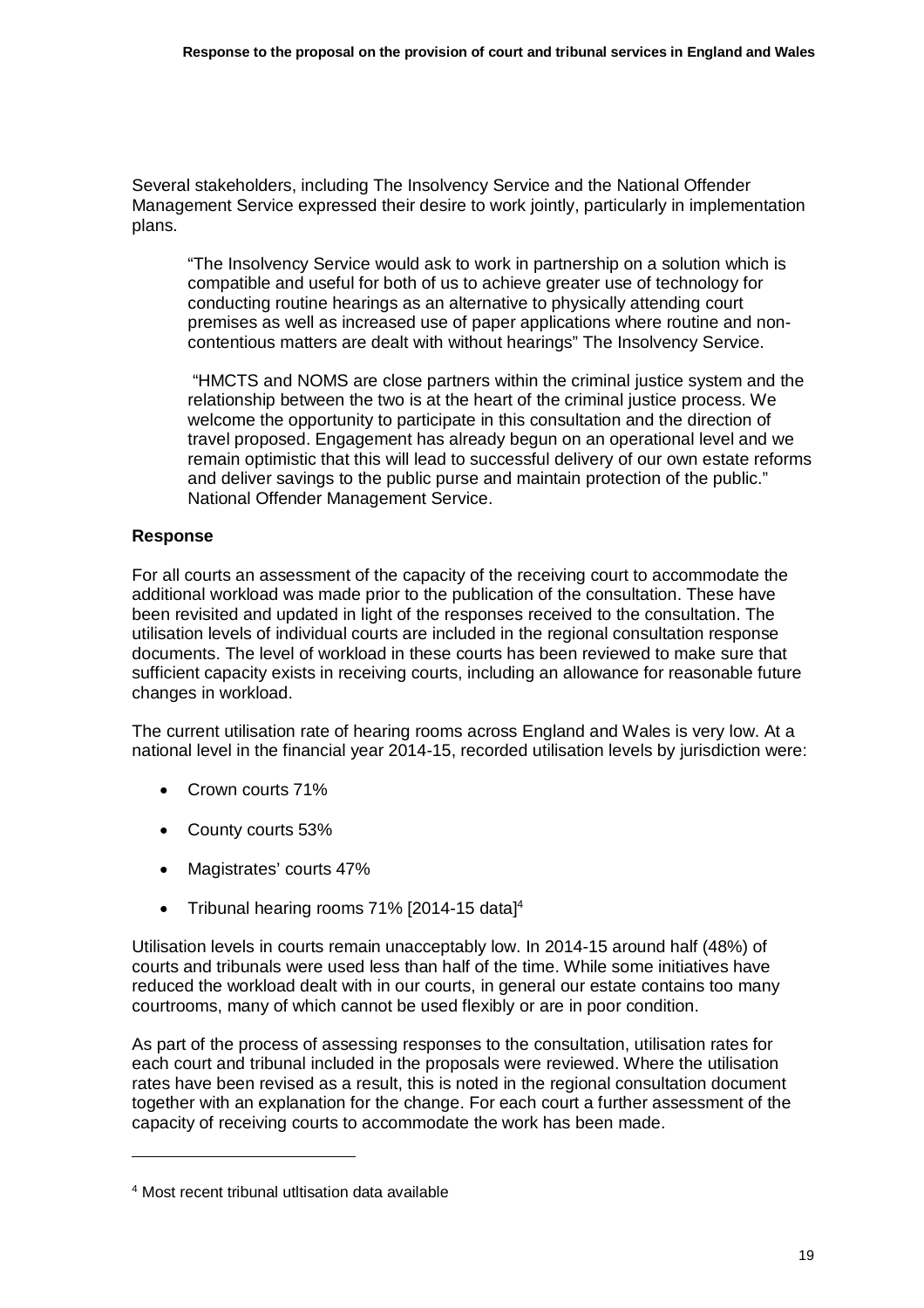Several stakeholders, including The Insolvency Service and the National Offender Management Service expressed their desire to work jointly, particularly in implementation plans.

> "The Insolvency Service would ask to work in partnership on a solution which is compatible and useful for both of us to achieve greater use of technology for conducting routine hearings as an alternative to physically attending court premises as well as increased use of paper applications where routine and non-contentious matters are dealt with without hearings" The Insolvency Service.

> "HMCTS and NOMS are close partners within the criminal justice system and the relationship between the two is at the heart of the criminal justice process. We welcome the opportunity to participate in this consultation and the direction of travel proposed. Engagement has already begun on an operational level and we remain optimistic that this will lead to successful delivery of our own estate reforms and deliver savings to the public purse and maintain protection of the public." National Offender Management Service.

**Response**

For all courts an assessment of the capacity of the receiving court to accommodate the additional workload was made prior to the publication of the consultation. These have been revisited and updated in light of the responses received to the consultation. The utilisation levels of individual courts are included in the regional consultation response documents. The level of workload in these courts has been reviewed to make sure that sufficient capacity exists in receiving courts, including an allowance for reasonable future changes in workload.

The current utilisation rate of hearing rooms across England and Wales is very low. At a national level in the financial year 2014-15, recorded utilisation levels by jurisdiction were:

- Crown courts 71%
- County courts 53%
- Magistrates' courts 47%
- Tribunal hearing rooms 71% [2014-15 data][4]

Utilisation levels in courts remain unacceptably low. In 2014-15 around half (48%) of courts and tribunals were used less than half of the time. While some initiatives have reduced the workload dealt with in our courts, in general our estate contains too many courtrooms, many of which cannot be used flexibly or are in poor condition.

As part of the process of assessing responses to the consultation, utilisation rates for each court and tribunal included in the proposals were reviewed. Where the utilisation rates have been revised as a result, this is noted in the regional consultation document together with an explanation for the change. For each court a further assessment of the capacity of receiving courts to accommodate the work has been made.

[4] Most recent tribunal utltisation data available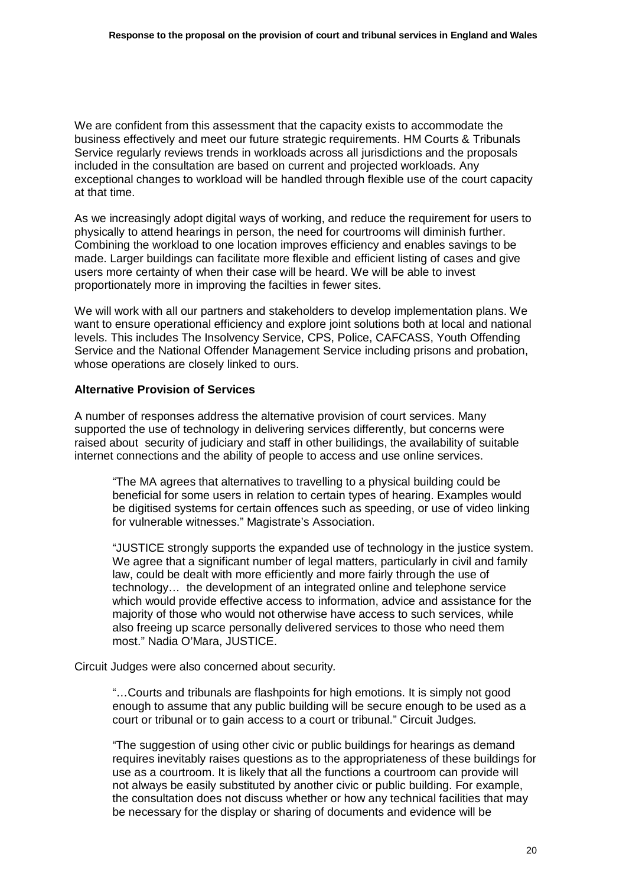We are confident from this assessment that the capacity exists to accommodate the business effectively and meet our future strategic requirements. HM Courts & Tribunals Service regularly reviews trends in workloads across all jurisdictions and the proposals included in the consultation are based on current and projected workloads. Any exceptional changes to workload will be handled through flexible use of the court capacity at that time.

As we increasingly adopt digital ways of working, and reduce the requirement for users to physically to attend hearings in person, the need for courtrooms will diminish further. Combining the workload to one location improves efficiency and enables savings to be made. Larger buildings can facilitate more flexible and efficient listing of cases and give users more certainty of when their case will be heard. We will be able to invest proportionately more in improving the facilties in fewer sites.

We will work with all our partners and stakeholders to develop implementation plans. We want to ensure operational efficiency and explore joint solutions both at local and national levels. This includes The Insolvency Service, CPS, Police, CAFCASS, Youth Offending Service and the National Offender Management Service including prisons and probation, whose operations are closely linked to ours.

**Alternative Provision of Services**

A number of responses address the alternative provision of court services. Many supported the use of technology in delivering services differently, but concerns were raised about security of judiciary and staff in other builidings, the availability of suitable internet connections and the ability of people to access and use online services.

> "The MA agrees that alternatives to travelling to a physical building could be beneficial for some users in relation to certain types of hearing. Examples would be digitised systems for certain offences such as speeding, or use of video linking for vulnerable witnesses." Magistrate's Association.

> "JUSTICE strongly supports the expanded use of technology in the justice system. We agree that a significant number of legal matters, particularly in civil and family law, could be dealt with more efficiently and more fairly through the use of technology… the development of an integrated online and telephone service which would provide effective access to information, advice and assistance for the majority of those who would not otherwise have access to such services, while also freeing up scarce personally delivered services to those who need them most." Nadia O'Mara, JUSTICE.

Circuit Judges were also concerned about security.

> "…Courts and tribunals are flashpoints for high emotions. It is simply not good enough to assume that any public building will be secure enough to be used as a court or tribunal or to gain access to a court or tribunal." Circuit Judges.

> "The suggestion of using other civic or public buildings for hearings as demand requires inevitably raises questions as to the appropriateness of these buildings for use as a courtroom. It is likely that all the functions a courtroom can provide will not always be easily substituted by another civic or public building. For example, the consultation does not discuss whether or how any technical facilities that may be necessary for the display or sharing of documents and evidence will be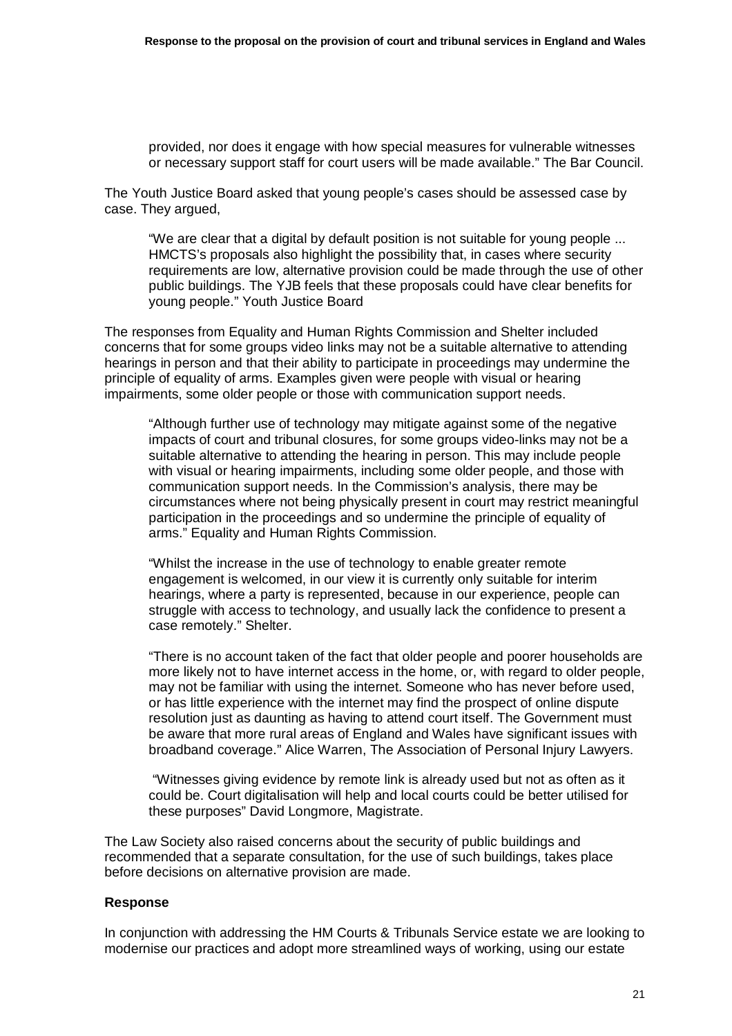provided, nor does it engage with how special measures for vulnerable witnesses or necessary support staff for court users will be made available." The Bar Council.

The Youth Justice Board asked that young people's cases should be assessed case by case. They argued,

> "We are clear that a digital by default position is not suitable for young people ... HMCTS's proposals also highlight the possibility that, in cases where security requirements are low, alternative provision could be made through the use of other public buildings. The YJB feels that these proposals could have clear benefits for young people." Youth Justice Board

The responses from Equality and Human Rights Commission and Shelter included concerns that for some groups video links may not be a suitable alternative to attending hearings in person and that their ability to participate in proceedings may undermine the principle of equality of arms. Examples given were people with visual or hearing impairments, some older people or those with communication support needs.

> "Although further use of technology may mitigate against some of the negative impacts of court and tribunal closures, for some groups video-links may not be a suitable alternative to attending the hearing in person. This may include people with visual or hearing impairments, including some older people, and those with communication support needs. In the Commission's analysis, there may be circumstances where not being physically present in court may restrict meaningful participation in the proceedings and so undermine the principle of equality of arms." Equality and Human Rights Commission.

> "Whilst the increase in the use of technology to enable greater remote engagement is welcomed, in our view it is currently only suitable for interim hearings, where a party is represented, because in our experience, people can struggle with access to technology, and usually lack the confidence to present a case remotely." Shelter.

> "There is no account taken of the fact that older people and poorer households are more likely not to have internet access in the home, or, with regard to older people, may not be familiar with using the internet. Someone who has never before used, or has little experience with the internet may find the prospect of online dispute resolution just as daunting as having to attend court itself. The Government must be aware that more rural areas of England and Wales have significant issues with broadband coverage." Alice Warren, The Association of Personal Injury Lawyers.

> "Witnesses giving evidence by remote link is already used but not as often as it could be. Court digitalisation will help and local courts could be better utilised for these purposes" David Longmore, Magistrate.

The Law Society also raised concerns about the security of public buildings and recommended that a separate consultation, for the use of such buildings, takes place before decisions on alternative provision are made.

**Response**

In conjunction with addressing the HM Courts & Tribunals Service estate we are looking to modernise our practices and adopt more streamlined ways of working, using our estate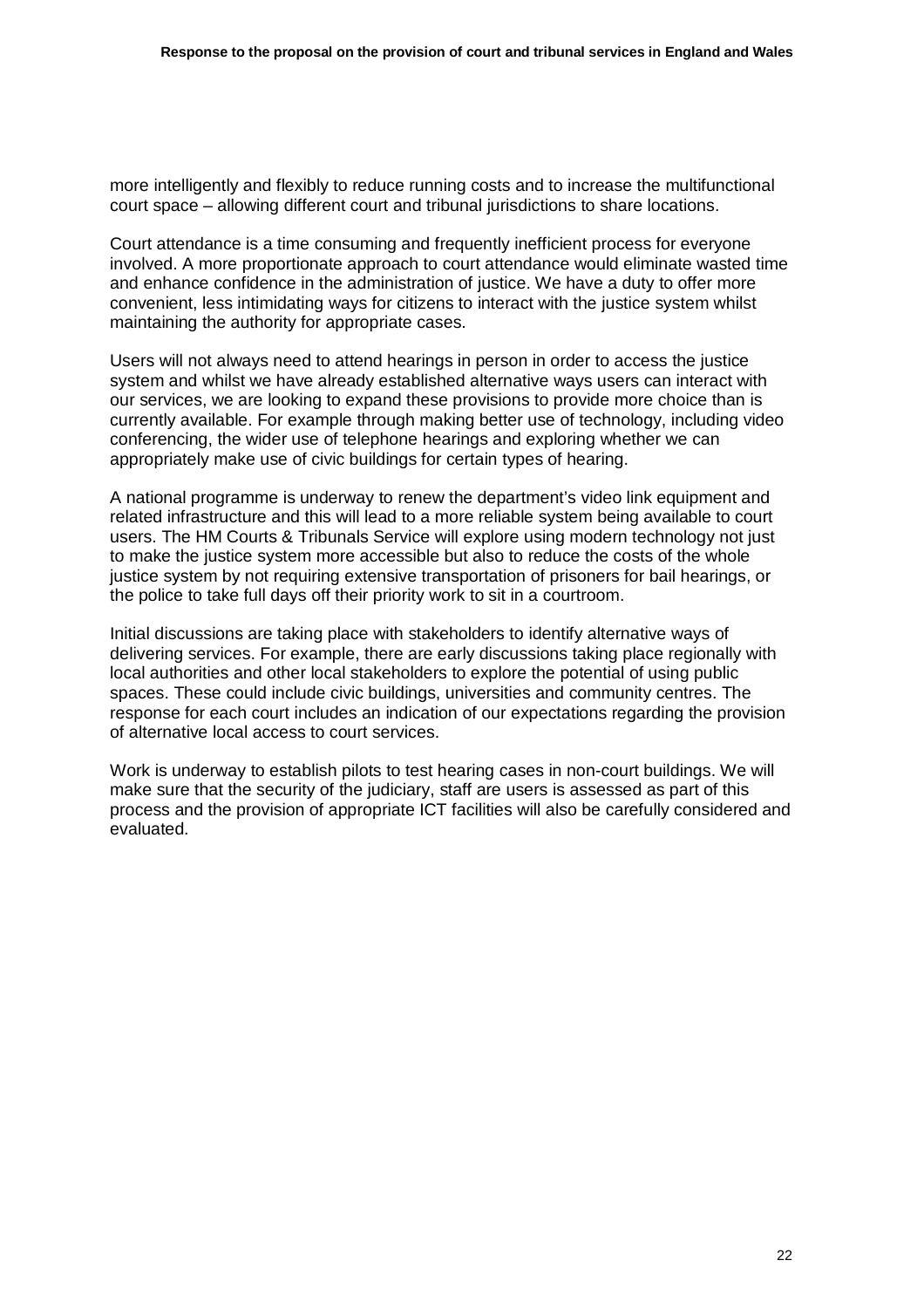more intelligently and flexibly to reduce running costs and to increase the multifunctional court space – allowing different court and tribunal jurisdictions to share locations.

Court attendance is a time consuming and frequently inefficient process for everyone involved. A more proportionate approach to court attendance would eliminate wasted time and enhance confidence in the administration of justice. We have a duty to offer more convenient, less intimidating ways for citizens to interact with the justice system whilst maintaining the authority for appropriate cases.

Users will not always need to attend hearings in person in order to access the justice system and whilst we have already established alternative ways users can interact with our services, we are looking to expand these provisions to provide more choice than is currently available. For example through making better use of technology, including video conferencing, the wider use of telephone hearings and exploring whether we can appropriately make use of civic buildings for certain types of hearing.

A national programme is underway to renew the department's video link equipment and related infrastructure and this will lead to a more reliable system being available to court users. The HM Courts & Tribunals Service will explore using modern technology not just to make the justice system more accessible but also to reduce the costs of the whole justice system by not requiring extensive transportation of prisoners for bail hearings, or the police to take full days off their priority work to sit in a courtroom.

Initial discussions are taking place with stakeholders to identify alternative ways of delivering services. For example, there are early discussions taking place regionally with local authorities and other local stakeholders to explore the potential of using public spaces. These could include civic buildings, universities and community centres. The response for each court includes an indication of our expectations regarding the provision of alternative local access to court services.

Work is underway to establish pilots to test hearing cases in non-court buildings. We will make sure that the security of the judiciary, staff are users is assessed as part of this process and the provision of appropriate ICT facilities will also be carefully considered and evaluated.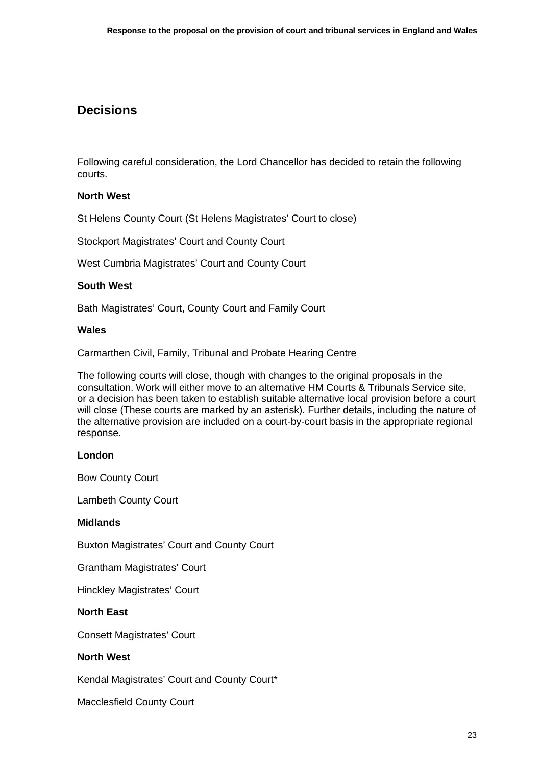## Decisions

Following careful consideration, the Lord Chancellor has decided to retain the following courts.

**North West**

St Helens County Court (St Helens Magistrates' Court to close)

Stockport Magistrates' Court and County Court

West Cumbria Magistrates' Court and County Court

**South West**

Bath Magistrates' Court, County Court and Family Court

**Wales**

Carmarthen Civil, Family, Tribunal and Probate Hearing Centre

The following courts will close, though with changes to the original proposals in the consultation. Work will either move to an alternative HM Courts & Tribunals Service site, or a decision has been taken to establish suitable alternative local provision before a court will close (These courts are marked by an asterisk). Further details, including the nature of the alternative provision are included on a court-by-court basis in the appropriate regional response.

**London**

Bow County Court

Lambeth County Court

**Midlands**

Buxton Magistrates' Court and County Court

Grantham Magistrates' Court

Hinckley Magistrates' Court

**North East**

Consett Magistrates' Court

**North West**

Kendal Magistrates' Court and County Court*

Macclesfield County Court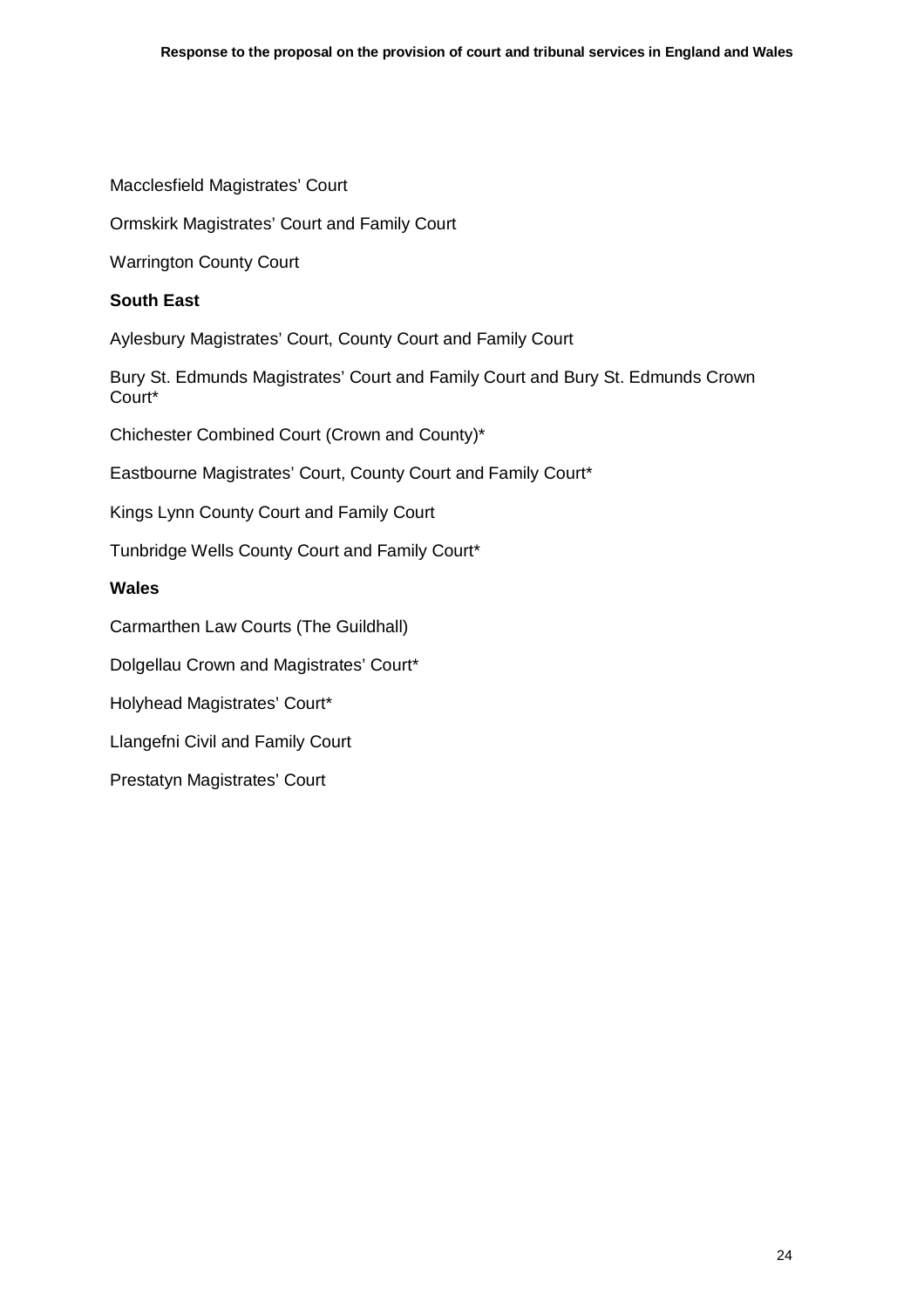Macclesfield Magistrates' Court

Ormskirk Magistrates' Court and Family Court

Warrington County Court

**South East**

Aylesbury Magistrates' Court, County Court and Family Court

Bury St. Edmunds Magistrates' Court and Family Court and Bury St. Edmunds Crown Court*

Chichester Combined Court (Crown and County)*

Eastbourne Magistrates' Court, County Court and Family Court*

Kings Lynn County Court and Family Court

Tunbridge Wells County Court and Family Court*

**Wales**

Carmarthen Law Courts (The Guildhall)

Dolgellau Crown and Magistrates' Court*

Holyhead Magistrates' Court*

Llangefni Civil and Family Court

Prestatyn Magistrates' Court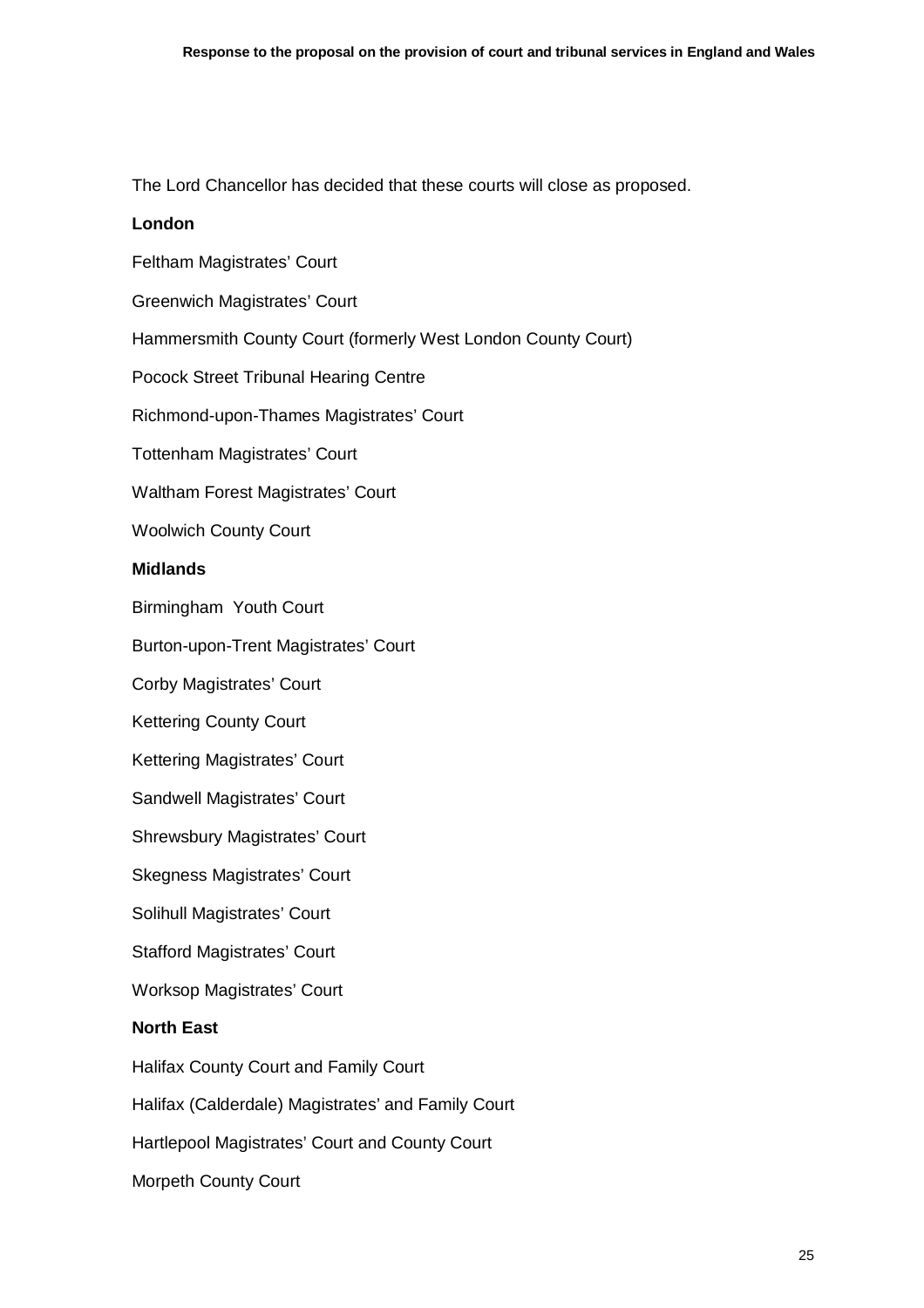The Lord Chancellor has decided that these courts will close as proposed.

**London**

Feltham Magistrates' Court

Greenwich Magistrates' Court

Hammersmith County Court (formerly West London County Court)

Pocock Street Tribunal Hearing Centre

Richmond-upon-Thames Magistrates' Court

Tottenham Magistrates' Court

Waltham Forest Magistrates' Court

Woolwich County Court

**Midlands**

Birmingham Youth Court

Burton-upon-Trent Magistrates' Court

Corby Magistrates' Court

Kettering County Court

Kettering Magistrates' Court

Sandwell Magistrates' Court

Shrewsbury Magistrates' Court

Skegness Magistrates' Court

Solihull Magistrates' Court

Stafford Magistrates' Court

Worksop Magistrates' Court

**North East**

Halifax County Court and Family Court

Halifax (Calderdale) Magistrates' and Family Court

Hartlepool Magistrates' Court and County Court

Morpeth County Court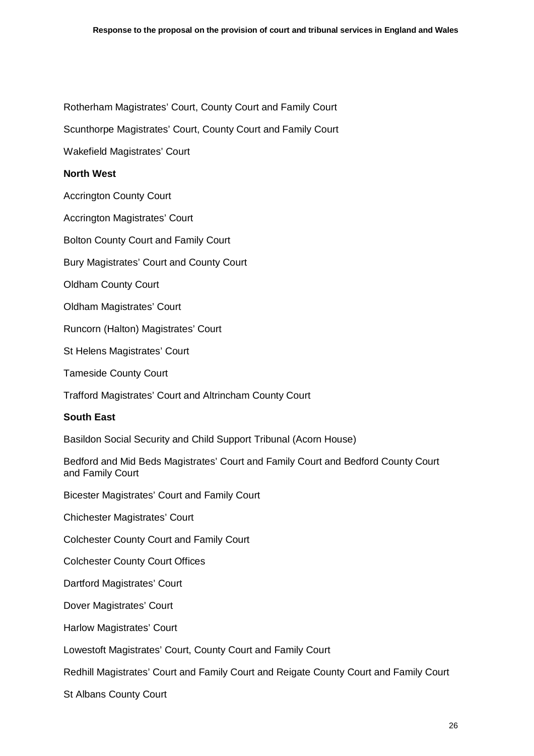Rotherham Magistrates' Court, County Court and Family Court

Scunthorpe Magistrates' Court, County Court and Family Court

Wakefield Magistrates' Court

**North West**

Accrington County Court

Accrington Magistrates' Court

Bolton County Court and Family Court

Bury Magistrates' Court and County Court

Oldham County Court

Oldham Magistrates' Court

Runcorn (Halton) Magistrates' Court

St Helens Magistrates' Court

Tameside County Court

Trafford Magistrates' Court and Altrincham County Court

**South East**

Basildon Social Security and Child Support Tribunal (Acorn House)

Bedford and Mid Beds Magistrates' Court and Family Court and Bedford County Court and Family Court

Bicester Magistrates' Court and Family Court

Chichester Magistrates' Court

Colchester County Court and Family Court

Colchester County Court Offices

Dartford Magistrates' Court

Dover Magistrates' Court

Harlow Magistrates' Court

Lowestoft Magistrates' Court, County Court and Family Court

Redhill Magistrates' Court and Family Court and Reigate County Court and Family Court

St Albans County Court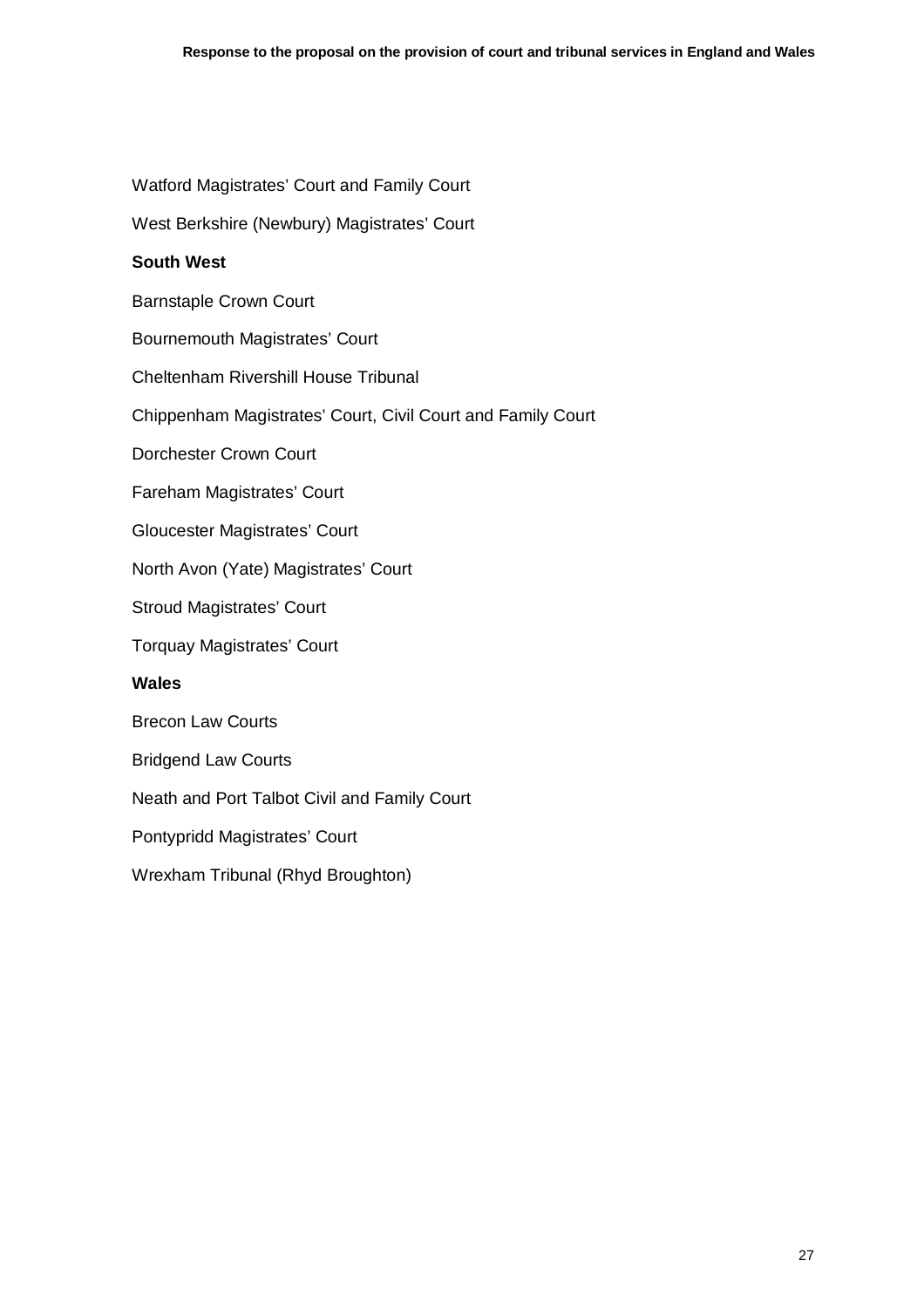Watford Magistrates' Court and Family Court

West Berkshire (Newbury) Magistrates' Court

**South West**

Barnstaple Crown Court

Bournemouth Magistrates' Court

Cheltenham Rivershill House Tribunal

Chippenham Magistrates' Court, Civil Court and Family Court

Dorchester Crown Court

Fareham Magistrates' Court

Gloucester Magistrates' Court

North Avon (Yate) Magistrates' Court

Stroud Magistrates' Court

Torquay Magistrates' Court

**Wales**

Brecon Law Courts

Bridgend Law Courts

Neath and Port Talbot Civil and Family Court

Pontypridd Magistrates' Court

Wrexham Tribunal (Rhyd Broughton)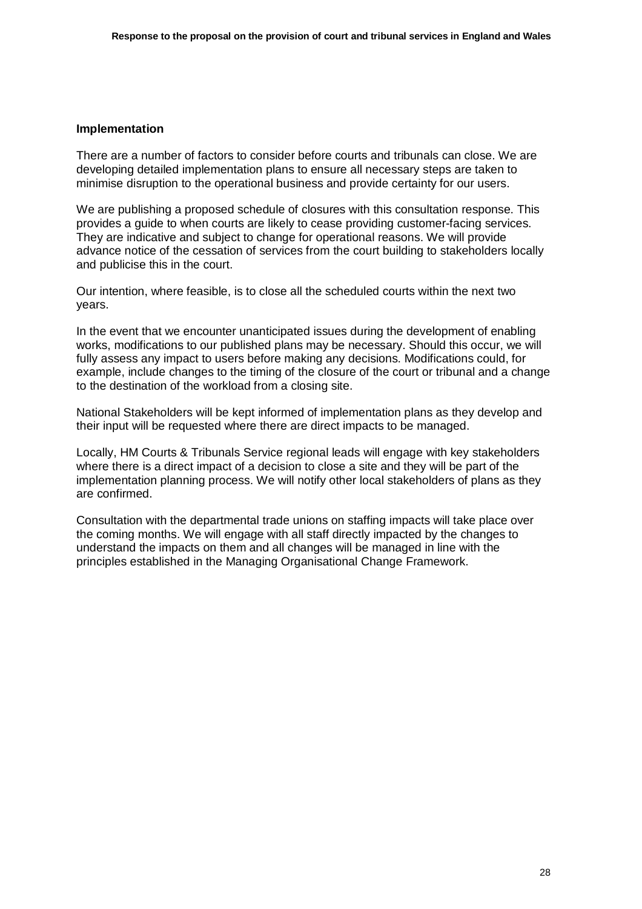## Implementation

There are a number of factors to consider before courts and tribunals can close. We are developing detailed implementation plans to ensure all necessary steps are taken to minimise disruption to the operational business and provide certainty for our users.

We are publishing a proposed schedule of closures with this consultation response. This provides a guide to when courts are likely to cease providing customer-facing services. They are indicative and subject to change for operational reasons. We will provide advance notice of the cessation of services from the court building to stakeholders locally and publicise this in the court.

Our intention, where feasible, is to close all the scheduled courts within the next two years.

In the event that we encounter unanticipated issues during the development of enabling works, modifications to our published plans may be necessary. Should this occur, we will fully assess any impact to users before making any decisions. Modifications could, for example, include changes to the timing of the closure of the court or tribunal and a change to the destination of the workload from a closing site.

National Stakeholders will be kept informed of implementation plans as they develop and their input will be requested where there are direct impacts to be managed.

Locally, HM Courts & Tribunals Service regional leads will engage with key stakeholders where there is a direct impact of a decision to close a site and they will be part of the implementation planning process. We will notify other local stakeholders of plans as they are confirmed.

Consultation with the departmental trade unions on staffing impacts will take place over the coming months. We will engage with all staff directly impacted by the changes to understand the impacts on them and all changes will be managed in line with the principles established in the Managing Organisational Change Framework.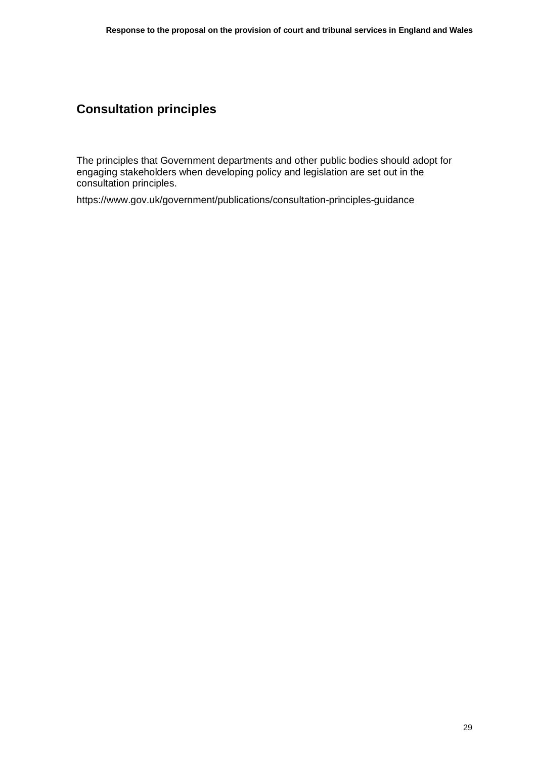## Consultation principles

The principles that Government departments and other public bodies should adopt for engaging stakeholders when developing policy and legislation are set out in the consultation principles.

https://www.gov.uk/government/publications/consultation-principles-guidance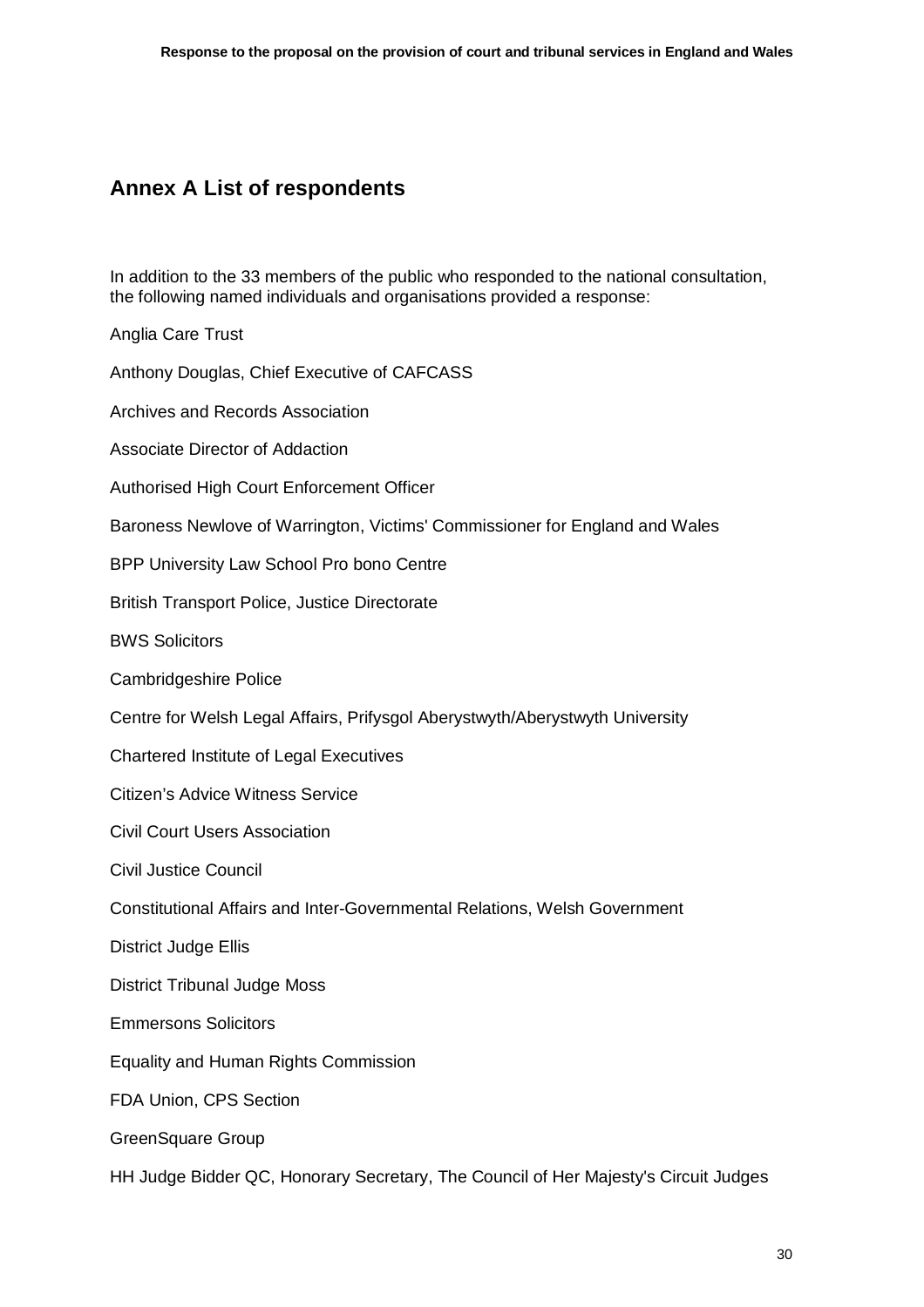## Annex A List of respondents

In addition to the 33 members of the public who responded to the national consultation, the following named individuals and organisations provided a response:

Anglia Care Trust

Anthony Douglas, Chief Executive of CAFCASS

Archives and Records Association

Associate Director of Addaction

Authorised High Court Enforcement Officer

Baroness Newlove of Warrington, Victims' Commissioner for England and Wales

BPP University Law School Pro bono Centre

British Transport Police, Justice Directorate

BWS Solicitors

Cambridgeshire Police

Centre for Welsh Legal Affairs, Prifysgol Aberystwyth/Aberystwyth University

Chartered Institute of Legal Executives

Citizen's Advice Witness Service

Civil Court Users Association

Civil Justice Council

Constitutional Affairs and Inter-Governmental Relations, Welsh Government

District Judge Ellis

District Tribunal Judge Moss

Emmersons Solicitors

Equality and Human Rights Commission

FDA Union, CPS Section

GreenSquare Group

HH Judge Bidder QC, Honorary Secretary, The Council of Her Majesty's Circuit Judges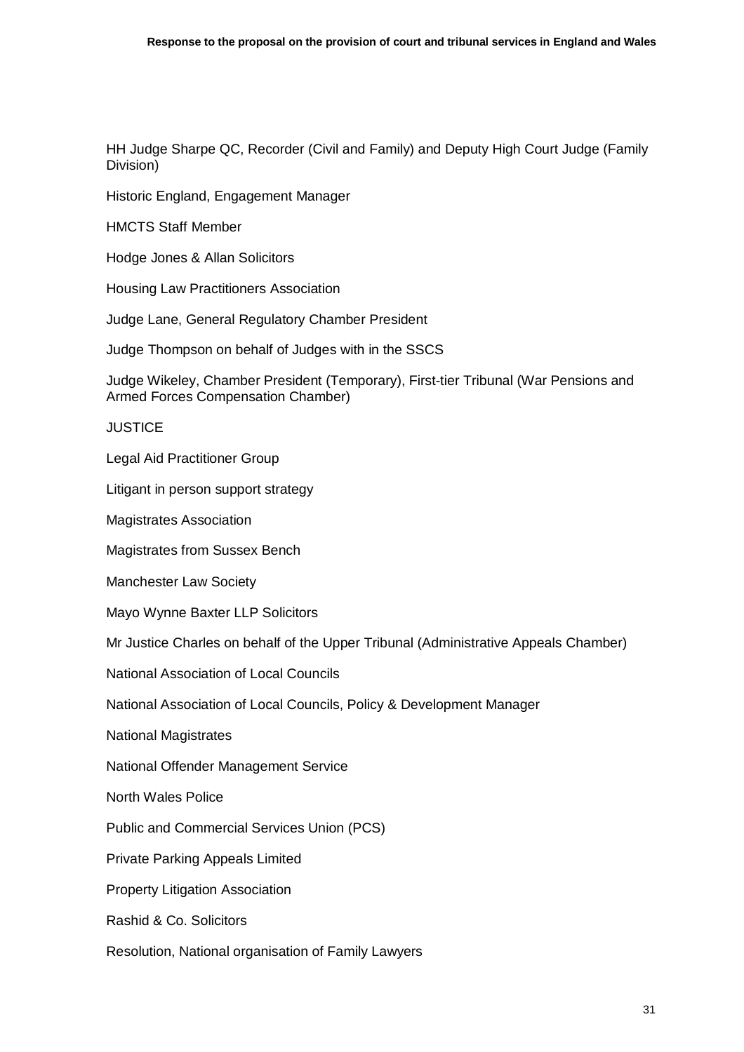HH Judge Sharpe QC, Recorder (Civil and Family) and Deputy High Court Judge (Family Division)

Historic England, Engagement Manager

HMCTS Staff Member

Hodge Jones & Allan Solicitors

Housing Law Practitioners Association

Judge Lane, General Regulatory Chamber President

Judge Thompson on behalf of Judges with in the SSCS

Judge Wikeley, Chamber President (Temporary), First-tier Tribunal (War Pensions and Armed Forces Compensation Chamber)

JUSTICE

Legal Aid Practitioner Group

Litigant in person support strategy

Magistrates Association

Magistrates from Sussex Bench

Manchester Law Society

Mayo Wynne Baxter LLP Solicitors

Mr Justice Charles on behalf of the Upper Tribunal (Administrative Appeals Chamber)

National Association of Local Councils

National Association of Local Councils, Policy & Development Manager

National Magistrates

National Offender Management Service

North Wales Police

Public and Commercial Services Union (PCS)

Private Parking Appeals Limited

Property Litigation Association

Rashid & Co. Solicitors

Resolution, National organisation of Family Lawyers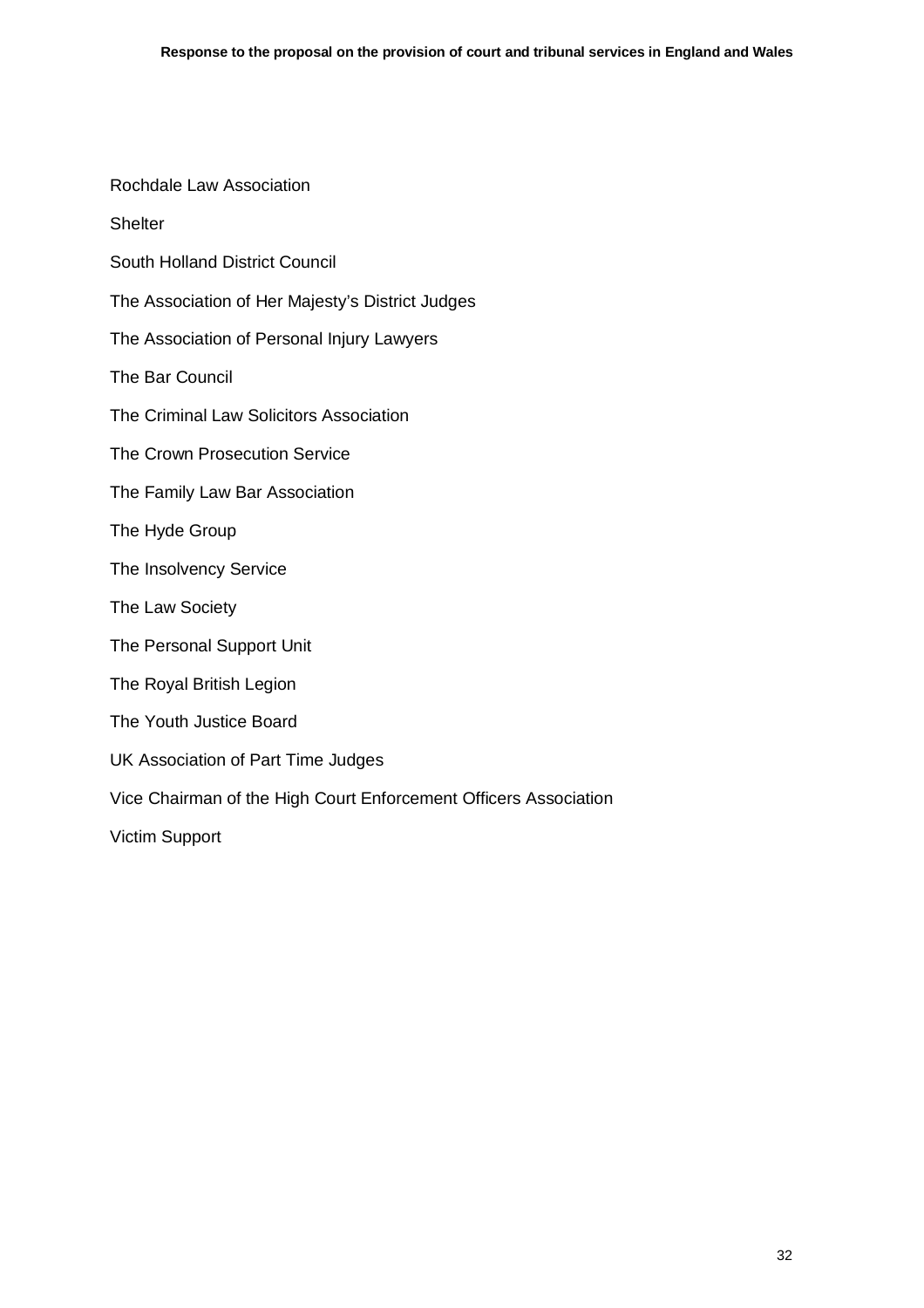Rochdale Law Association

Shelter

South Holland District Council

The Association of Her Majesty's District Judges

The Association of Personal Injury Lawyers

The Bar Council

The Criminal Law Solicitors Association

The Crown Prosecution Service

The Family Law Bar Association

The Hyde Group

The Insolvency Service

The Law Society

The Personal Support Unit

The Royal British Legion

The Youth Justice Board

UK Association of Part Time Judges

Vice Chairman of the High Court Enforcement Officers Association

Victim Support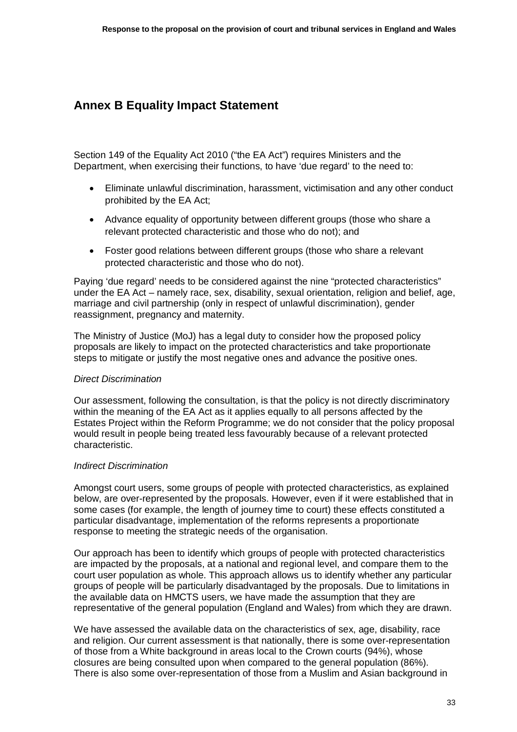## Annex B Equality Impact Statement

Section 149 of the Equality Act 2010 ("the EA Act") requires Ministers and the Department, when exercising their functions, to have 'due regard' to the need to:

- Eliminate unlawful discrimination, harassment, victimisation and any other conduct prohibited by the EA Act;
- Advance equality of opportunity between different groups (those who share a relevant protected characteristic and those who do not); and
- Foster good relations between different groups (those who share a relevant protected characteristic and those who do not).

Paying 'due regard' needs to be considered against the nine "protected characteristics" under the EA Act – namely race, sex, disability, sexual orientation, religion and belief, age, marriage and civil partnership (only in respect of unlawful discrimination), gender reassignment, pregnancy and maternity.

The Ministry of Justice (MoJ) has a legal duty to consider how the proposed policy proposals are likely to impact on the protected characteristics and take proportionate steps to mitigate or justify the most negative ones and advance the positive ones.

*Direct Discrimination*

Our assessment, following the consultation, is that the policy is not directly discriminatory within the meaning of the EA Act as it applies equally to all persons affected by the Estates Project within the Reform Programme; we do not consider that the policy proposal would result in people being treated less favourably because of a relevant protected characteristic.

*Indirect Discrimination*

Amongst court users, some groups of people with protected characteristics, as explained below, are over-represented by the proposals. However, even if it were established that in some cases (for example, the length of journey time to court) these effects constituted a particular disadvantage, implementation of the reforms represents a proportionate response to meeting the strategic needs of the organisation.

Our approach has been to identify which groups of people with protected characteristics are impacted by the proposals, at a national and regional level, and compare them to the court user population as whole. This approach allows us to identify whether any particular groups of people will be particularly disadvantaged by the proposals. Due to limitations in the available data on HMCTS users, we have made the assumption that they are representative of the general population (England and Wales) from which they are drawn.

We have assessed the available data on the characteristics of sex, age, disability, race and religion. Our current assessment is that nationally, there is some over-representation of those from a White background in areas local to the Crown courts (94%), whose closures are being consulted upon when compared to the general population (86%). There is also some over-representation of those from a Muslim and Asian background in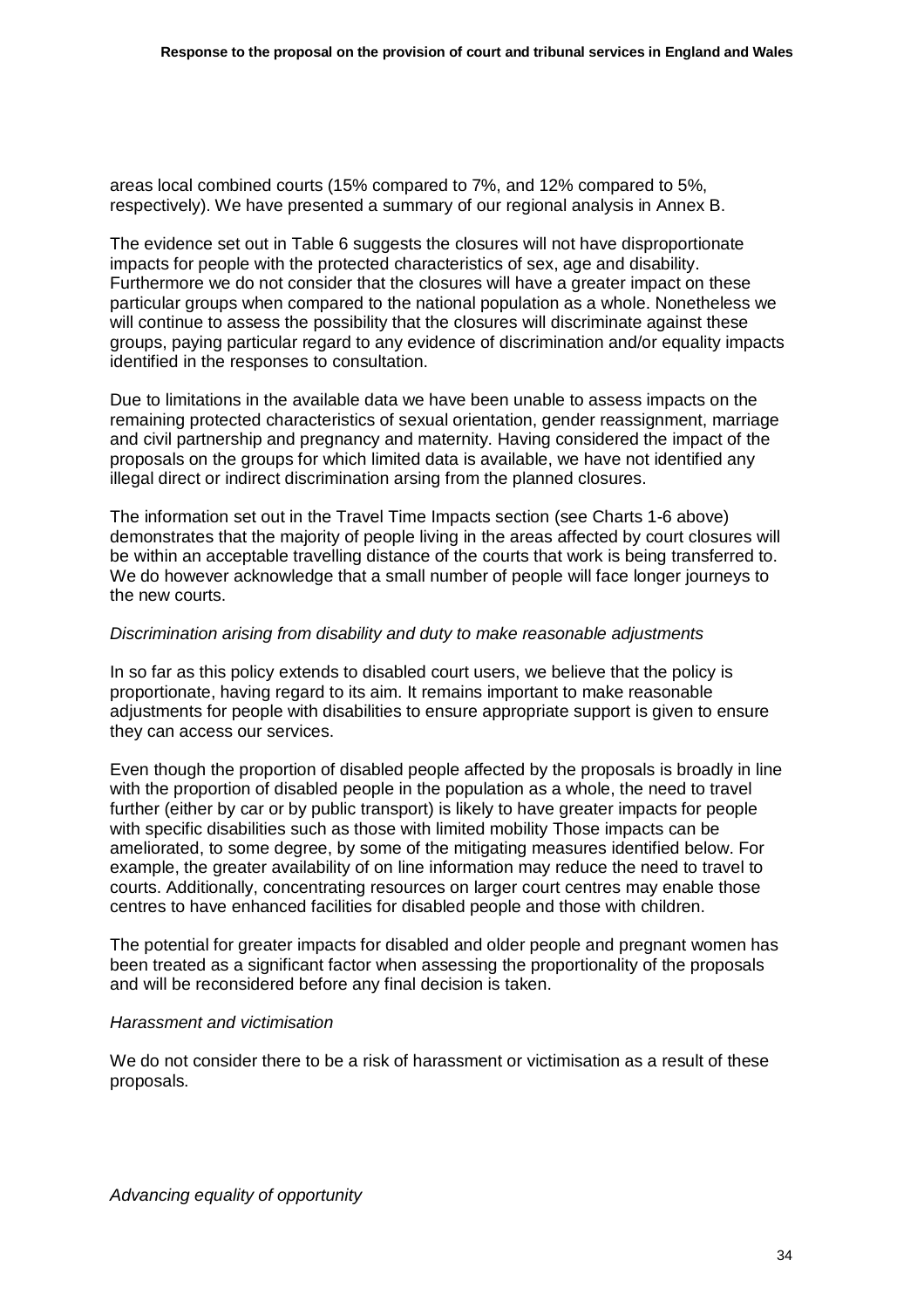areas local combined courts (15% compared to 7%, and 12% compared to 5%, respectively). We have presented a summary of our regional analysis in Annex B.

The evidence set out in Table 6 suggests the closures will not have disproportionate impacts for people with the protected characteristics of sex, age and disability. Furthermore we do not consider that the closures will have a greater impact on these particular groups when compared to the national population as a whole. Nonetheless we will continue to assess the possibility that the closures will discriminate against these groups, paying particular regard to any evidence of discrimination and/or equality impacts identified in the responses to consultation.

Due to limitations in the available data we have been unable to assess impacts on the remaining protected characteristics of sexual orientation, gender reassignment, marriage and civil partnership and pregnancy and maternity. Having considered the impact of the proposals on the groups for which limited data is available, we have not identified any illegal direct or indirect discrimination arsing from the planned closures.

The information set out in the Travel Time Impacts section (see Charts 1-6 above) demonstrates that the majority of people living in the areas affected by court closures will be within an acceptable travelling distance of the courts that work is being transferred to. We do however acknowledge that a small number of people will face longer journeys to the new courts.

*Discrimination arising from disability and duty to make reasonable adjustments*

In so far as this policy extends to disabled court users, we believe that the policy is proportionate, having regard to its aim. It remains important to make reasonable adjustments for people with disabilities to ensure appropriate support is given to ensure they can access our services.

Even though the proportion of disabled people affected by the proposals is broadly in line with the proportion of disabled people in the population as a whole, the need to travel further (either by car or by public transport) is likely to have greater impacts for people with specific disabilities such as those with limited mobility Those impacts can be ameliorated, to some degree, by some of the mitigating measures identified below. For example, the greater availability of on line information may reduce the need to travel to courts. Additionally, concentrating resources on larger court centres may enable those centres to have enhanced facilities for disabled people and those with children.

The potential for greater impacts for disabled and older people and pregnant women has been treated as a significant factor when assessing the proportionality of the proposals and will be reconsidered before any final decision is taken.

*Harassment and victimisation*

We do not consider there to be a risk of harassment or victimisation as a result of these proposals.

*Advancing equality of opportunity*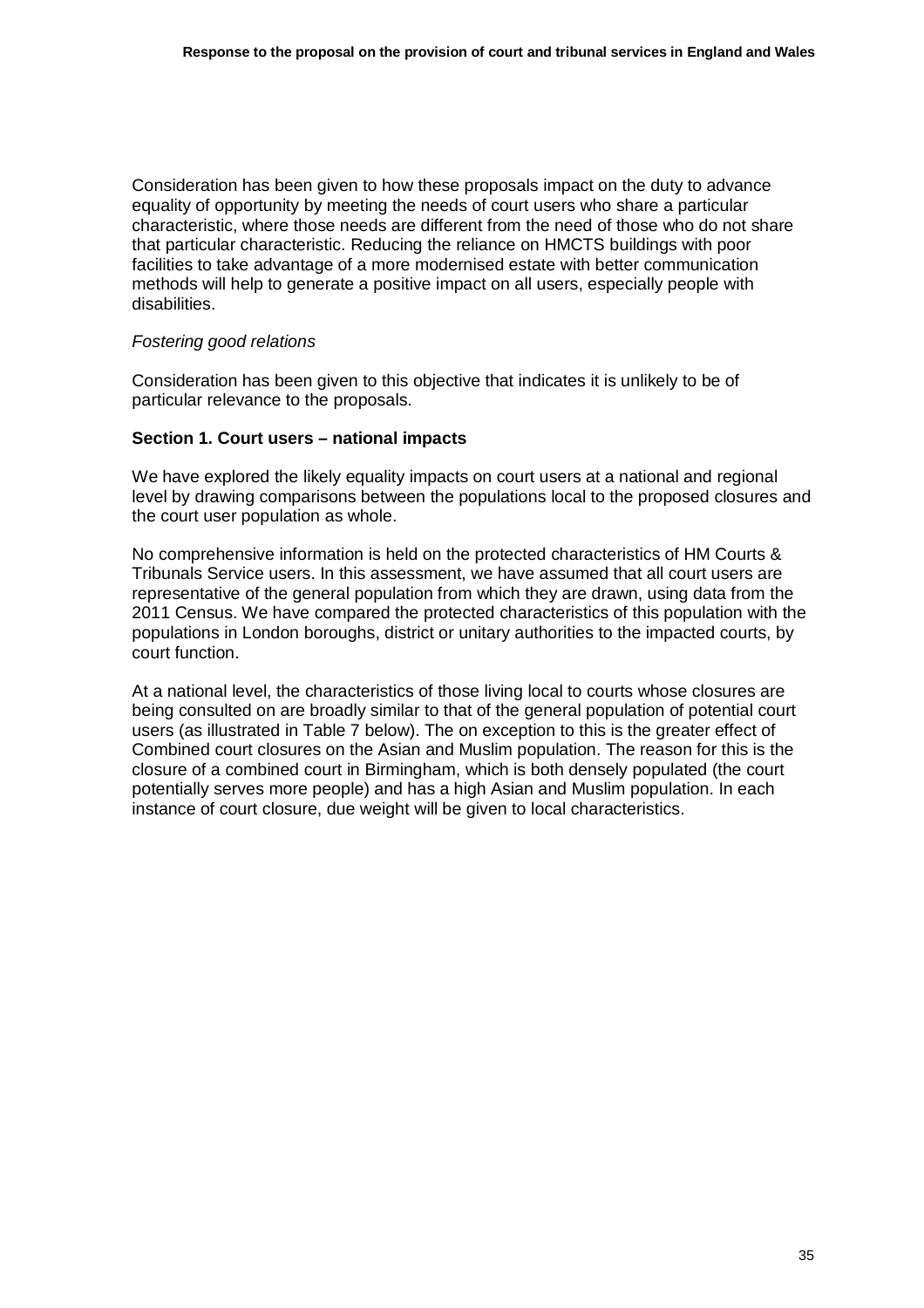Consideration has been given to how these proposals impact on the duty to advance equality of opportunity by meeting the needs of court users who share a particular characteristic, where those needs are different from the need of those who do not share that particular characteristic. Reducing the reliance on HMCTS buildings with poor facilities to take advantage of a more modernised estate with better communication methods will help to generate a positive impact on all users, especially people with disabilities.

*Fostering good relations*

Consideration has been given to this objective that indicates it is unlikely to be of particular relevance to the proposals.

**Section 1. Court users – national impacts**

We have explored the likely equality impacts on court users at a national and regional level by drawing comparisons between the populations local to the proposed closures and the court user population as whole.

No comprehensive information is held on the protected characteristics of HM Courts & Tribunals Service users. In this assessment, we have assumed that all court users are representative of the general population from which they are drawn, using data from the 2011 Census. We have compared the protected characteristics of this population with the populations in London boroughs, district or unitary authorities to the impacted courts, by court function.

At a national level, the characteristics of those living local to courts whose closures are being consulted on are broadly similar to that of the general population of potential court users (as illustrated in Table 7 below). The on exception to this is the greater effect of Combined court closures on the Asian and Muslim population. The reason for this is the closure of a combined court in Birmingham, which is both densely populated (the court potentially serves more people) and has a high Asian and Muslim population. In each instance of court closure, due weight will be given to local characteristics.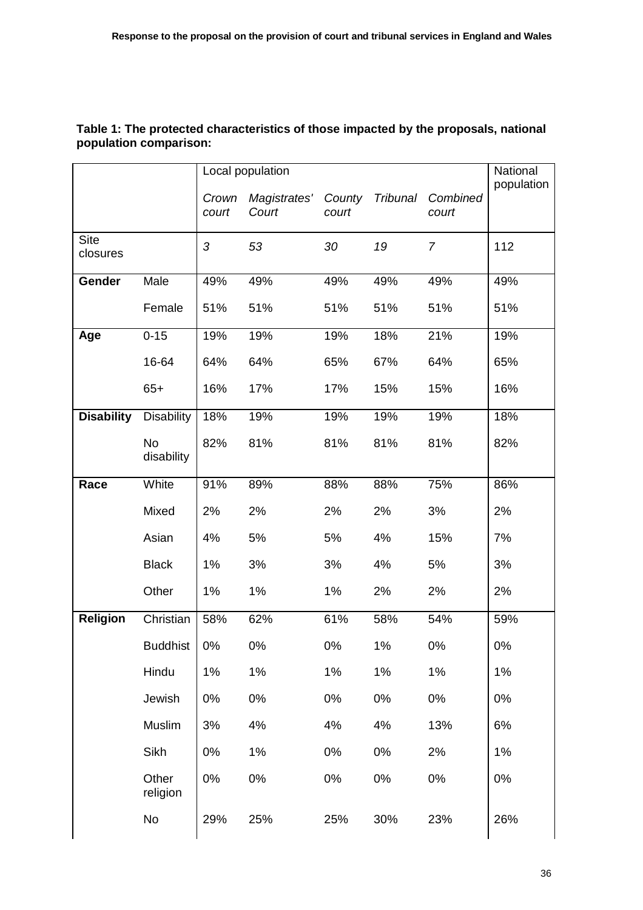**Table 1: The protected characteristics of those impacted by the proposals, national population comparison:**

| | | Local population | | | | | National population |
|---|---|---|---|---|---|---|---|
| | | *Crown court* | *Magistrates' Court* | *County court* | *Tribunal* | *Combined court* | |
| Site closures | | *3* | *53* | *30* | *19* | *7* | 112 |
| **Gender** | Male | 49% | 49% | 49% | 49% | 49% | 49% |
| | Female | 51% | 51% | 51% | 51% | 51% | 51% |
| **Age** | 0-15 | 19% | 19% | 19% | 18% | 21% | 19% |
| | 16-64 | 64% | 64% | 65% | 67% | 64% | 65% |
| | 65+ | 16% | 17% | 17% | 15% | 15% | 16% |
| **Disability** | Disability | 18% | 19% | 19% | 19% | 19% | 18% |
| | No disability | 82% | 81% | 81% | 81% | 81% | 82% |
| **Race** | White | 91% | 89% | 88% | 88% | 75% | 86% |
| | Mixed | 2% | 2% | 2% | 2% | 3% | 2% |
| | Asian | 4% | 5% | 5% | 4% | 15% | 7% |
| | Black | 1% | 3% | 3% | 4% | 5% | 3% |
| | Other | 1% | 1% | 1% | 2% | 2% | 2% |
| **Religion** | Christian | 58% | 62% | 61% | 58% | 54% | 59% |
| | Buddhist | 0% | 0% | 0% | 1% | 0% | 0% |
| | Hindu | 1% | 1% | 1% | 1% | 1% | 1% |
| | Jewish | 0% | 0% | 0% | 0% | 0% | 0% |
| | Muslim | 3% | 4% | 4% | 4% | 13% | 6% |
| | Sikh | 0% | 1% | 0% | 0% | 2% | 1% |
| | Other religion | 0% | 0% | 0% | 0% | 0% | 0% |
| | No | 29% | 25% | 25% | 30% | 23% | 26% |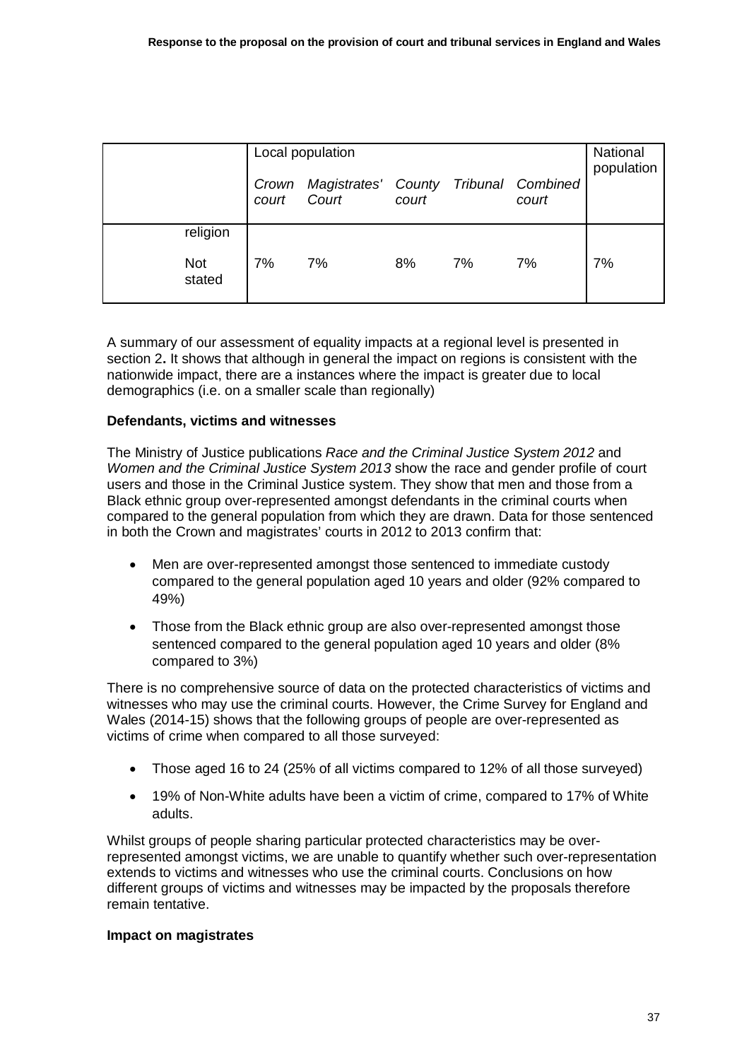| | Local population | | | | | National population |
|---|---|---|---|---|---|---|
| | *Crown court* | *Magistrates' Court* | *County court* | *Tribunal* | *Combined court* | |
| religion | | | | | | |
| Not stated | 7% | 7% | 8% | 7% | 7% | 7% |

A summary of our assessment of equality impacts at a regional level is presented in section 2**.** It shows that although in general the impact on regions is consistent with the nationwide impact, there are a instances where the impact is greater due to local demographics (i.e. on a smaller scale than regionally)

**Defendants, victims and witnesses**

The Ministry of Justice publications *Race and the Criminal Justice System 2012* and *Women and the Criminal Justice System 2013* show the race and gender profile of court users and those in the Criminal Justice system. They show that men and those from a Black ethnic group over-represented amongst defendants in the criminal courts when compared to the general population from which they are drawn. Data for those sentenced in both the Crown and magistrates' courts in 2012 to 2013 confirm that:

- Men are over-represented amongst those sentenced to immediate custody compared to the general population aged 10 years and older (92% compared to 49%)
- Those from the Black ethnic group are also over-represented amongst those sentenced compared to the general population aged 10 years and older (8% compared to 3%)

There is no comprehensive source of data on the protected characteristics of victims and witnesses who may use the criminal courts. However, the Crime Survey for England and Wales (2014-15) shows that the following groups of people are over-represented as victims of crime when compared to all those surveyed:

- Those aged 16 to 24 (25% of all victims compared to 12% of all those surveyed)
- 19% of Non-White adults have been a victim of crime, compared to 17% of White adults.

Whilst groups of people sharing particular protected characteristics may be over-represented amongst victims, we are unable to quantify whether such over-representation extends to victims and witnesses who use the criminal courts. Conclusions on how different groups of victims and witnesses may be impacted by the proposals therefore remain tentative.

**Impact on magistrates**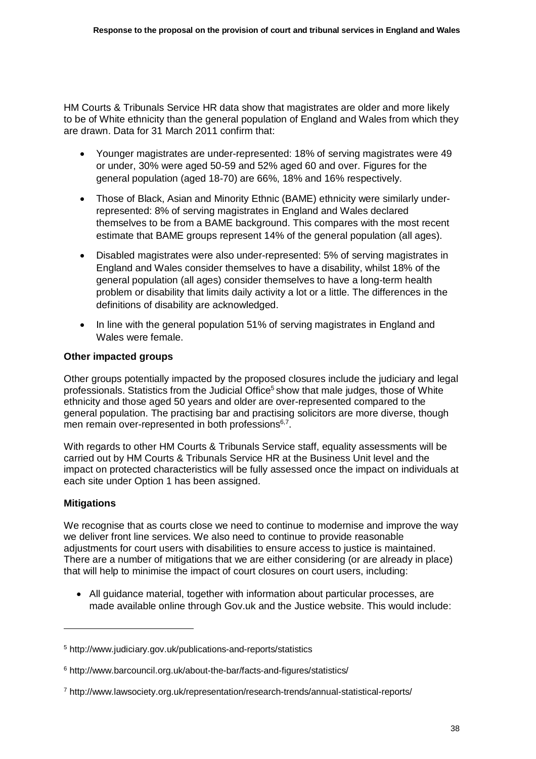HM Courts & Tribunals Service HR data show that magistrates are older and more likely to be of White ethnicity than the general population of England and Wales from which they are drawn. Data for 31 March 2011 confirm that:

- Younger magistrates are under-represented: 18% of serving magistrates were 49 or under, 30% were aged 50-59 and 52% aged 60 and over. Figures for the general population (aged 18-70) are 66%, 18% and 16% respectively.
- Those of Black, Asian and Minority Ethnic (BAME) ethnicity were similarly under-represented: 8% of serving magistrates in England and Wales declared themselves to be from a BAME background. This compares with the most recent estimate that BAME groups represent 14% of the general population (all ages).
- Disabled magistrates were also under-represented: 5% of serving magistrates in England and Wales consider themselves to have a disability, whilst 18% of the general population (all ages) consider themselves to have a long-term health problem or disability that limits daily activity a lot or a little. The differences in the definitions of disability are acknowledged.
- In line with the general population 51% of serving magistrates in England and Wales were female.

**Other impacted groups**

Other groups potentially impacted by the proposed closures include the judiciary and legal professionals. Statistics from the Judicial Office[5] show that male judges, those of White ethnicity and those aged 50 years and older are over-represented compared to the general population. The practising bar and practising solicitors are more diverse, though men remain over-represented in both professions[6,7].

With regards to other HM Courts & Tribunals Service staff, equality assessments will be carried out by HM Courts & Tribunals Service HR at the Business Unit level and the impact on protected characteristics will be fully assessed once the impact on individuals at each site under Option 1 has been assigned.

**Mitigations**

We recognise that as courts close we need to continue to modernise and improve the way we deliver front line services. We also need to continue to provide reasonable adjustments for court users with disabilities to ensure access to justice is maintained. There are a number of mitigations that we are either considering (or are already in place) that will help to minimise the impact of court closures on court users, including:

- All guidance material, together with information about particular processes, are made available online through Gov.uk and the Justice website. This would include:

---

[5] http://www.judiciary.gov.uk/publications-and-reports/statistics

[6] http://www.barcouncil.org.uk/about-the-bar/facts-and-figures/statistics/

[7] http://www.lawsociety.org.uk/representation/research-trends/annual-statistical-reports/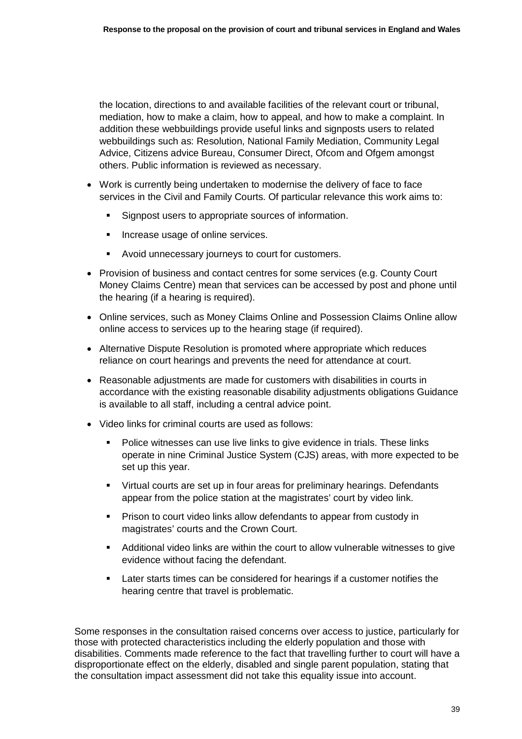the location, directions to and available facilities of the relevant court or tribunal, mediation, how to make a claim, how to appeal, and how to make a complaint. In addition these webbuildings provide useful links and signposts users to related webbuildings such as: Resolution, National Family Mediation, Community Legal Advice, Citizens advice Bureau, Consumer Direct, Ofcom and Ofgem amongst others. Public information is reviewed as necessary.

- Work is currently being undertaken to modernise the delivery of face to face services in the Civil and Family Courts. Of particular relevance this work aims to:
  - Signpost users to appropriate sources of information.
  - Increase usage of online services.
  - Avoid unnecessary journeys to court for customers.
- Provision of business and contact centres for some services (e.g. County Court Money Claims Centre) mean that services can be accessed by post and phone until the hearing (if a hearing is required).
- Online services, such as Money Claims Online and Possession Claims Online allow online access to services up to the hearing stage (if required).
- Alternative Dispute Resolution is promoted where appropriate which reduces reliance on court hearings and prevents the need for attendance at court.
- Reasonable adjustments are made for customers with disabilities in courts in accordance with the existing reasonable disability adjustments obligations Guidance is available to all staff, including a central advice point.
- Video links for criminal courts are used as follows:
  - Police witnesses can use live links to give evidence in trials. These links operate in nine Criminal Justice System (CJS) areas, with more expected to be set up this year.
  - Virtual courts are set up in four areas for preliminary hearings. Defendants appear from the police station at the magistrates' court by video link.
  - Prison to court video links allow defendants to appear from custody in magistrates' courts and the Crown Court.
  - Additional video links are within the court to allow vulnerable witnesses to give evidence without facing the defendant.
  - Later starts times can be considered for hearings if a customer notifies the hearing centre that travel is problematic.

Some responses in the consultation raised concerns over access to justice, particularly for those with protected characteristics including the elderly population and those with disabilities. Comments made reference to the fact that travelling further to court will have a disproportionate effect on the elderly, disabled and single parent population, stating that the consultation impact assessment did not take this equality issue into account.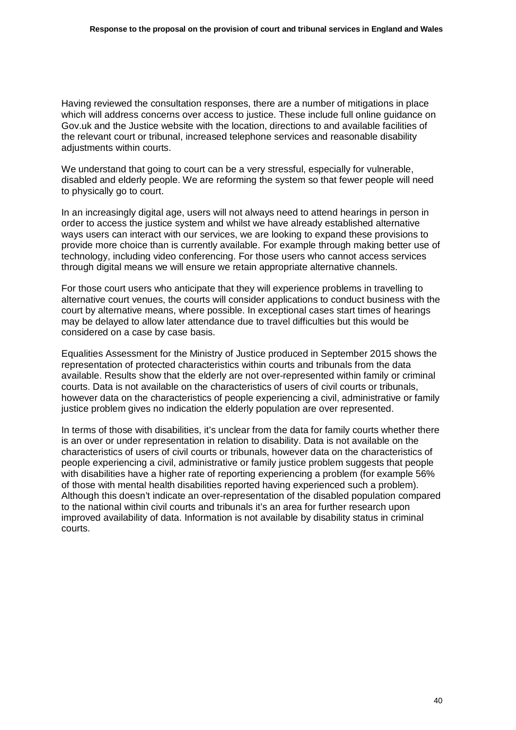Having reviewed the consultation responses, there are a number of mitigations in place which will address concerns over access to justice. These include full online guidance on Gov.uk and the Justice website with the location, directions to and available facilities of the relevant court or tribunal, increased telephone services and reasonable disability adjustments within courts.

We understand that going to court can be a very stressful, especially for vulnerable, disabled and elderly people. We are reforming the system so that fewer people will need to physically go to court.

In an increasingly digital age, users will not always need to attend hearings in person in order to access the justice system and whilst we have already established alternative ways users can interact with our services, we are looking to expand these provisions to provide more choice than is currently available. For example through making better use of technology, including video conferencing. For those users who cannot access services through digital means we will ensure we retain appropriate alternative channels.

For those court users who anticipate that they will experience problems in travelling to alternative court venues, the courts will consider applications to conduct business with the court by alternative means, where possible. In exceptional cases start times of hearings may be delayed to allow later attendance due to travel difficulties but this would be considered on a case by case basis.

Equalities Assessment for the Ministry of Justice produced in September 2015 shows the representation of protected characteristics within courts and tribunals from the data available. Results show that the elderly are not over-represented within family or criminal courts. Data is not available on the characteristics of users of civil courts or tribunals, however data on the characteristics of people experiencing a civil, administrative or family justice problem gives no indication the elderly population are over represented.

In terms of those with disabilities, it's unclear from the data for family courts whether there is an over or under representation in relation to disability. Data is not available on the characteristics of users of civil courts or tribunals, however data on the characteristics of people experiencing a civil, administrative or family justice problem suggests that people with disabilities have a higher rate of reporting experiencing a problem (for example 56% of those with mental health disabilities reported having experienced such a problem). Although this doesn't indicate an over-representation of the disabled population compared to the national within civil courts and tribunals it's an area for further research upon improved availability of data. Information is not available by disability status in criminal courts.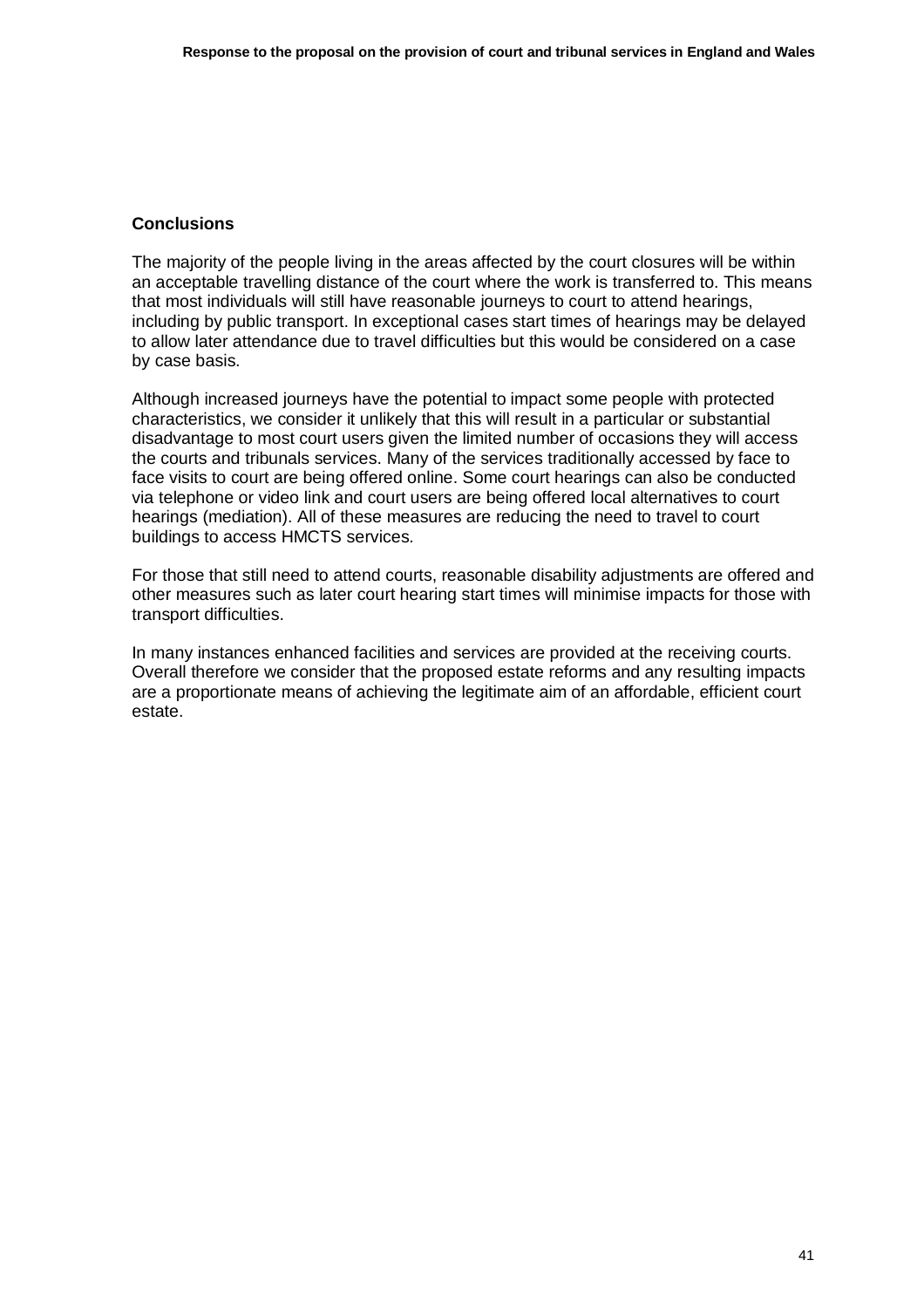**Conclusions**

The majority of the people living in the areas affected by the court closures will be within an acceptable travelling distance of the court where the work is transferred to. This means that most individuals will still have reasonable journeys to court to attend hearings, including by public transport. In exceptional cases start times of hearings may be delayed to allow later attendance due to travel difficulties but this would be considered on a case by case basis.

Although increased journeys have the potential to impact some people with protected characteristics, we consider it unlikely that this will result in a particular or substantial disadvantage to most court users given the limited number of occasions they will access the courts and tribunals services. Many of the services traditionally accessed by face to face visits to court are being offered online. Some court hearings can also be conducted via telephone or video link and court users are being offered local alternatives to court hearings (mediation). All of these measures are reducing the need to travel to court buildings to access HMCTS services.

For those that still need to attend courts, reasonable disability adjustments are offered and other measures such as later court hearing start times will minimise impacts for those with transport difficulties.

In many instances enhanced facilities and services are provided at the receiving courts. Overall therefore we consider that the proposed estate reforms and any resulting impacts are a proportionate means of achieving the legitimate aim of an affordable, efficient court estate.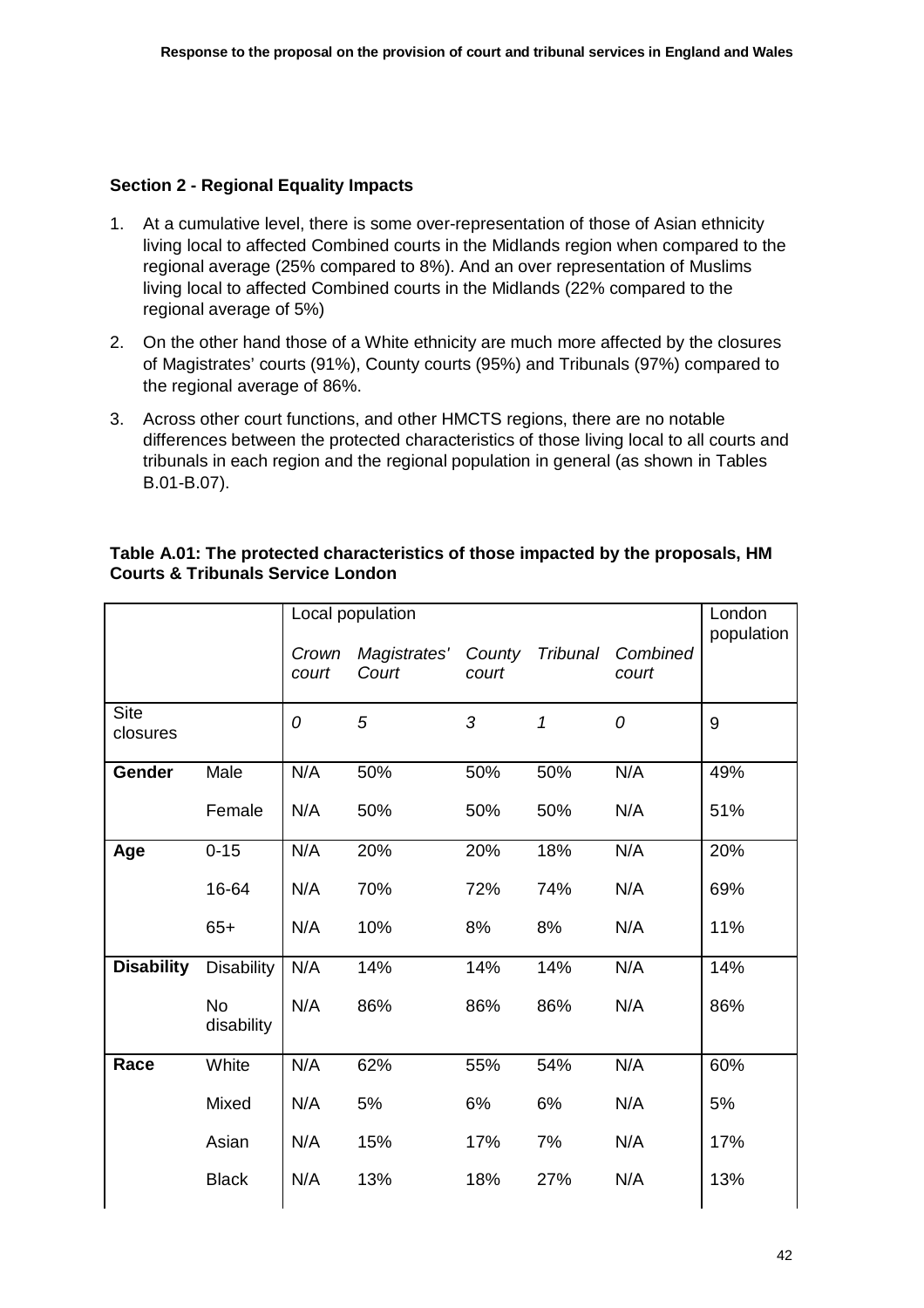**Section 2 - Regional Equality Impacts**

1. At a cumulative level, there is some over-representation of those of Asian ethnicity living local to affected Combined courts in the Midlands region when compared to the regional average (25% compared to 8%). And an over representation of Muslims living local to affected Combined courts in the Midlands (22% compared to the regional average of 5%)
2. On the other hand those of a White ethnicity are much more affected by the closures of Magistrates' courts (91%), County courts (95%) and Tribunals (97%) compared to the regional average of 86%.
3. Across other court functions, and other HMCTS regions, there are no notable differences between the protected characteristics of those living local to all courts and tribunals in each region and the regional population in general (as shown in Tables B.01-B.07).

**Table A.01: The protected characteristics of those impacted by the proposals, HM Courts & Tribunals Service London**

| | | Local population | | | | | London population |
|---|---|---|---|---|---|---|---|
| | | *Crown court* | *Magistrates' Court* | *County court* | *Tribunal* | *Combined court* | |
| Site closures | | *0* | *5* | *3* | *1* | *0* | 9 |
| **Gender** | Male | N/A | 50% | 50% | 50% | N/A | 49% |
| | Female | N/A | 50% | 50% | 50% | N/A | 51% |
| **Age** | 0-15 | N/A | 20% | 20% | 18% | N/A | 20% |
| | 16-64 | N/A | 70% | 72% | 74% | N/A | 69% |
| | 65+ | N/A | 10% | 8% | 8% | N/A | 11% |
| **Disability** | Disability | N/A | 14% | 14% | 14% | N/A | 14% |
| | No disability | N/A | 86% | 86% | 86% | N/A | 86% |
| **Race** | White | N/A | 62% | 55% | 54% | N/A | 60% |
| | Mixed | N/A | 5% | 6% | 6% | N/A | 5% |
| | Asian | N/A | 15% | 17% | 7% | N/A | 17% |
| | Black | N/A | 13% | 18% | 27% | N/A | 13% |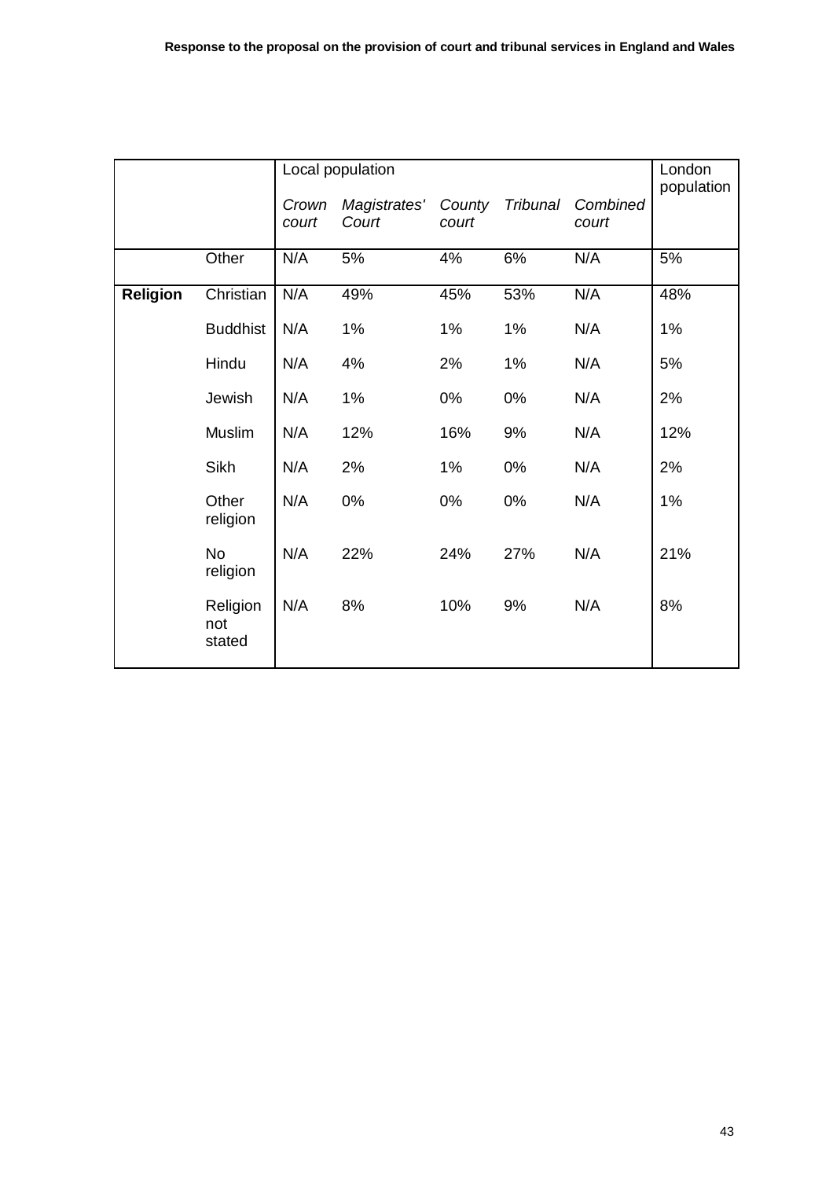| | | Local population | | | | | London population |
|---|---|---|---|---|---|---|---|
| | | *Crown court* | *Magistrates' Court* | *County court* | *Tribunal* | *Combined court* | |
| | Other | N/A | 5% | 4% | 6% | N/A | 5% |
| **Religion** | Christian | N/A | 49% | 45% | 53% | N/A | 48% |
| | Buddhist | N/A | 1% | 1% | 1% | N/A | 1% |
| | Hindu | N/A | 4% | 2% | 1% | N/A | 5% |
| | Jewish | N/A | 1% | 0% | 0% | N/A | 2% |
| | Muslim | N/A | 12% | 16% | 9% | N/A | 12% |
| | Sikh | N/A | 2% | 1% | 0% | N/A | 2% |
| | Other religion | N/A | 0% | 0% | 0% | N/A | 1% |
| | No religion | N/A | 22% | 24% | 27% | N/A | 21% |
| | Religion not stated | N/A | 8% | 10% | 9% | N/A | 8% |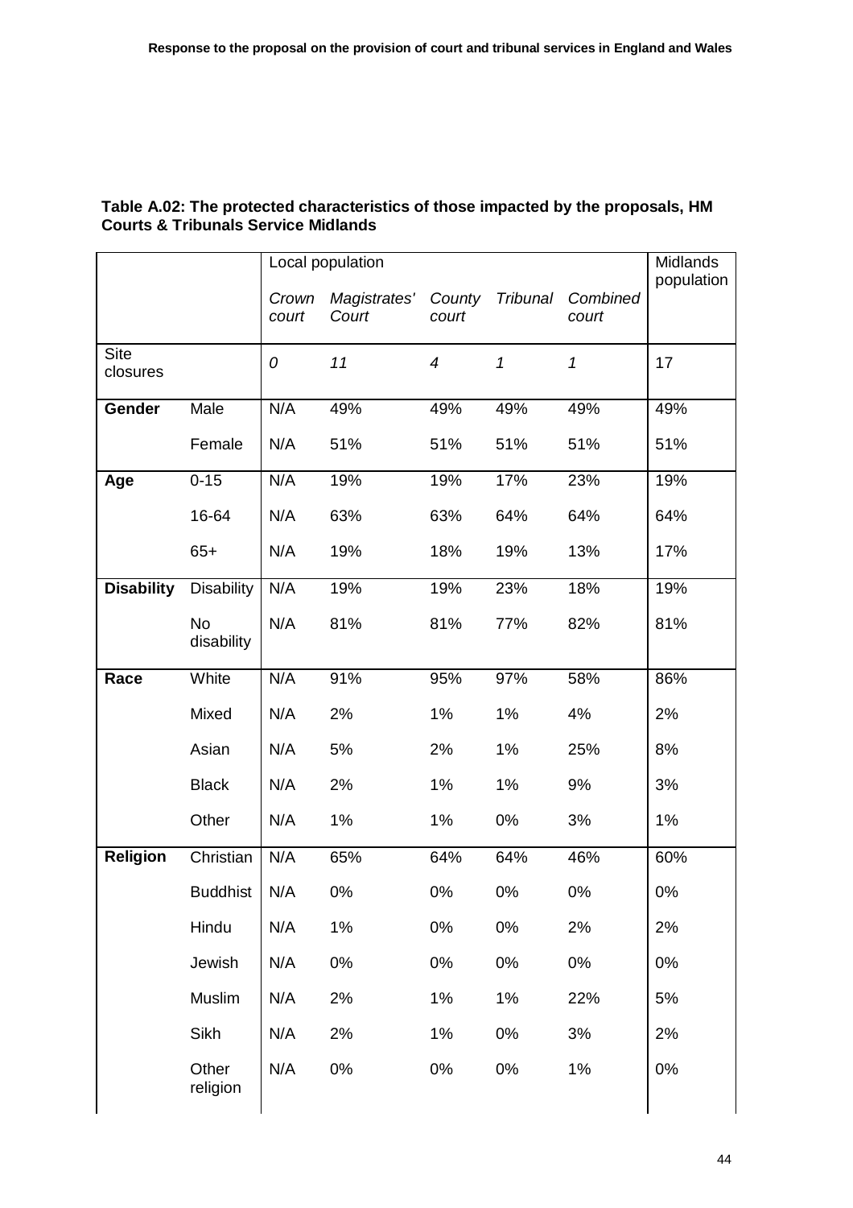**Table A.02: The protected characteristics of those impacted by the proposals, HM Courts & Tribunals Service Midlands**

| | | Local population | | | | | Midlands population |
|---|---|---|---|---|---|---|---|
| | | *Crown court* | *Magistrates' Court* | *County court* | *Tribunal* | *Combined court* | |
| Site closures | | *0* | *11* | *4* | *1* | *1* | 17 |
| **Gender** | Male | N/A | 49% | 49% | 49% | 49% | 49% |
| | Female | N/A | 51% | 51% | 51% | 51% | 51% |
| **Age** | 0-15 | N/A | 19% | 19% | 17% | 23% | 19% |
| | 16-64 | N/A | 63% | 63% | 64% | 64% | 64% |
| | 65+ | N/A | 19% | 18% | 19% | 13% | 17% |
| **Disability** | Disability | N/A | 19% | 19% | 23% | 18% | 19% |
| | No disability | N/A | 81% | 81% | 77% | 82% | 81% |
| **Race** | White | N/A | 91% | 95% | 97% | 58% | 86% |
| | Mixed | N/A | 2% | 1% | 1% | 4% | 2% |
| | Asian | N/A | 5% | 2% | 1% | 25% | 8% |
| | Black | N/A | 2% | 1% | 1% | 9% | 3% |
| | Other | N/A | 1% | 1% | 0% | 3% | 1% |
| **Religion** | Christian | N/A | 65% | 64% | 64% | 46% | 60% |
| | Buddhist | N/A | 0% | 0% | 0% | 0% | 0% |
| | Hindu | N/A | 1% | 0% | 0% | 2% | 2% |
| | Jewish | N/A | 0% | 0% | 0% | 0% | 0% |
| | Muslim | N/A | 2% | 1% | 1% | 22% | 5% |
| | Sikh | N/A | 2% | 1% | 0% | 3% | 2% |
| | Other religion | N/A | 0% | 0% | 0% | 1% | 0% |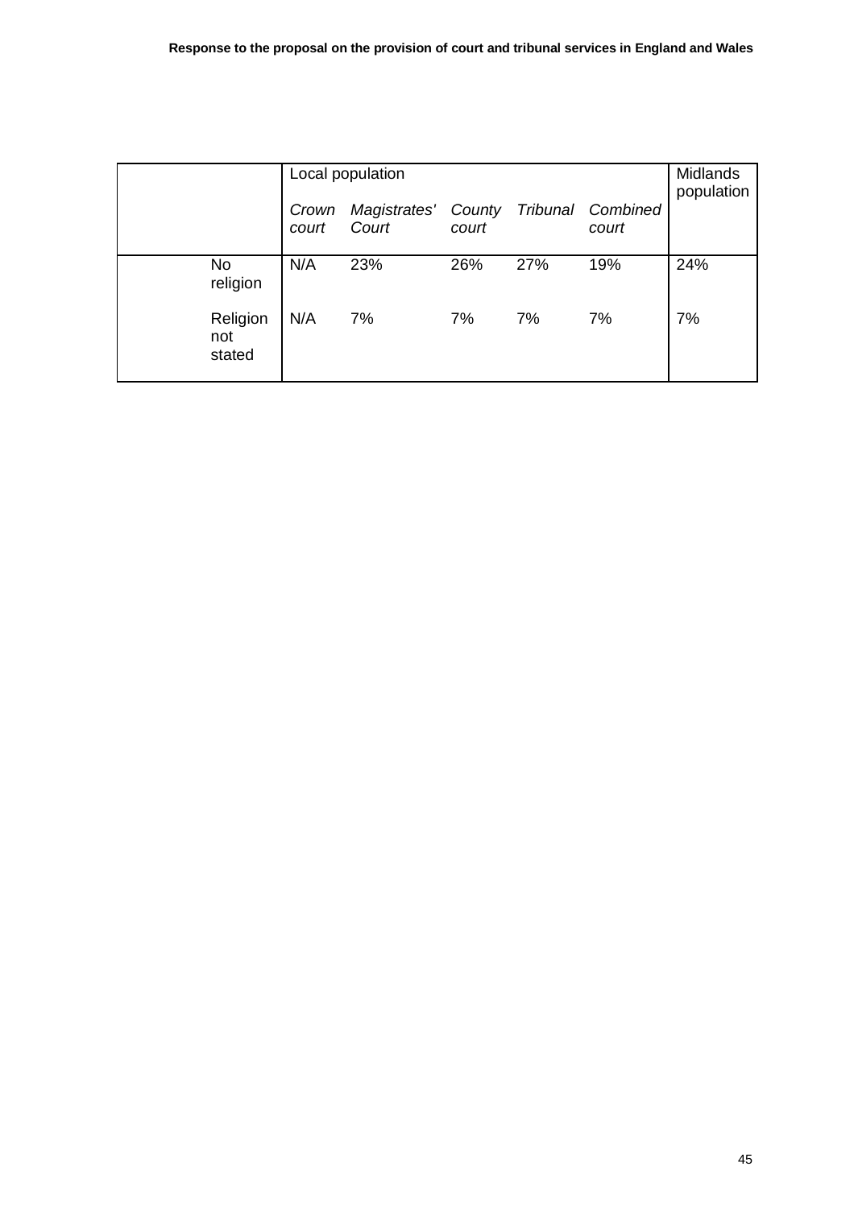| | Local population | | | | | Midlands population |
|---|---|---|---|---|---|---|
| | *Crown court* | *Magistrates' Court* | *County court* | *Tribunal* | *Combined court* | |
| No religion | N/A | 23% | 26% | 27% | 19% | 24% |
| Religion not stated | N/A | 7% | 7% | 7% | 7% | 7% |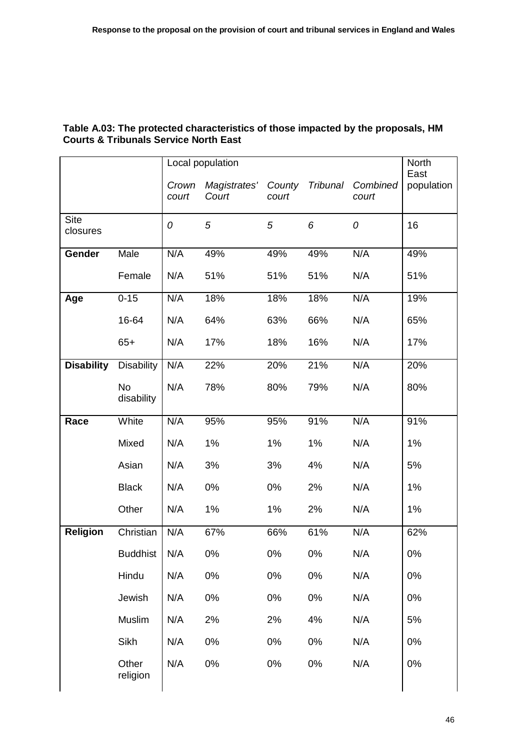**Table A.03: The protected characteristics of those impacted by the proposals, HM Courts & Tribunals Service North East**

| | | Local population | | | | | North East population |
|---|---|---|---|---|---|---|---|
| | | *Crown court* | *Magistrates' Court* | *County court* | *Tribunal* | *Combined court* | |
| Site closures | | *0* | *5* | *5* | *6* | *0* | 16 |
| **Gender** | Male | N/A | 49% | 49% | 49% | N/A | 49% |
| | Female | N/A | 51% | 51% | 51% | N/A | 51% |
| **Age** | 0-15 | N/A | 18% | 18% | 18% | N/A | 19% |
| | 16-64 | N/A | 64% | 63% | 66% | N/A | 65% |
| | 65+ | N/A | 17% | 18% | 16% | N/A | 17% |
| **Disability** | Disability | N/A | 22% | 20% | 21% | N/A | 20% |
| | No disability | N/A | 78% | 80% | 79% | N/A | 80% |
| **Race** | White | N/A | 95% | 95% | 91% | N/A | 91% |
| | Mixed | N/A | 1% | 1% | 1% | N/A | 1% |
| | Asian | N/A | 3% | 3% | 4% | N/A | 5% |
| | Black | N/A | 0% | 0% | 2% | N/A | 1% |
| | Other | N/A | 1% | 1% | 2% | N/A | 1% |
| **Religion** | Christian | N/A | 67% | 66% | 61% | N/A | 62% |
| | Buddhist | N/A | 0% | 0% | 0% | N/A | 0% |
| | Hindu | N/A | 0% | 0% | 0% | N/A | 0% |
| | Jewish | N/A | 0% | 0% | 0% | N/A | 0% |
| | Muslim | N/A | 2% | 2% | 4% | N/A | 5% |
| | Sikh | N/A | 0% | 0% | 0% | N/A | 0% |
| | Other religion | N/A | 0% | 0% | 0% | N/A | 0% |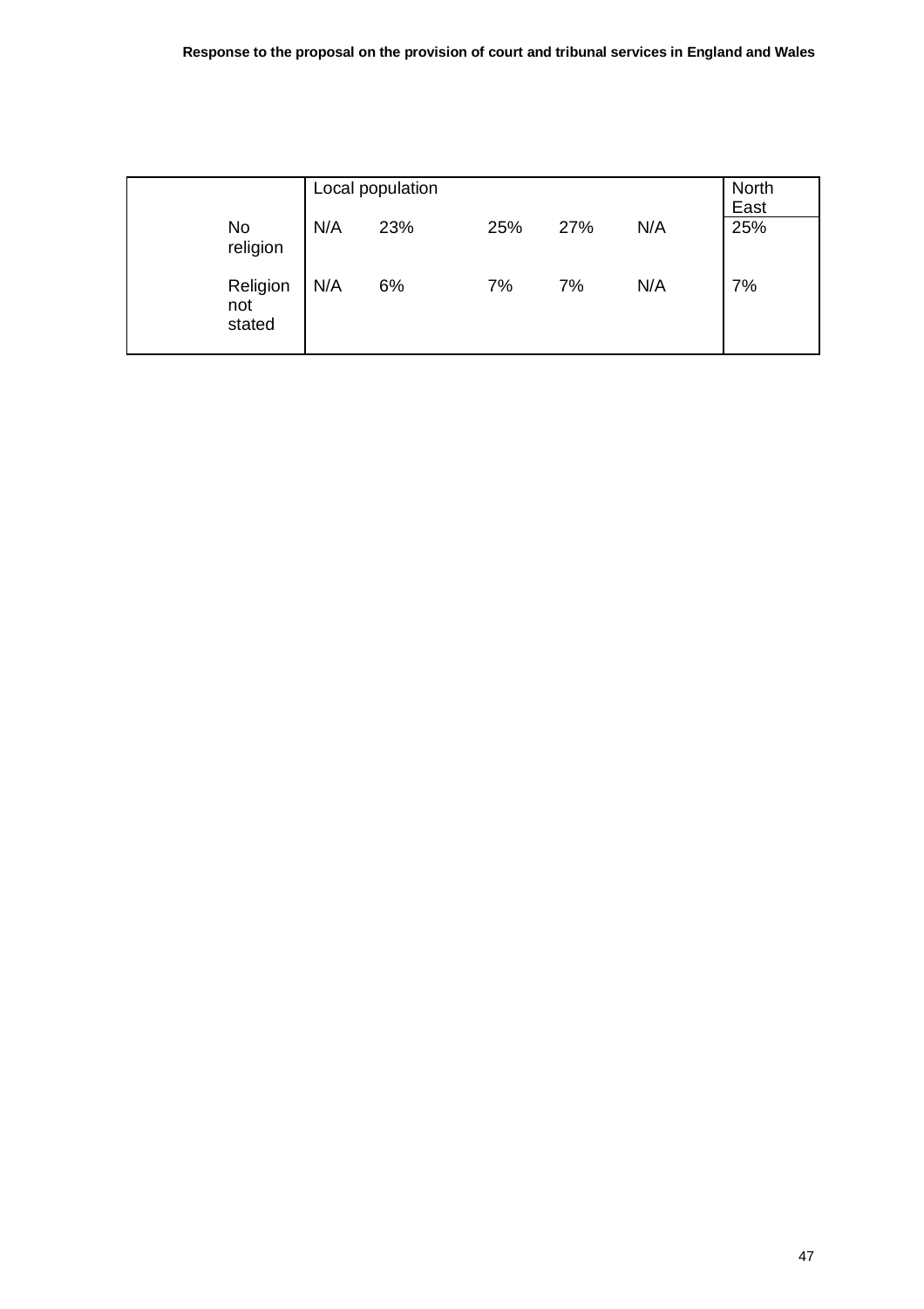|  | Local population |  |  |  |  | North East |
|---|---|---|---|---|---|---|
| No religion | N/A | 23% | 25% | 27% | N/A | 25% |
| Religion not stated | N/A | 6% | 7% | 7% | N/A | 7% |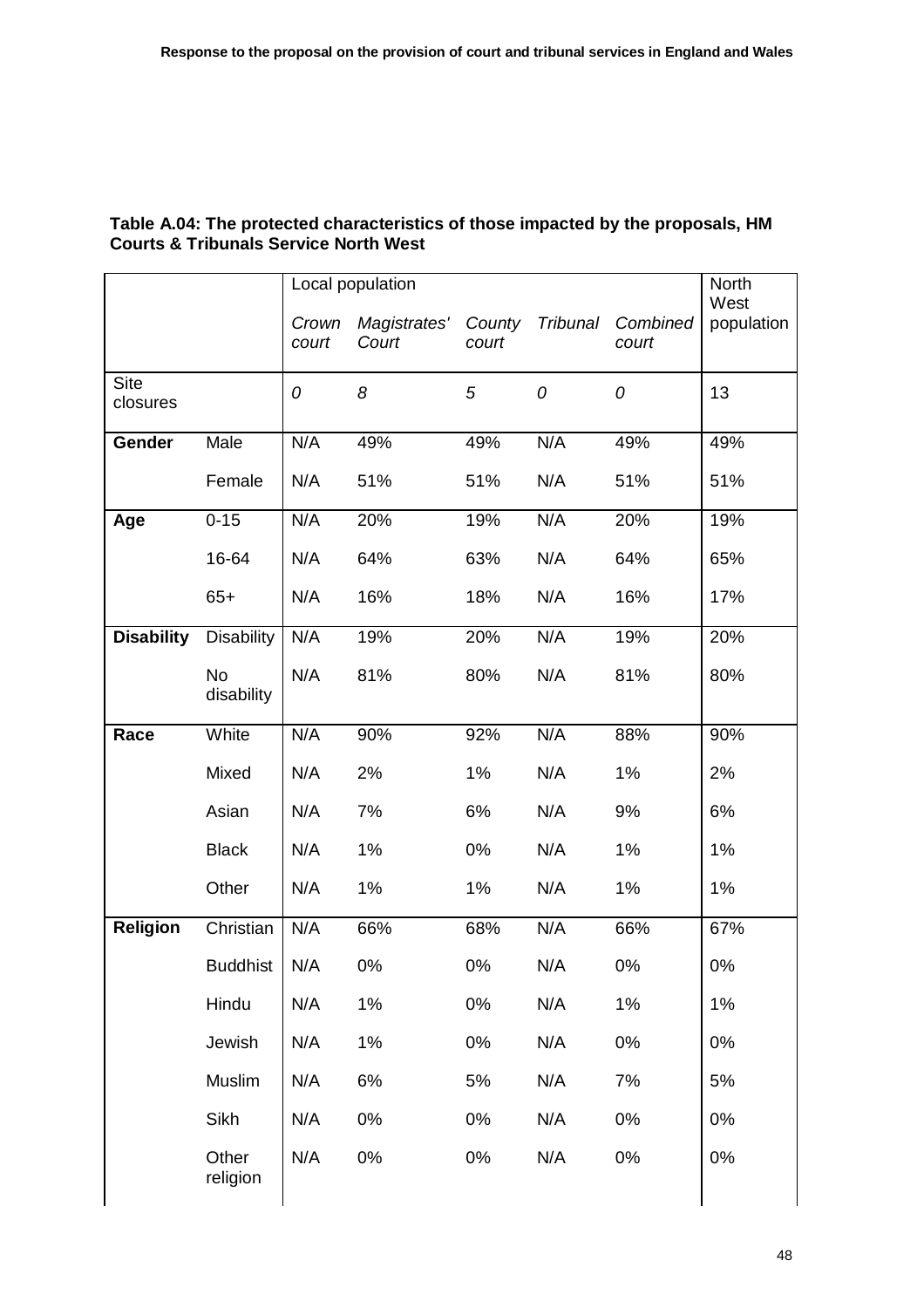**Table A.04: The protected characteristics of those impacted by the proposals, HM Courts & Tribunals Service North West**

| | | Local population | | | | | North West population |
|---|---|---|---|---|---|---|---|
| | | *Crown court* | *Magistrates' Court* | *County court* | *Tribunal* | *Combined court* | |
| Site closures | | *0* | *8* | *5* | *0* | *0* | 13 |
| **Gender** | Male | N/A | 49% | 49% | N/A | 49% | 49% |
| | Female | N/A | 51% | 51% | N/A | 51% | 51% |
| **Age** | 0-15 | N/A | 20% | 19% | N/A | 20% | 19% |
| | 16-64 | N/A | 64% | 63% | N/A | 64% | 65% |
| | 65+ | N/A | 16% | 18% | N/A | 16% | 17% |
| **Disability** | Disability | N/A | 19% | 20% | N/A | 19% | 20% |
| | No disability | N/A | 81% | 80% | N/A | 81% | 80% |
| **Race** | White | N/A | 90% | 92% | N/A | 88% | 90% |
| | Mixed | N/A | 2% | 1% | N/A | 1% | 2% |
| | Asian | N/A | 7% | 6% | N/A | 9% | 6% |
| | Black | N/A | 1% | 0% | N/A | 1% | 1% |
| | Other | N/A | 1% | 1% | N/A | 1% | 1% |
| **Religion** | Christian | N/A | 66% | 68% | N/A | 66% | 67% |
| | Buddhist | N/A | 0% | 0% | N/A | 0% | 0% |
| | Hindu | N/A | 1% | 0% | N/A | 1% | 1% |
| | Jewish | N/A | 1% | 0% | N/A | 0% | 0% |
| | Muslim | N/A | 6% | 5% | N/A | 7% | 5% |
| | Sikh | N/A | 0% | 0% | N/A | 0% | 0% |
| | Other religion | N/A | 0% | 0% | N/A | 0% | 0% |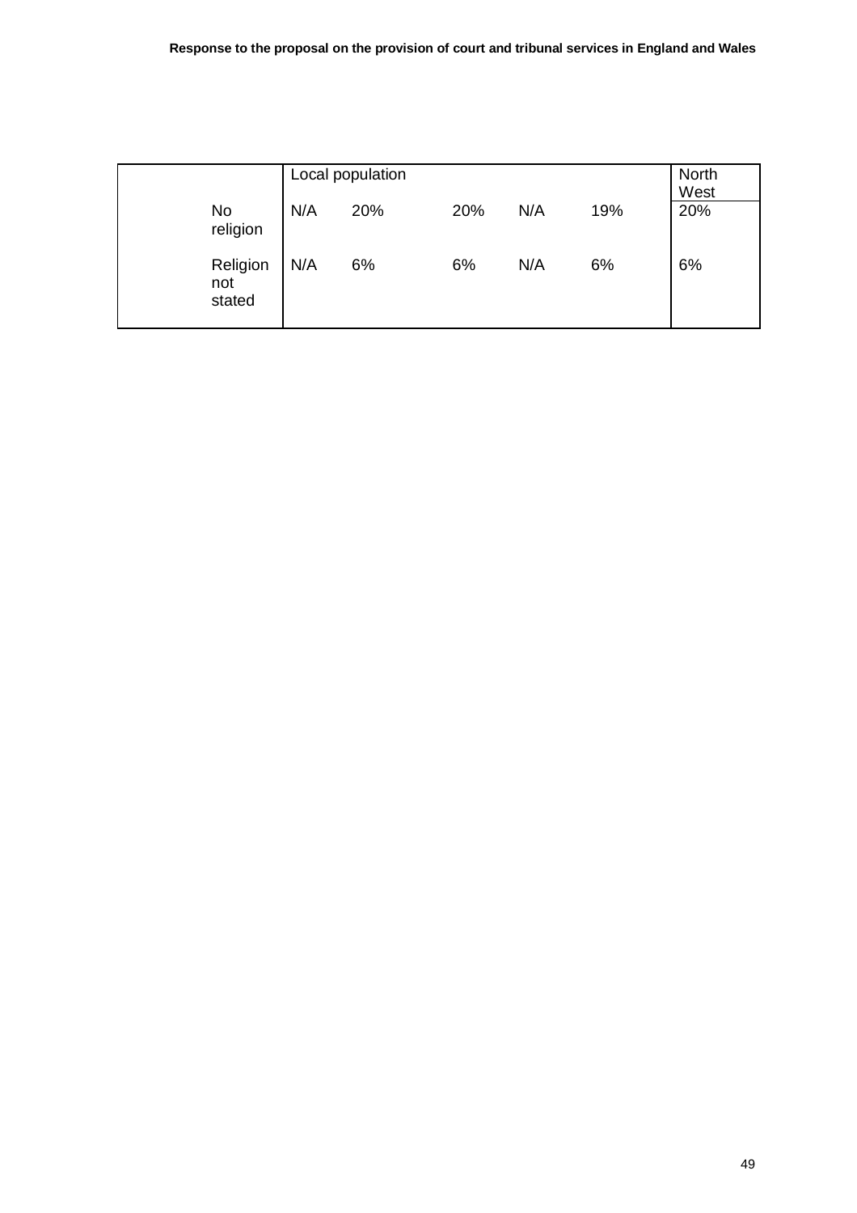| | Local population | | | | | North West |
|---|---|---|---|---|---|---|
| No religion | N/A | 20% | 20% | N/A | 19% | 20% |
| Religion not stated | N/A | 6% | 6% | N/A | 6% | 6% |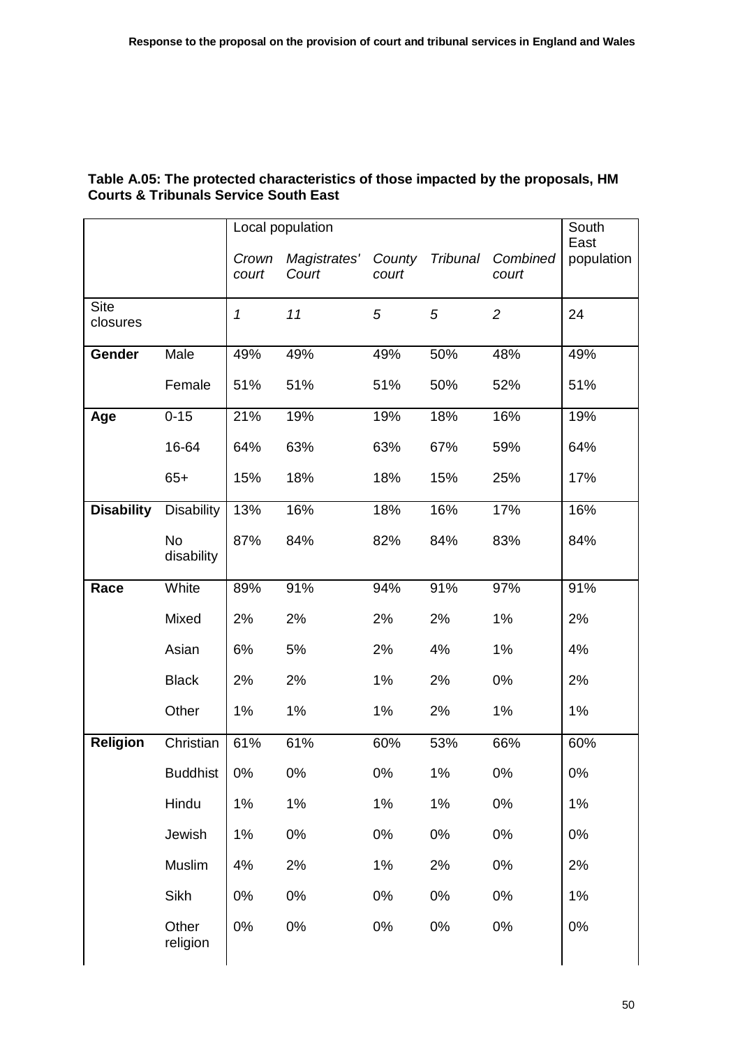**Table A.05: The protected characteristics of those impacted by the proposals, HM Courts & Tribunals Service South East**

| | | Local population | | | | | South East population |
|---|---|---|---|---|---|---|---|
| | | *Crown court* | *Magistrates' Court* | *County court* | *Tribunal* | *Combined court* | |
| Site closures | | *1* | *11* | *5* | *5* | *2* | 24 |
| **Gender** | Male | 49% | 49% | 49% | 50% | 48% | 49% |
| | Female | 51% | 51% | 51% | 50% | 52% | 51% |
| **Age** | 0-15 | 21% | 19% | 19% | 18% | 16% | 19% |
| | 16-64 | 64% | 63% | 63% | 67% | 59% | 64% |
| | 65+ | 15% | 18% | 18% | 15% | 25% | 17% |
| **Disability** | Disability | 13% | 16% | 18% | 16% | 17% | 16% |
| | No disability | 87% | 84% | 82% | 84% | 83% | 84% |
| **Race** | White | 89% | 91% | 94% | 91% | 97% | 91% |
| | Mixed | 2% | 2% | 2% | 2% | 1% | 2% |
| | Asian | 6% | 5% | 2% | 4% | 1% | 4% |
| | Black | 2% | 2% | 1% | 2% | 0% | 2% |
| | Other | 1% | 1% | 1% | 2% | 1% | 1% |
| **Religion** | Christian | 61% | 61% | 60% | 53% | 66% | 60% |
| | Buddhist | 0% | 0% | 0% | 1% | 0% | 0% |
| | Hindu | 1% | 1% | 1% | 1% | 0% | 1% |
| | Jewish | 1% | 0% | 0% | 0% | 0% | 0% |
| | Muslim | 4% | 2% | 1% | 2% | 0% | 2% |
| | Sikh | 0% | 0% | 0% | 0% | 0% | 1% |
| | Other religion | 0% | 0% | 0% | 0% | 0% | 0% |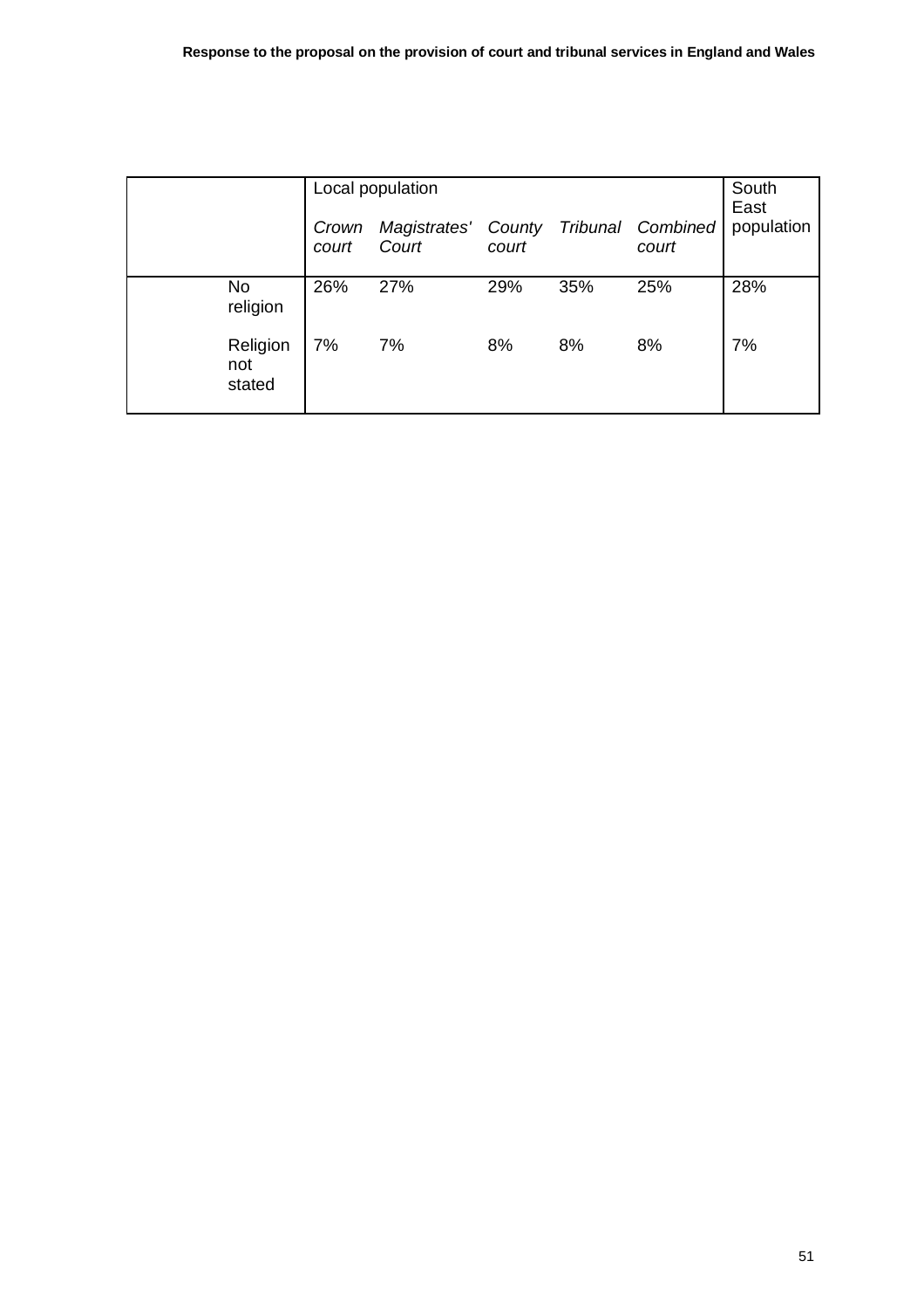| | Local population | | | | | South East population |
|---|---|---|---|---|---|---|
| | *Crown court* | *Magistrates' Court* | *County court* | *Tribunal* | *Combined court* | |
| No religion | 26% | 27% | 29% | 35% | 25% | 28% |
| Religion not stated | 7% | 7% | 8% | 8% | 8% | 7% |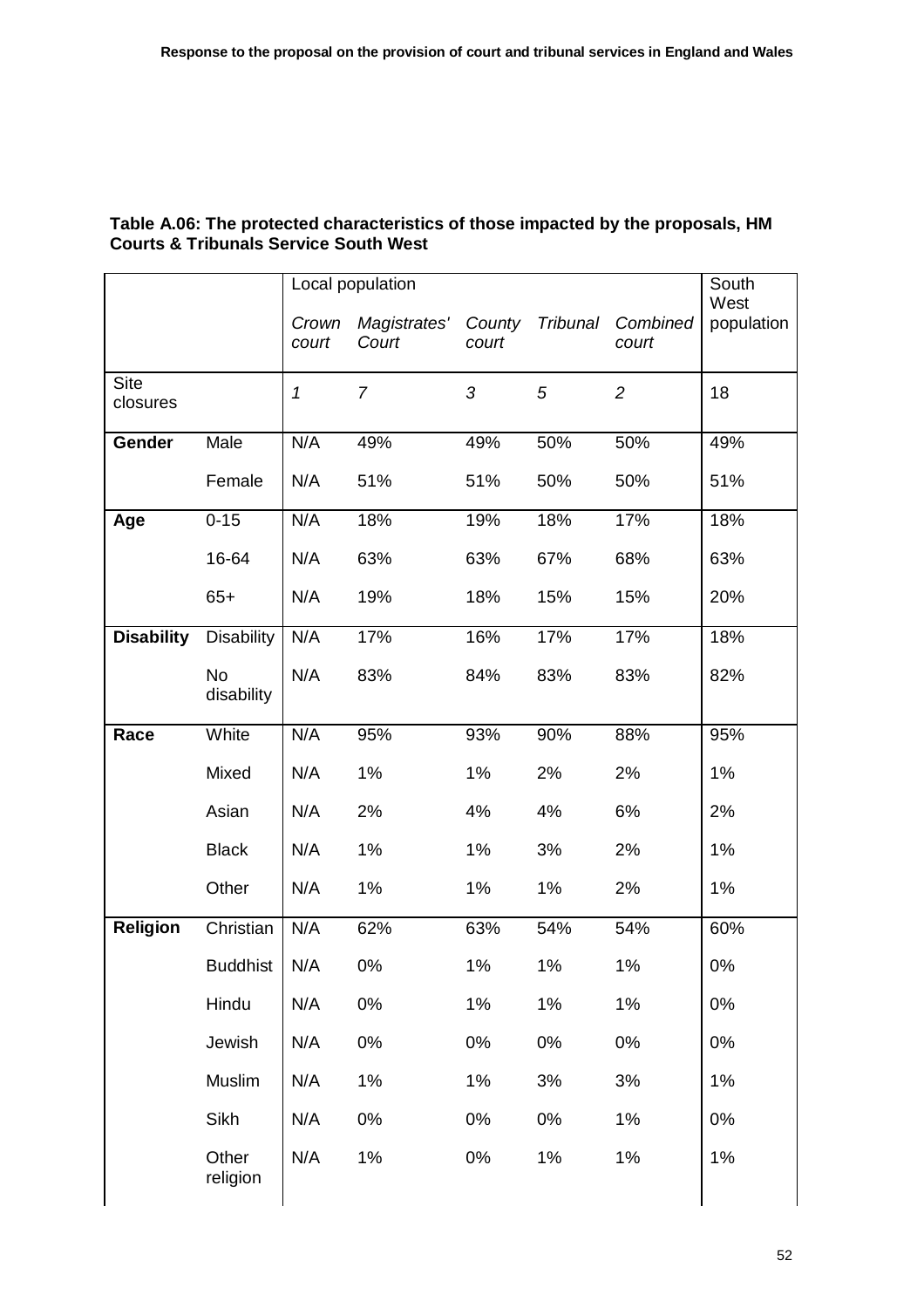**Table A.06: The protected characteristics of those impacted by the proposals, HM Courts & Tribunals Service South West**

| | | Local population | | | | | South West population |
|---|---|---|---|---|---|---|---|
| | | *Crown court* | *Magistrates' Court* | *County court* | *Tribunal* | *Combined court* | |
| Site closures | | *1* | *7* | *3* | *5* | *2* | 18 |
| **Gender** | Male | N/A | 49% | 49% | 50% | 50% | 49% |
| | Female | N/A | 51% | 51% | 50% | 50% | 51% |
| **Age** | 0-15 | N/A | 18% | 19% | 18% | 17% | 18% |
| | 16-64 | N/A | 63% | 63% | 67% | 68% | 63% |
| | 65+ | N/A | 19% | 18% | 15% | 15% | 20% |
| **Disability** | Disability | N/A | 17% | 16% | 17% | 17% | 18% |
| | No disability | N/A | 83% | 84% | 83% | 83% | 82% |
| **Race** | White | N/A | 95% | 93% | 90% | 88% | 95% |
| | Mixed | N/A | 1% | 1% | 2% | 2% | 1% |
| | Asian | N/A | 2% | 4% | 4% | 6% | 2% |
| | Black | N/A | 1% | 1% | 3% | 2% | 1% |
| | Other | N/A | 1% | 1% | 1% | 2% | 1% |
| **Religion** | Christian | N/A | 62% | 63% | 54% | 54% | 60% |
| | Buddhist | N/A | 0% | 1% | 1% | 1% | 0% |
| | Hindu | N/A | 0% | 1% | 1% | 1% | 0% |
| | Jewish | N/A | 0% | 0% | 0% | 0% | 0% |
| | Muslim | N/A | 1% | 1% | 3% | 3% | 1% |
| | Sikh | N/A | 0% | 0% | 0% | 1% | 0% |
| | Other religion | N/A | 1% | 0% | 1% | 1% | 1% |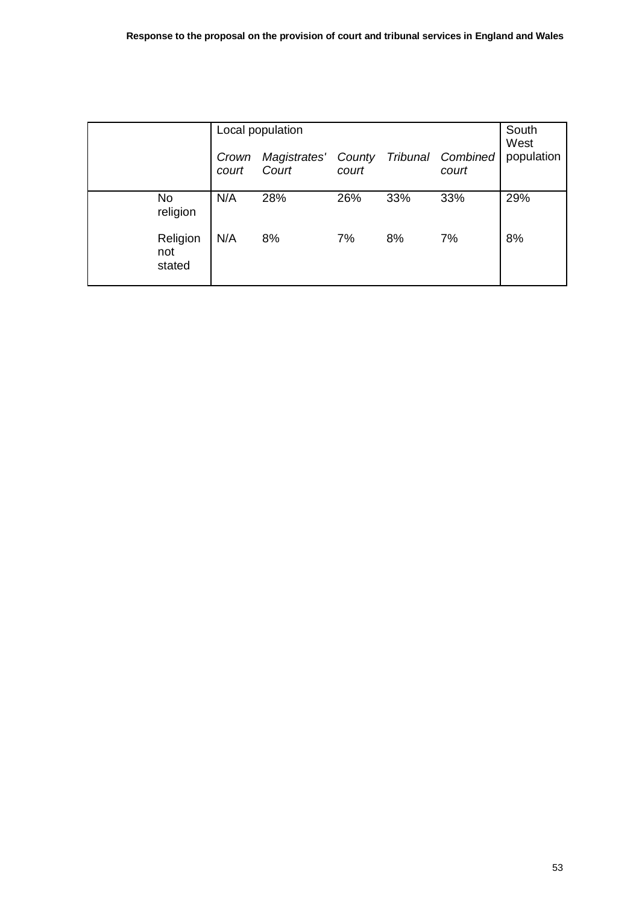| | Local population | | | | | South West population |
|---|---|---|---|---|---|---|
| | *Crown court* | *Magistrates' Court* | *County court* | *Tribunal* | *Combined court* | |
| No religion | N/A | 28% | 26% | 33% | 33% | 29% |
| Religion not stated | N/A | 8% | 7% | 8% | 7% | 8% |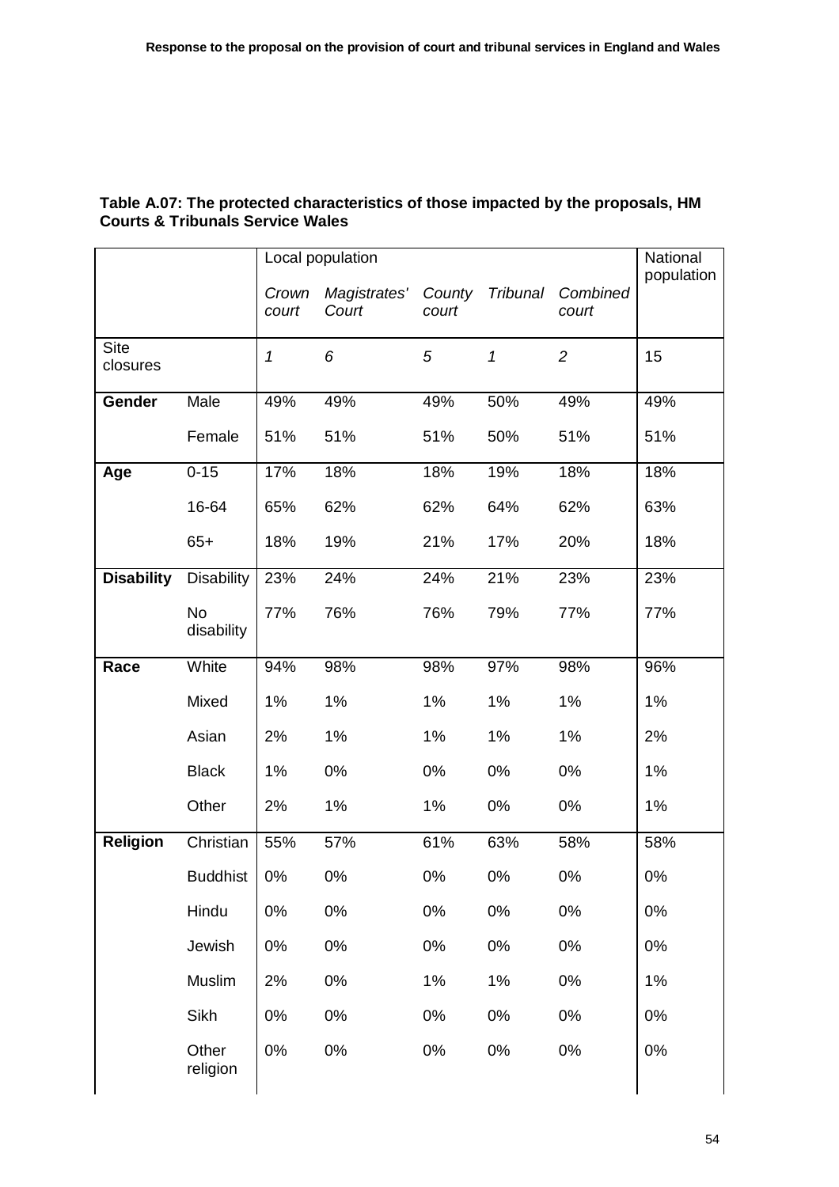**Table A.07: The protected characteristics of those impacted by the proposals, HM Courts & Tribunals Service Wales**

| | | Local population | | | | | National population |
|---|---|---|---|---|---|---|---|
| | | *Crown court* | *Magistrates' Court* | *County court* | *Tribunal* | *Combined court* | |
| Site closures | | *1* | *6* | *5* | *1* | *2* | 15 |
| **Gender** | Male | 49% | 49% | 49% | 50% | 49% | 49% |
| | Female | 51% | 51% | 51% | 50% | 51% | 51% |
| **Age** | 0-15 | 17% | 18% | 18% | 19% | 18% | 18% |
| | 16-64 | 65% | 62% | 62% | 64% | 62% | 63% |
| | 65+ | 18% | 19% | 21% | 17% | 20% | 18% |
| **Disability** | Disability | 23% | 24% | 24% | 21% | 23% | 23% |
| | No disability | 77% | 76% | 76% | 79% | 77% | 77% |
| **Race** | White | 94% | 98% | 98% | 97% | 98% | 96% |
| | Mixed | 1% | 1% | 1% | 1% | 1% | 1% |
| | Asian | 2% | 1% | 1% | 1% | 1% | 2% |
| | Black | 1% | 0% | 0% | 0% | 0% | 1% |
| | Other | 2% | 1% | 1% | 0% | 0% | 1% |
| **Religion** | Christian | 55% | 57% | 61% | 63% | 58% | 58% |
| | Buddhist | 0% | 0% | 0% | 0% | 0% | 0% |
| | Hindu | 0% | 0% | 0% | 0% | 0% | 0% |
| | Jewish | 0% | 0% | 0% | 0% | 0% | 0% |
| | Muslim | 2% | 0% | 1% | 1% | 0% | 1% |
| | Sikh | 0% | 0% | 0% | 0% | 0% | 0% |
| | Other religion | 0% | 0% | 0% | 0% | 0% | 0% |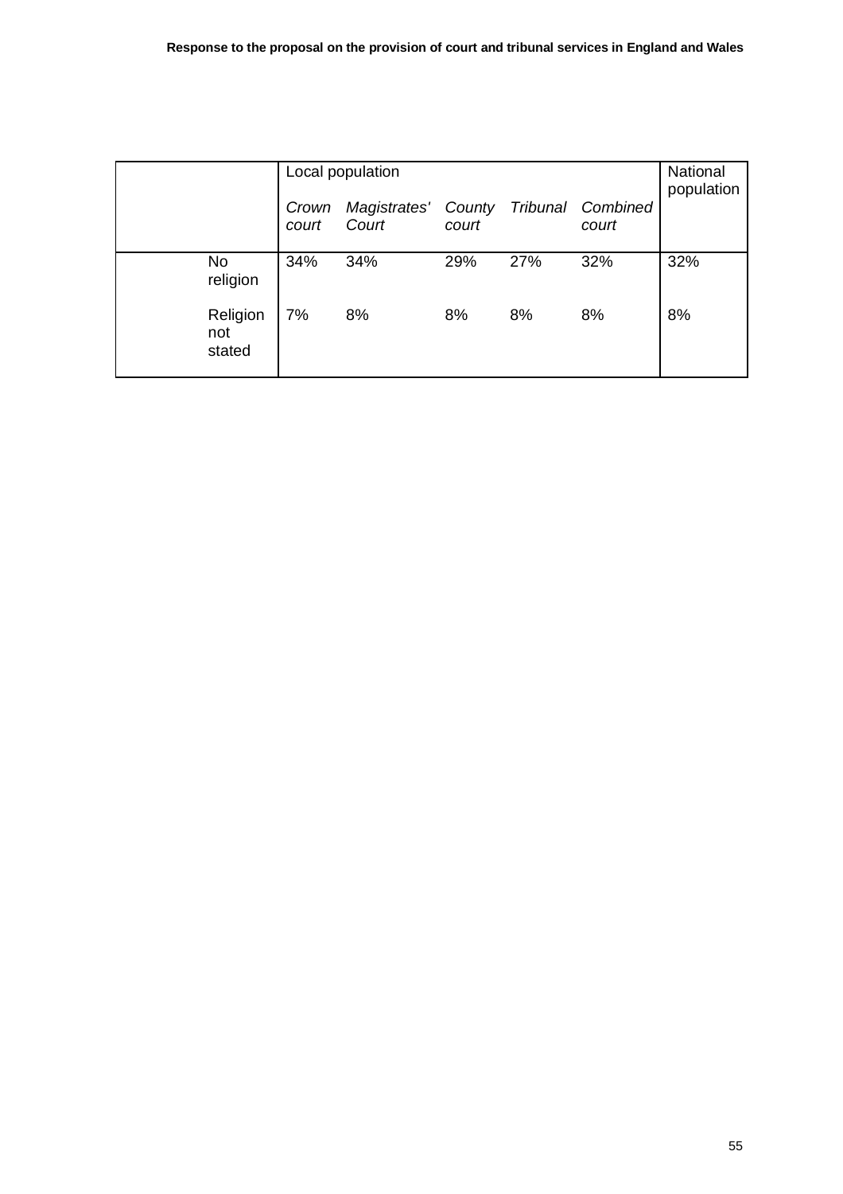| | Local population | | | | | National population |
|---|---|---|---|---|---|---|
| | *Crown court* | *Magistrates' Court* | *County court* | *Tribunal* | *Combined court* | |
| No religion | 34% | 34% | 29% | 27% | 32% | 32% |
| Religion not stated | 7% | 8% | 8% | 8% | 8% | 8% |